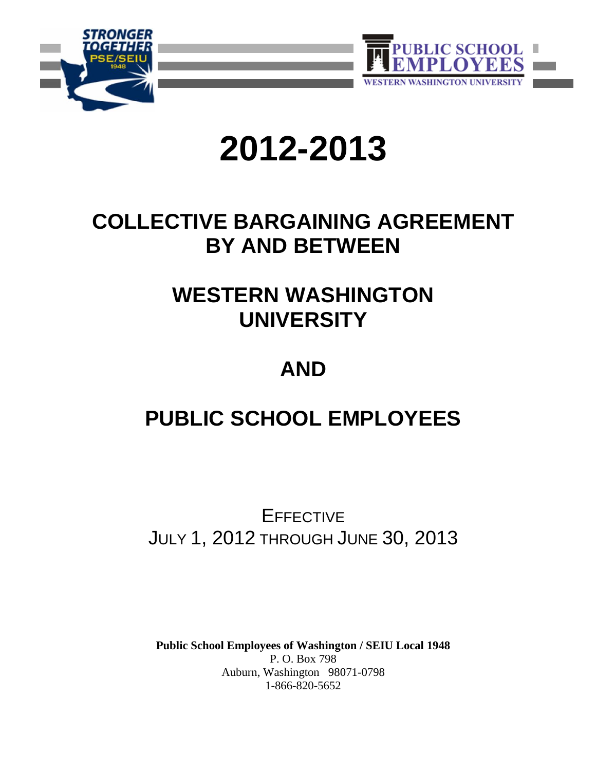# 2012-2013

# COLLECTIVE BARGAINING AGREEMENT BY AND BETWEEN

# WESTERN WASHINGTON UNIVERSITY

# AND

# PUBLIC SCHOOL EMPLOYEES

EFFECTIVE
JULY 1, 2012 THROUGH JUNE 30, 2013

**Public School Employees of Washington / SEIU Local 1948**
P. O. Box 798
Auburn, Washington 98071-0798
1-866-820-5652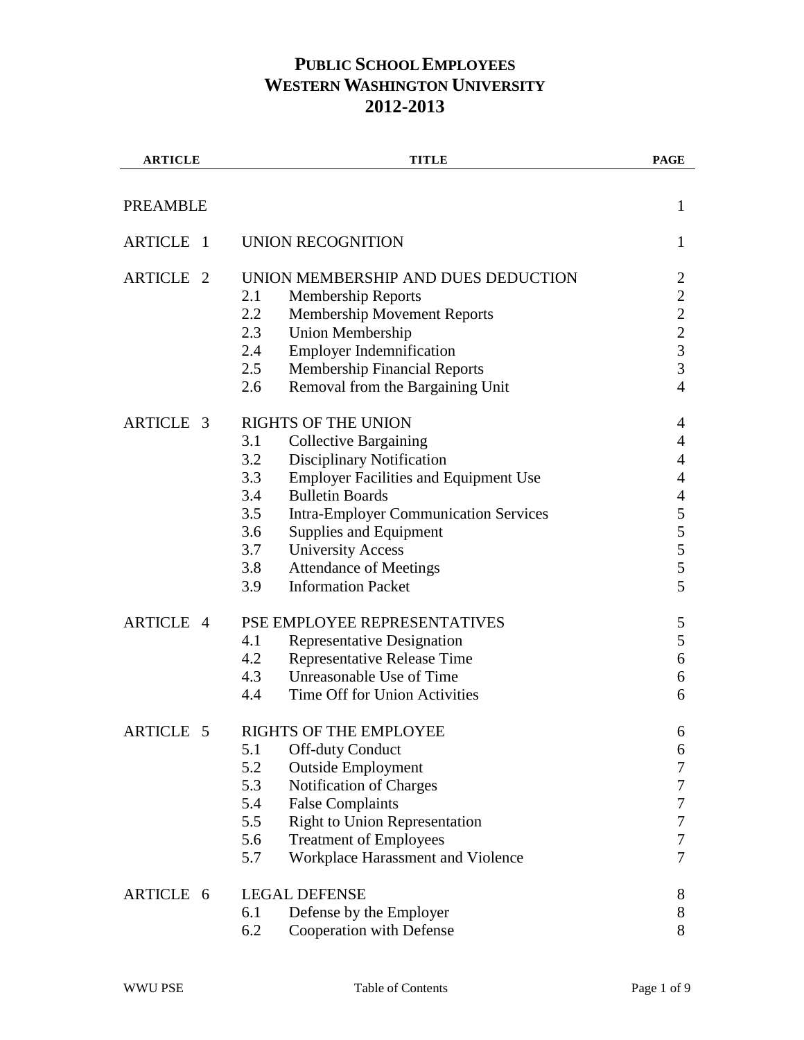# PUBLIC SCHOOL EMPLOYEES
# WESTERN WASHINGTON UNIVERSITY
# 2012-2013

| ARTICLE | TITLE | | PAGE |
|---|---|---|---|
| PREAMBLE | | | 1 |
| ARTICLE 1 | UNION RECOGNITION | | 1 |
| ARTICLE 2 | UNION MEMBERSHIP AND DUES DEDUCTION | | 2 |
| | 2.1 | Membership Reports | 2 |
| | 2.2 | Membership Movement Reports | 2 |
| | 2.3 | Union Membership | 2 |
| | 2.4 | Employer Indemnification | 3 |
| | 2.5 | Membership Financial Reports | 3 |
| | 2.6 | Removal from the Bargaining Unit | 4 |
| ARTICLE 3 | RIGHTS OF THE UNION | | 4 |
| | 3.1 | Collective Bargaining | 4 |
| | 3.2 | Disciplinary Notification | 4 |
| | 3.3 | Employer Facilities and Equipment Use | 4 |
| | 3.4 | Bulletin Boards | 4 |
| | 3.5 | Intra-Employer Communication Services | 5 |
| | 3.6 | Supplies and Equipment | 5 |
| | 3.7 | University Access | 5 |
| | 3.8 | Attendance of Meetings | 5 |
| | 3.9 | Information Packet | 5 |
| ARTICLE 4 | PSE EMPLOYEE REPRESENTATIVES | | 5 |
| | 4.1 | Representative Designation | 5 |
| | 4.2 | Representative Release Time | 6 |
| | 4.3 | Unreasonable Use of Time | 6 |
| | 4.4 | Time Off for Union Activities | 6 |
| ARTICLE 5 | RIGHTS OF THE EMPLOYEE | | 6 |
| | 5.1 | Off-duty Conduct | 6 |
| | 5.2 | Outside Employment | 7 |
| | 5.3 | Notification of Charges | 7 |
| | 5.4 | False Complaints | 7 |
| | 5.5 | Right to Union Representation | 7 |
| | 5.6 | Treatment of Employees | 7 |
| | 5.7 | Workplace Harassment and Violence | 7 |
| ARTICLE 6 | LEGAL DEFENSE | | 8 |
| | 6.1 | Defense by the Employer | 8 |
| | 6.2 | Cooperation with Defense | 8 |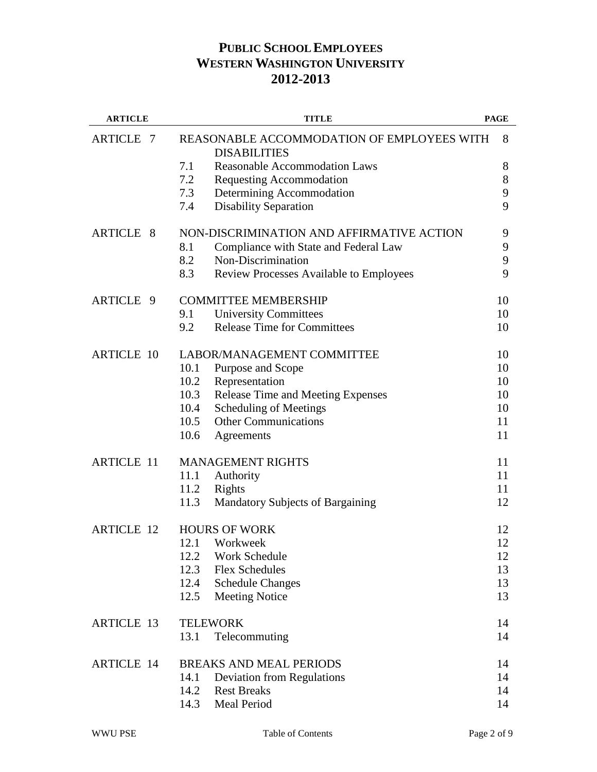# PUBLIC SCHOOL EMPLOYEES
# WESTERN WASHINGTON UNIVERSITY
# 2012-2013

| ARTICLE | | TITLE | PAGE |
|---|---|---|---|
| ARTICLE 7 | | REASONABLE ACCOMMODATION OF EMPLOYEES WITH DISABILITIES | 8 |
| | 7.1 | Reasonable Accommodation Laws | 8 |
| | 7.2 | Requesting Accommodation | 8 |
| | 7.3 | Determining Accommodation | 9 |
| | 7.4 | Disability Separation | 9 |
| ARTICLE 8 | | NON-DISCRIMINATION AND AFFIRMATIVE ACTION | 9 |
| | 8.1 | Compliance with State and Federal Law | 9 |
| | 8.2 | Non-Discrimination | 9 |
| | 8.3 | Review Processes Available to Employees | 9 |
| ARTICLE 9 | | COMMITTEE MEMBERSHIP | 10 |
| | 9.1 | University Committees | 10 |
| | 9.2 | Release Time for Committees | 10 |
| ARTICLE 10 | | LABOR/MANAGEMENT COMMITTEE | 10 |
| | 10.1 | Purpose and Scope | 10 |
| | 10.2 | Representation | 10 |
| | 10.3 | Release Time and Meeting Expenses | 10 |
| | 10.4 | Scheduling of Meetings | 10 |
| | 10.5 | Other Communications | 11 |
| | 10.6 | Agreements | 11 |
| ARTICLE 11 | | MANAGEMENT RIGHTS | 11 |
| | 11.1 | Authority | 11 |
| | 11.2 | Rights | 11 |
| | 11.3 | Mandatory Subjects of Bargaining | 12 |
| ARTICLE 12 | | HOURS OF WORK | 12 |
| | 12.1 | Workweek | 12 |
| | 12.2 | Work Schedule | 12 |
| | 12.3 | Flex Schedules | 13 |
| | 12.4 | Schedule Changes | 13 |
| | 12.5 | Meeting Notice | 13 |
| ARTICLE 13 | | TELEWORK | 14 |
| | 13.1 | Telecommuting | 14 |
| ARTICLE 14 | | BREAKS AND MEAL PERIODS | 14 |
| | 14.1 | Deviation from Regulations | 14 |
| | 14.2 | Rest Breaks | 14 |
| | 14.3 | Meal Period | 14 |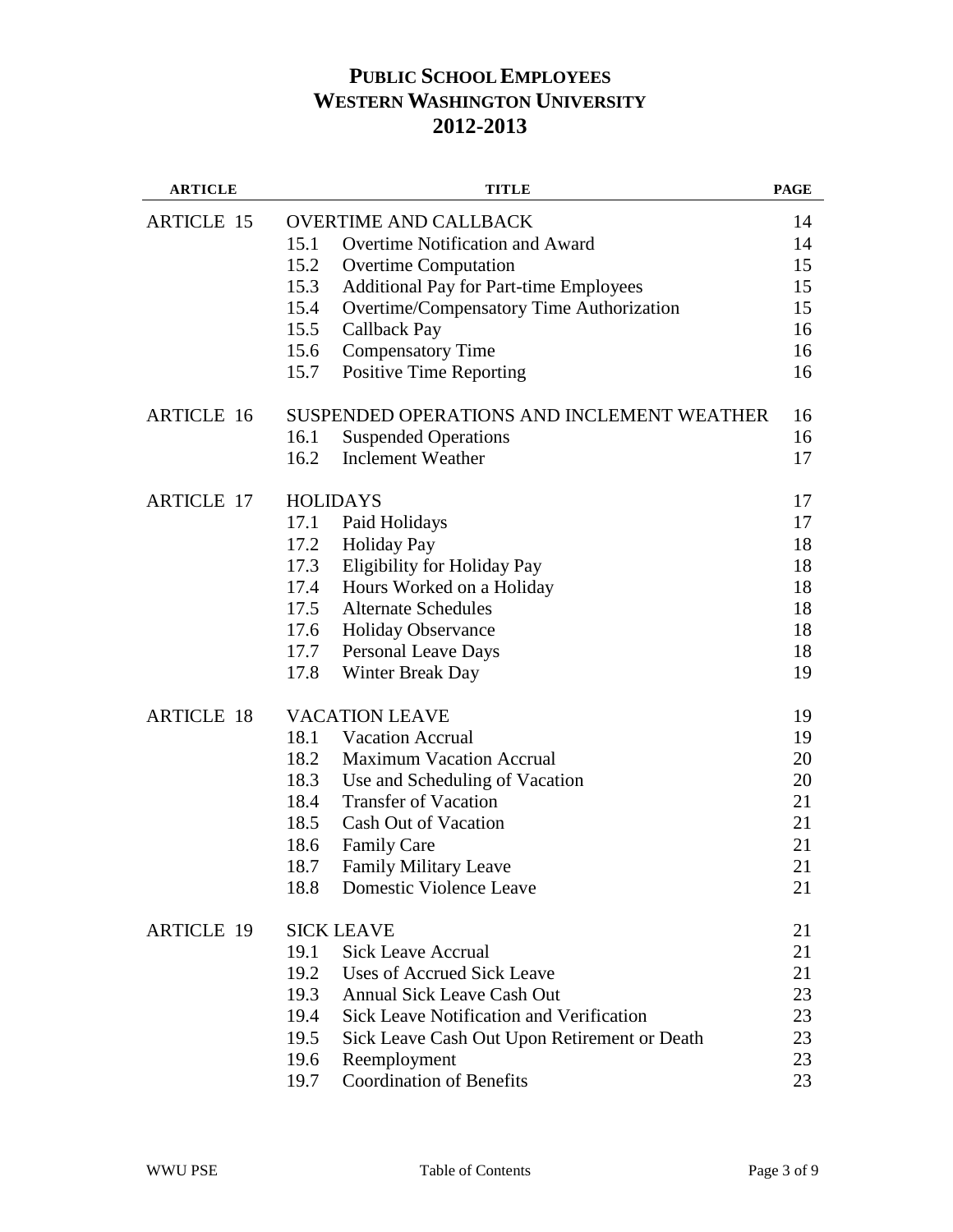# PUBLIC SCHOOL EMPLOYEES
# WESTERN WASHINGTON UNIVERSITY
# 2012-2013

| ARTICLE | | TITLE | PAGE |
|---|---|---|---|
| ARTICLE 15 | | OVERTIME AND CALLBACK | 14 |
| | 15.1 | Overtime Notification and Award | 14 |
| | 15.2 | Overtime Computation | 15 |
| | 15.3 | Additional Pay for Part-time Employees | 15 |
| | 15.4 | Overtime/Compensatory Time Authorization | 15 |
| | 15.5 | Callback Pay | 16 |
| | 15.6 | Compensatory Time | 16 |
| | 15.7 | Positive Time Reporting | 16 |
| ARTICLE 16 | | SUSPENDED OPERATIONS AND INCLEMENT WEATHER | 16 |
| | 16.1 | Suspended Operations | 16 |
| | 16.2 | Inclement Weather | 17 |
| ARTICLE 17 | | HOLIDAYS | 17 |
| | 17.1 | Paid Holidays | 17 |
| | 17.2 | Holiday Pay | 18 |
| | 17.3 | Eligibility for Holiday Pay | 18 |
| | 17.4 | Hours Worked on a Holiday | 18 |
| | 17.5 | Alternate Schedules | 18 |
| | 17.6 | Holiday Observance | 18 |
| | 17.7 | Personal Leave Days | 18 |
| | 17.8 | Winter Break Day | 19 |
| ARTICLE 18 | | VACATION LEAVE | 19 |
| | 18.1 | Vacation Accrual | 19 |
| | 18.2 | Maximum Vacation Accrual | 20 |
| | 18.3 | Use and Scheduling of Vacation | 20 |
| | 18.4 | Transfer of Vacation | 21 |
| | 18.5 | Cash Out of Vacation | 21 |
| | 18.6 | Family Care | 21 |
| | 18.7 | Family Military Leave | 21 |
| | 18.8 | Domestic Violence Leave | 21 |
| ARTICLE 19 | | SICK LEAVE | 21 |
| | 19.1 | Sick Leave Accrual | 21 |
| | 19.2 | Uses of Accrued Sick Leave | 21 |
| | 19.3 | Annual Sick Leave Cash Out | 23 |
| | 19.4 | Sick Leave Notification and Verification | 23 |
| | 19.5 | Sick Leave Cash Out Upon Retirement or Death | 23 |
| | 19.6 | Reemployment | 23 |
| | 19.7 | Coordination of Benefits | 23 |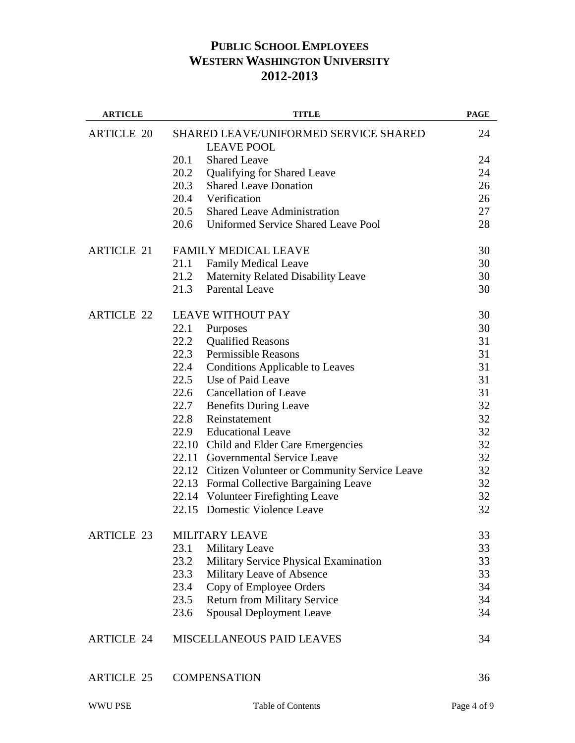# PUBLIC SCHOOL EMPLOYEES
# WESTERN WASHINGTON UNIVERSITY
# 2012-2013

| ARTICLE | TITLE | PAGE |
|---|---|---|
| ARTICLE 20 | SHARED LEAVE/UNIFORMED SERVICE SHARED LEAVE POOL | 24 |
| | 20.1 Shared Leave | 24 |
| | 20.2 Qualifying for Shared Leave | 24 |
| | 20.3 Shared Leave Donation | 26 |
| | 20.4 Verification | 26 |
| | 20.5 Shared Leave Administration | 27 |
| | 20.6 Uniformed Service Shared Leave Pool | 28 |
| ARTICLE 21 | FAMILY MEDICAL LEAVE | 30 |
| | 21.1 Family Medical Leave | 30 |
| | 21.2 Maternity Related Disability Leave | 30 |
| | 21.3 Parental Leave | 30 |
| ARTICLE 22 | LEAVE WITHOUT PAY | 30 |
| | 22.1 Purposes | 30 |
| | 22.2 Qualified Reasons | 31 |
| | 22.3 Permissible Reasons | 31 |
| | 22.4 Conditions Applicable to Leaves | 31 |
| | 22.5 Use of Paid Leave | 31 |
| | 22.6 Cancellation of Leave | 31 |
| | 22.7 Benefits During Leave | 32 |
| | 22.8 Reinstatement | 32 |
| | 22.9 Educational Leave | 32 |
| | 22.10 Child and Elder Care Emergencies | 32 |
| | 22.11 Governmental Service Leave | 32 |
| | 22.12 Citizen Volunteer or Community Service Leave | 32 |
| | 22.13 Formal Collective Bargaining Leave | 32 |
| | 22.14 Volunteer Firefighting Leave | 32 |
| | 22.15 Domestic Violence Leave | 32 |
| ARTICLE 23 | MILITARY LEAVE | 33 |
| | 23.1 Military Leave | 33 |
| | 23.2 Military Service Physical Examination | 33 |
| | 23.3 Military Leave of Absence | 33 |
| | 23.4 Copy of Employee Orders | 34 |
| | 23.5 Return from Military Service | 34 |
| | 23.6 Spousal Deployment Leave | 34 |
| ARTICLE 24 | MISCELLANEOUS PAID LEAVES | 34 |
| ARTICLE 25 | COMPENSATION | 36 |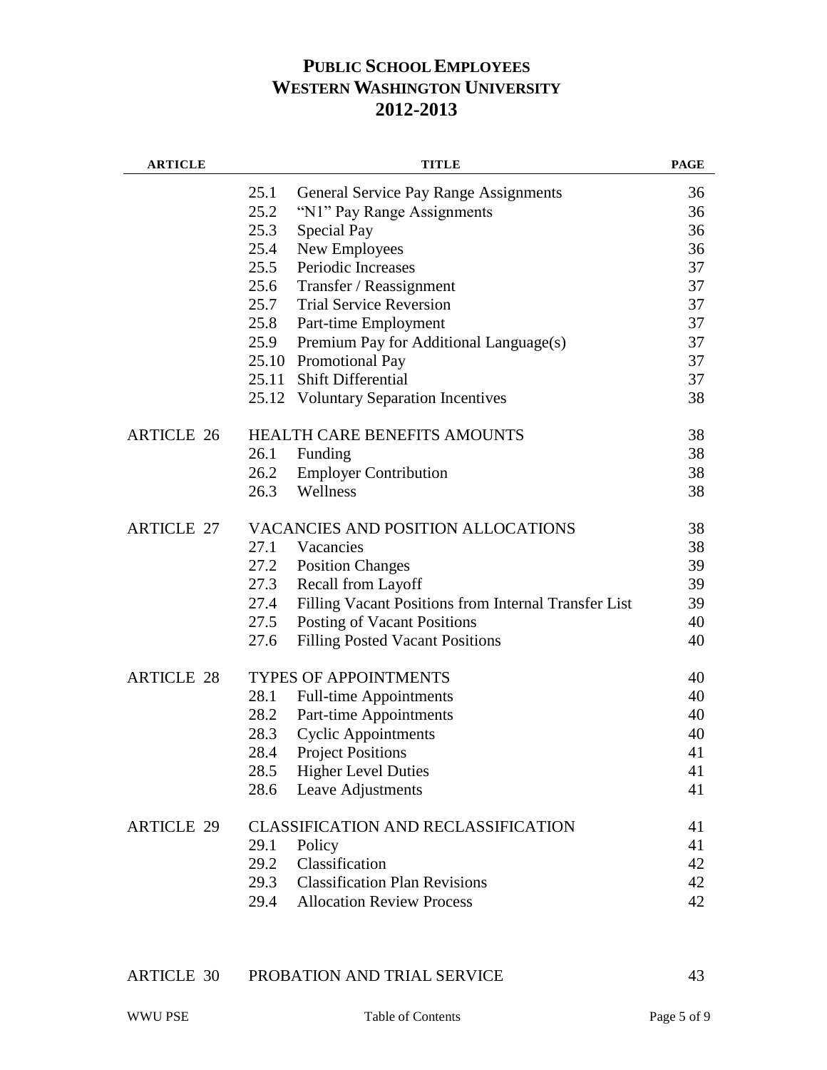# PUBLIC SCHOOL EMPLOYEES
# WESTERN WASHINGTON UNIVERSITY
# 2012-2013

| ARTICLE | TITLE | | PAGE |
|---|---|---|---|
| | 25.1 | General Service Pay Range Assignments | 36 |
| | 25.2 | "N1" Pay Range Assignments | 36 |
| | 25.3 | Special Pay | 36 |
| | 25.4 | New Employees | 36 |
| | 25.5 | Periodic Increases | 37 |
| | 25.6 | Transfer / Reassignment | 37 |
| | 25.7 | Trial Service Reversion | 37 |
| | 25.8 | Part-time Employment | 37 |
| | 25.9 | Premium Pay for Additional Language(s) | 37 |
| | 25.10 | Promotional Pay | 37 |
| | 25.11 | Shift Differential | 37 |
| | 25.12 | Voluntary Separation Incentives | 38 |
| ARTICLE 26 | HEALTH CARE BENEFITS AMOUNTS | | 38 |
| | 26.1 | Funding | 38 |
| | 26.2 | Employer Contribution | 38 |
| | 26.3 | Wellness | 38 |
| ARTICLE 27 | VACANCIES AND POSITION ALLOCATIONS | | 38 |
| | 27.1 | Vacancies | 38 |
| | 27.2 | Position Changes | 39 |
| | 27.3 | Recall from Layoff | 39 |
| | 27.4 | Filling Vacant Positions from Internal Transfer List | 39 |
| | 27.5 | Posting of Vacant Positions | 40 |
| | 27.6 | Filling Posted Vacant Positions | 40 |
| ARTICLE 28 | TYPES OF APPOINTMENTS | | 40 |
| | 28.1 | Full-time Appointments | 40 |
| | 28.2 | Part-time Appointments | 40 |
| | 28.3 | Cyclic Appointments | 40 |
| | 28.4 | Project Positions | 41 |
| | 28.5 | Higher Level Duties | 41 |
| | 28.6 | Leave Adjustments | 41 |
| ARTICLE 29 | CLASSIFICATION AND RECLASSIFICATION | | 41 |
| | 29.1 | Policy | 41 |
| | 29.2 | Classification | 42 |
| | 29.3 | Classification Plan Revisions | 42 |
| | 29.4 | Allocation Review Process | 42 |
| ARTICLE 30 | PROBATION AND TRIAL SERVICE | | 43 |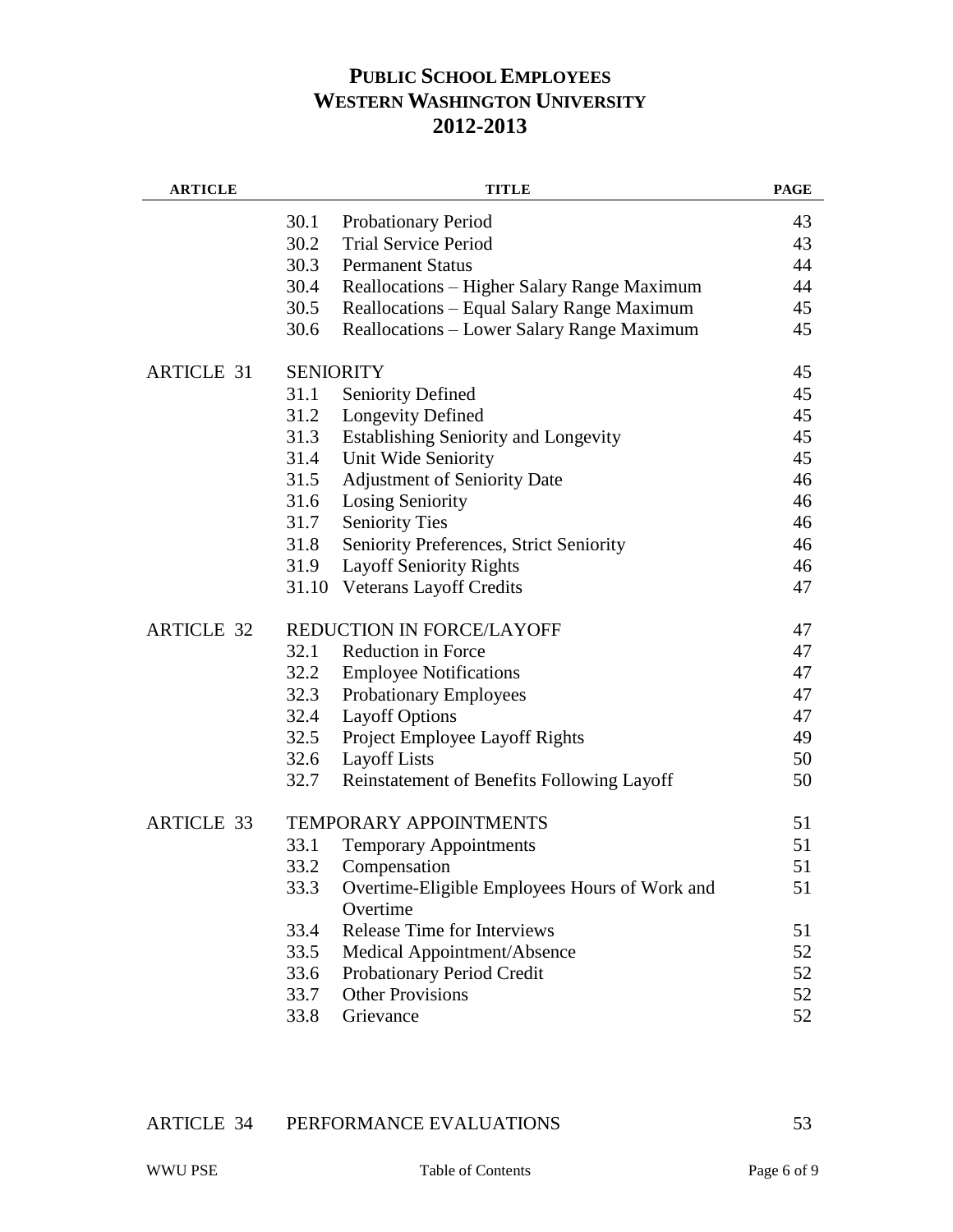# PUBLIC SCHOOL EMPLOYEES
# WESTERN WASHINGTON UNIVERSITY
# 2012-2013

| ARTICLE | | TITLE | PAGE |
|---|---|---|---|
| | 30.1 | Probationary Period | 43 |
| | 30.2 | Trial Service Period | 43 |
| | 30.3 | Permanent Status | 44 |
| | 30.4 | Reallocations – Higher Salary Range Maximum | 44 |
| | 30.5 | Reallocations – Equal Salary Range Maximum | 45 |
| | 30.6 | Reallocations – Lower Salary Range Maximum | 45 |
| ARTICLE 31 | SENIORITY | | 45 |
| | 31.1 | Seniority Defined | 45 |
| | 31.2 | Longevity Defined | 45 |
| | 31.3 | Establishing Seniority and Longevity | 45 |
| | 31.4 | Unit Wide Seniority | 45 |
| | 31.5 | Adjustment of Seniority Date | 46 |
| | 31.6 | Losing Seniority | 46 |
| | 31.7 | Seniority Ties | 46 |
| | 31.8 | Seniority Preferences, Strict Seniority | 46 |
| | 31.9 | Layoff Seniority Rights | 46 |
| | 31.10 | Veterans Layoff Credits | 47 |
| ARTICLE 32 | REDUCTION IN FORCE/LAYOFF | | 47 |
| | 32.1 | Reduction in Force | 47 |
| | 32.2 | Employee Notifications | 47 |
| | 32.3 | Probationary Employees | 47 |
| | 32.4 | Layoff Options | 47 |
| | 32.5 | Project Employee Layoff Rights | 49 |
| | 32.6 | Layoff Lists | 50 |
| | 32.7 | Reinstatement of Benefits Following Layoff | 50 |
| ARTICLE 33 | TEMPORARY APPOINTMENTS | | 51 |
| | 33.1 | Temporary Appointments | 51 |
| | 33.2 | Compensation | 51 |
| | 33.3 | Overtime-Eligible Employees Hours of Work and Overtime | 51 |
| | 33.4 | Release Time for Interviews | 51 |
| | 33.5 | Medical Appointment/Absence | 52 |
| | 33.6 | Probationary Period Credit | 52 |
| | 33.7 | Other Provisions | 52 |
| | 33.8 | Grievance | 52 |
| ARTICLE 34 | PERFORMANCE EVALUATIONS | | 53 |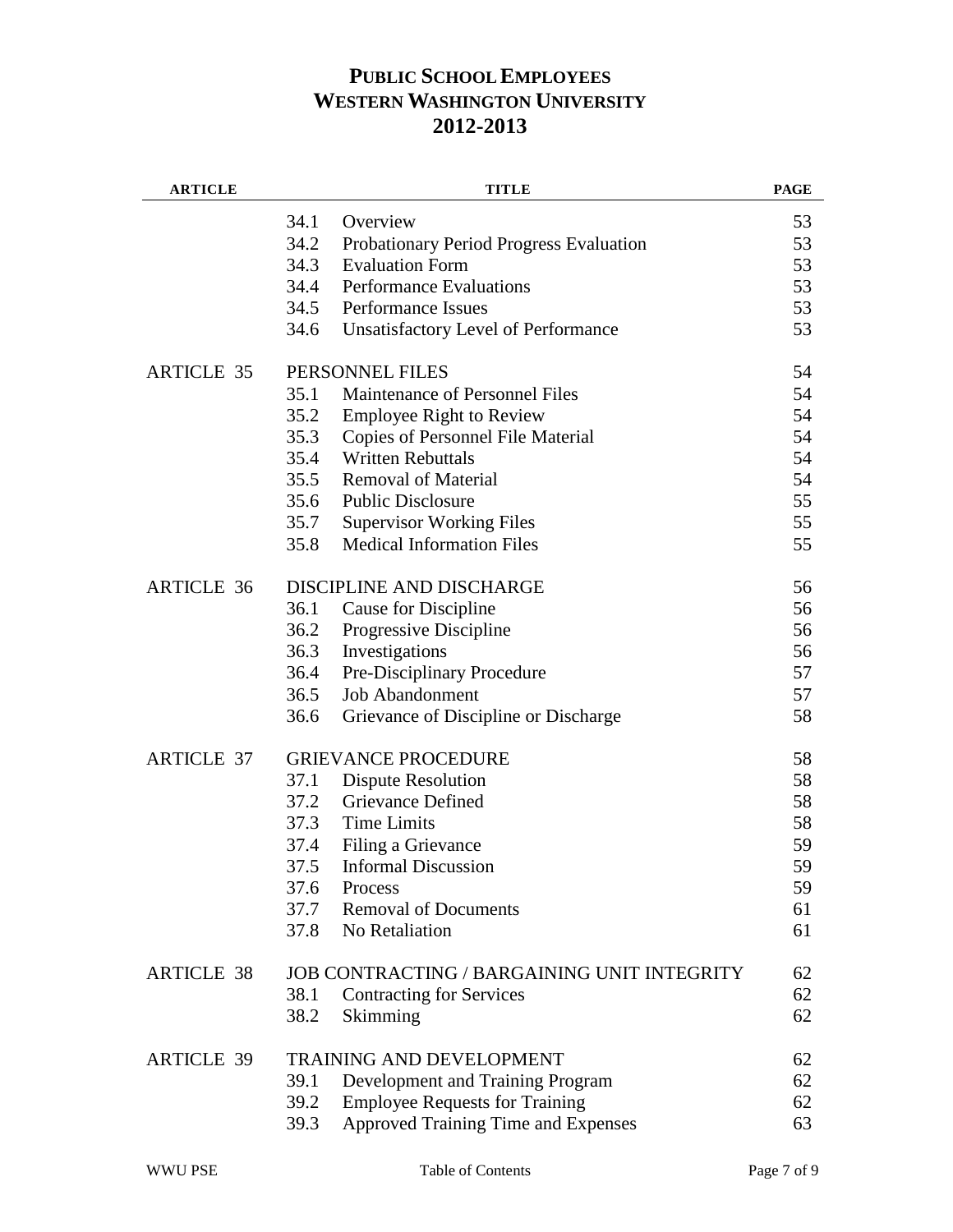**PUBLIC SCHOOL EMPLOYEES**
**WESTERN WASHINGTON UNIVERSITY**
**2012-2013**

| ARTICLE | TITLE | PAGE |
|---|---|---|
| | 34.1 Overview | 53 |
| | 34.2 Probationary Period Progress Evaluation | 53 |
| | 34.3 Evaluation Form | 53 |
| | 34.4 Performance Evaluations | 53 |
| | 34.5 Performance Issues | 53 |
| | 34.6 Unsatisfactory Level of Performance | 53 |
| ARTICLE 35 | PERSONNEL FILES | 54 |
| | 35.1 Maintenance of Personnel Files | 54 |
| | 35.2 Employee Right to Review | 54 |
| | 35.3 Copies of Personnel File Material | 54 |
| | 35.4 Written Rebuttals | 54 |
| | 35.5 Removal of Material | 54 |
| | 35.6 Public Disclosure | 55 |
| | 35.7 Supervisor Working Files | 55 |
| | 35.8 Medical Information Files | 55 |
| ARTICLE 36 | DISCIPLINE AND DISCHARGE | 56 |
| | 36.1 Cause for Discipline | 56 |
| | 36.2 Progressive Discipline | 56 |
| | 36.3 Investigations | 56 |
| | 36.4 Pre-Disciplinary Procedure | 57 |
| | 36.5 Job Abandonment | 57 |
| | 36.6 Grievance of Discipline or Discharge | 58 |
| ARTICLE 37 | GRIEVANCE PROCEDURE | 58 |
| | 37.1 Dispute Resolution | 58 |
| | 37.2 Grievance Defined | 58 |
| | 37.3 Time Limits | 58 |
| | 37.4 Filing a Grievance | 59 |
| | 37.5 Informal Discussion | 59 |
| | 37.6 Process | 59 |
| | 37.7 Removal of Documents | 61 |
| | 37.8 No Retaliation | 61 |
| ARTICLE 38 | JOB CONTRACTING / BARGAINING UNIT INTEGRITY | 62 |
| | 38.1 Contracting for Services | 62 |
| | 38.2 Skimming | 62 |
| ARTICLE 39 | TRAINING AND DEVELOPMENT | 62 |
| | 39.1 Development and Training Program | 62 |
| | 39.2 Employee Requests for Training | 62 |
| | 39.3 Approved Training Time and Expenses | 63 |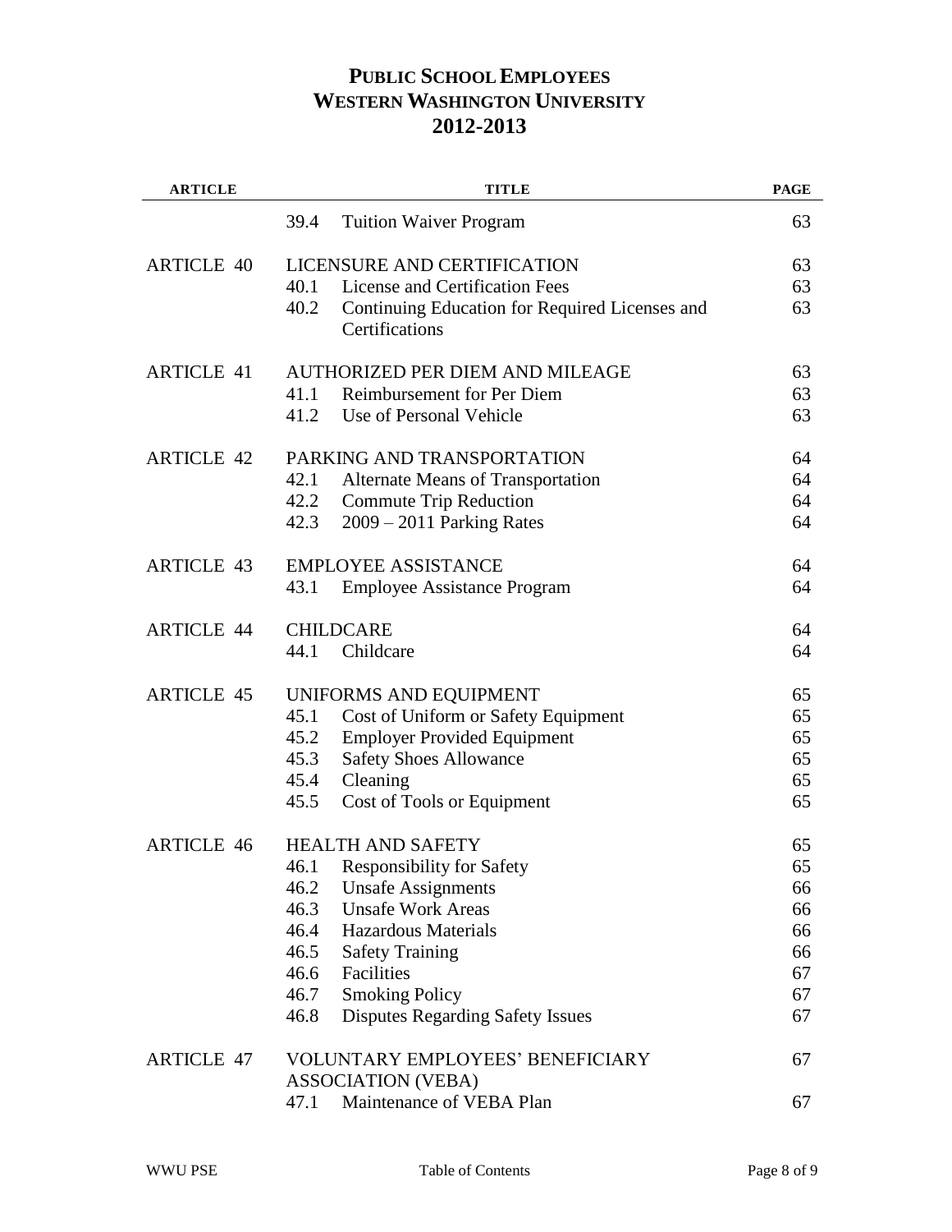# PUBLIC SCHOOL EMPLOYEES
# WESTERN WASHINGTON UNIVERSITY
# 2012-2013

| ARTICLE | TITLE | PAGE |
|---|---|---|
| | 39.4 Tuition Waiver Program | 63 |
| ARTICLE 40 | LICENSURE AND CERTIFICATION | 63 |
| | 40.1 License and Certification Fees | 63 |
| | 40.2 Continuing Education for Required Licenses and Certifications | 63 |
| ARTICLE 41 | AUTHORIZED PER DIEM AND MILEAGE | 63 |
| | 41.1 Reimbursement for Per Diem | 63 |
| | 41.2 Use of Personal Vehicle | 63 |
| ARTICLE 42 | PARKING AND TRANSPORTATION | 64 |
| | 42.1 Alternate Means of Transportation | 64 |
| | 42.2 Commute Trip Reduction | 64 |
| | 42.3 2009 – 2011 Parking Rates | 64 |
| ARTICLE 43 | EMPLOYEE ASSISTANCE | 64 |
| | 43.1 Employee Assistance Program | 64 |
| ARTICLE 44 | CHILDCARE | 64 |
| | 44.1 Childcare | 64 |
| ARTICLE 45 | UNIFORMS AND EQUIPMENT | 65 |
| | 45.1 Cost of Uniform or Safety Equipment | 65 |
| | 45.2 Employer Provided Equipment | 65 |
| | 45.3 Safety Shoes Allowance | 65 |
| | 45.4 Cleaning | 65 |
| | 45.5 Cost of Tools or Equipment | 65 |
| ARTICLE 46 | HEALTH AND SAFETY | 65 |
| | 46.1 Responsibility for Safety | 65 |
| | 46.2 Unsafe Assignments | 66 |
| | 46.3 Unsafe Work Areas | 66 |
| | 46.4 Hazardous Materials | 66 |
| | 46.5 Safety Training | 66 |
| | 46.6 Facilities | 67 |
| | 46.7 Smoking Policy | 67 |
| | 46.8 Disputes Regarding Safety Issues | 67 |
| ARTICLE 47 | VOLUNTARY EMPLOYEES' BENEFICIARY ASSOCIATION (VEBA) | 67 |
| | 47.1 Maintenance of VEBA Plan | 67 |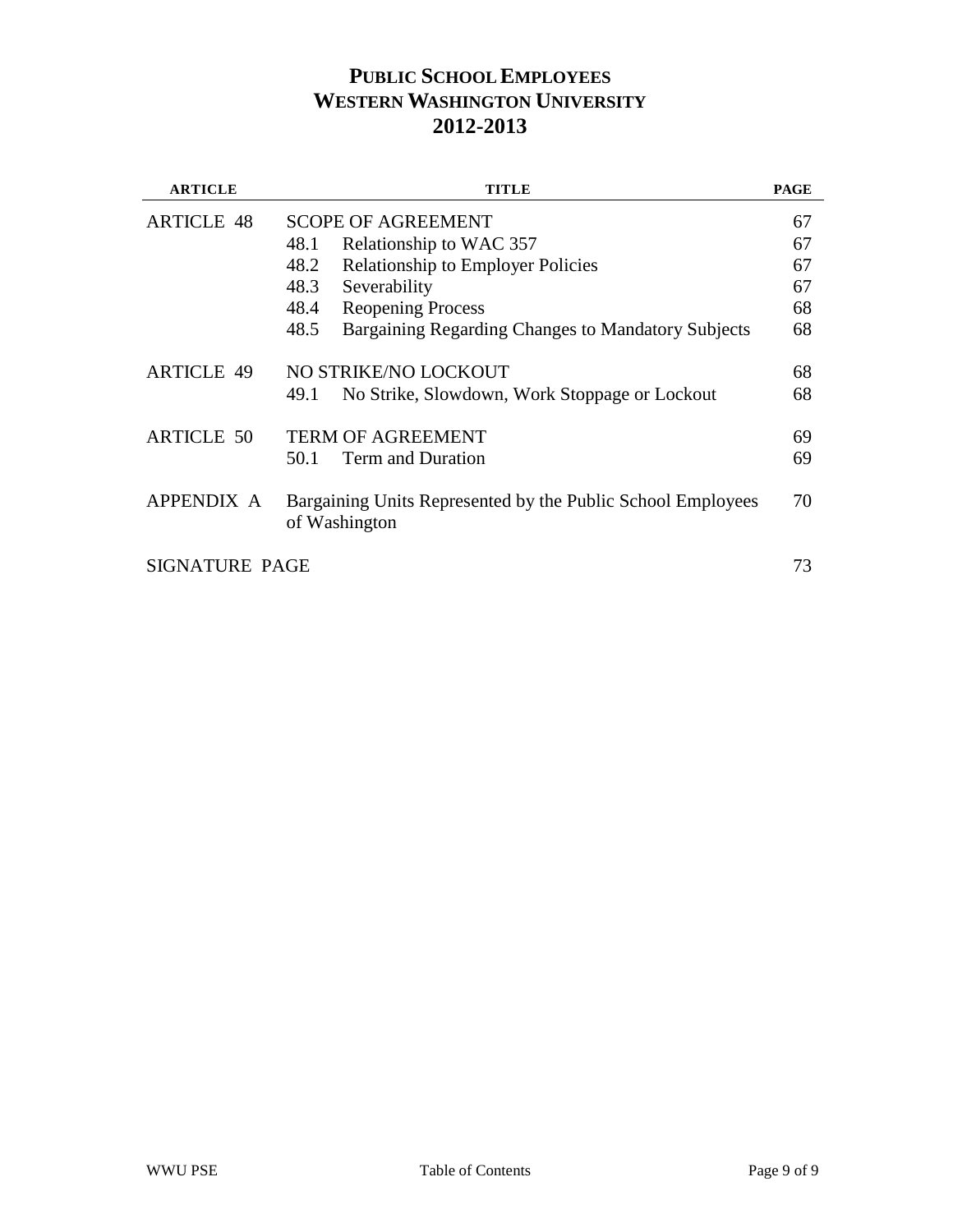**PUBLIC SCHOOL EMPLOYEES**
**WESTERN WASHINGTON UNIVERSITY**
**2012-2013**

| ARTICLE | TITLE | | PAGE |
|---|---|---|---|
| ARTICLE 48 | SCOPE OF AGREEMENT | | 67 |
| | 48.1 | Relationship to WAC 357 | 67 |
| | 48.2 | Relationship to Employer Policies | 67 |
| | 48.3 | Severability | 67 |
| | 48.4 | Reopening Process | 68 |
| | 48.5 | Bargaining Regarding Changes to Mandatory Subjects | 68 |
| ARTICLE 49 | NO STRIKE/NO LOCKOUT | | 68 |
| | 49.1 | No Strike, Slowdown, Work Stoppage or Lockout | 68 |
| ARTICLE 50 | TERM OF AGREEMENT | | 69 |
| | 50.1 | Term and Duration | 69 |
| APPENDIX A | Bargaining Units Represented by the Public School Employees of Washington | | 70 |
| SIGNATURE PAGE | | | 73 |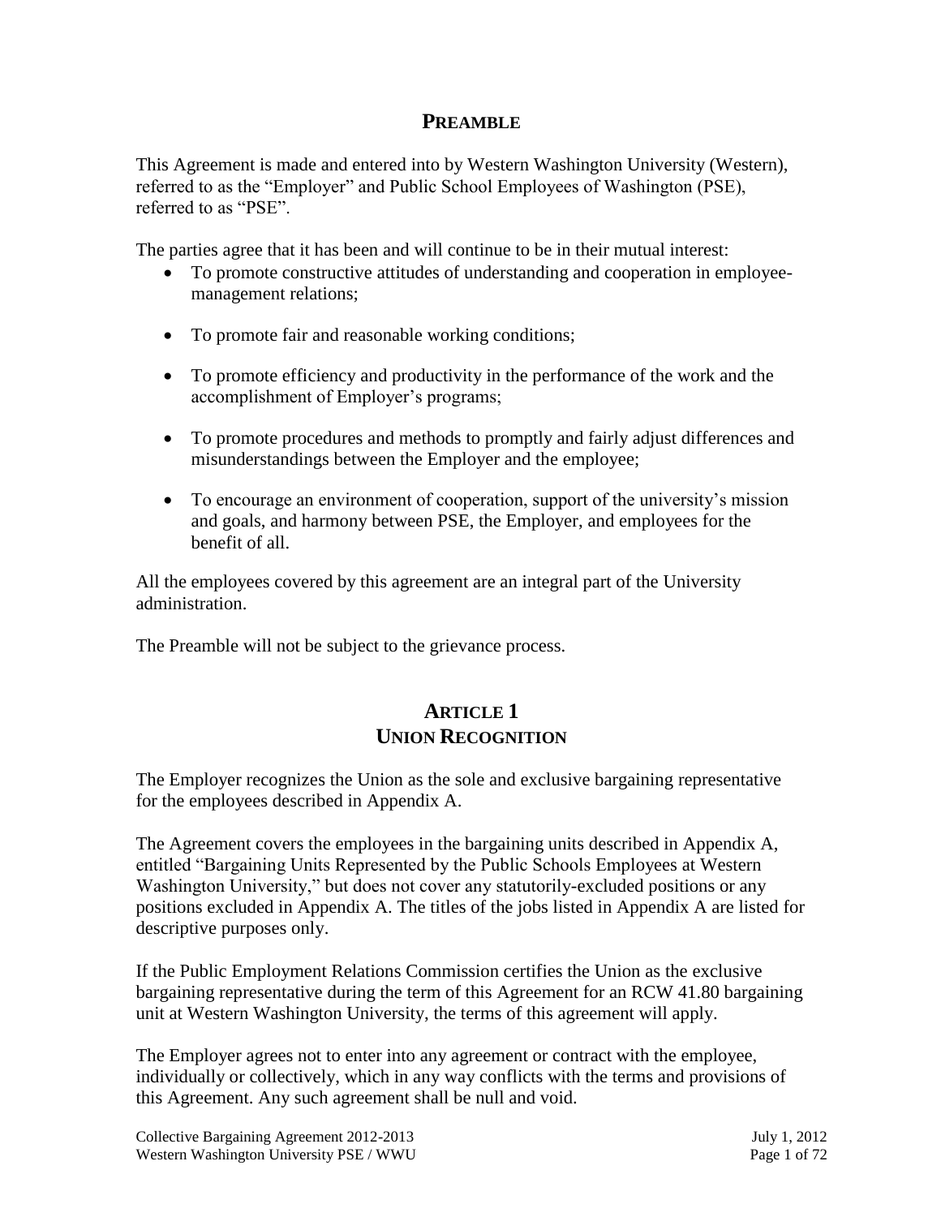## PREAMBLE

This Agreement is made and entered into by Western Washington University (Western), referred to as the "Employer" and Public School Employees of Washington (PSE), referred to as "PSE".

The parties agree that it has been and will continue to be in their mutual interest:

- To promote constructive attitudes of understanding and cooperation in employee-management relations;
- To promote fair and reasonable working conditions;
- To promote efficiency and productivity in the performance of the work and the accomplishment of Employer's programs;
- To promote procedures and methods to promptly and fairly adjust differences and misunderstandings between the Employer and the employee;
- To encourage an environment of cooperation, support of the university's mission and goals, and harmony between PSE, the Employer, and employees for the benefit of all.

All the employees covered by this agreement are an integral part of the University administration.

The Preamble will not be subject to the grievance process.

## ARTICLE 1
## UNION RECOGNITION

The Employer recognizes the Union as the sole and exclusive bargaining representative for the employees described in Appendix A.

The Agreement covers the employees in the bargaining units described in Appendix A, entitled "Bargaining Units Represented by the Public Schools Employees at Western Washington University," but does not cover any statutorily-excluded positions or any positions excluded in Appendix A. The titles of the jobs listed in Appendix A are listed for descriptive purposes only.

If the Public Employment Relations Commission certifies the Union as the exclusive bargaining representative during the term of this Agreement for an RCW 41.80 bargaining unit at Western Washington University, the terms of this agreement will apply.

The Employer agrees not to enter into any agreement or contract with the employee, individually or collectively, which in any way conflicts with the terms and provisions of this Agreement. Any such agreement shall be null and void.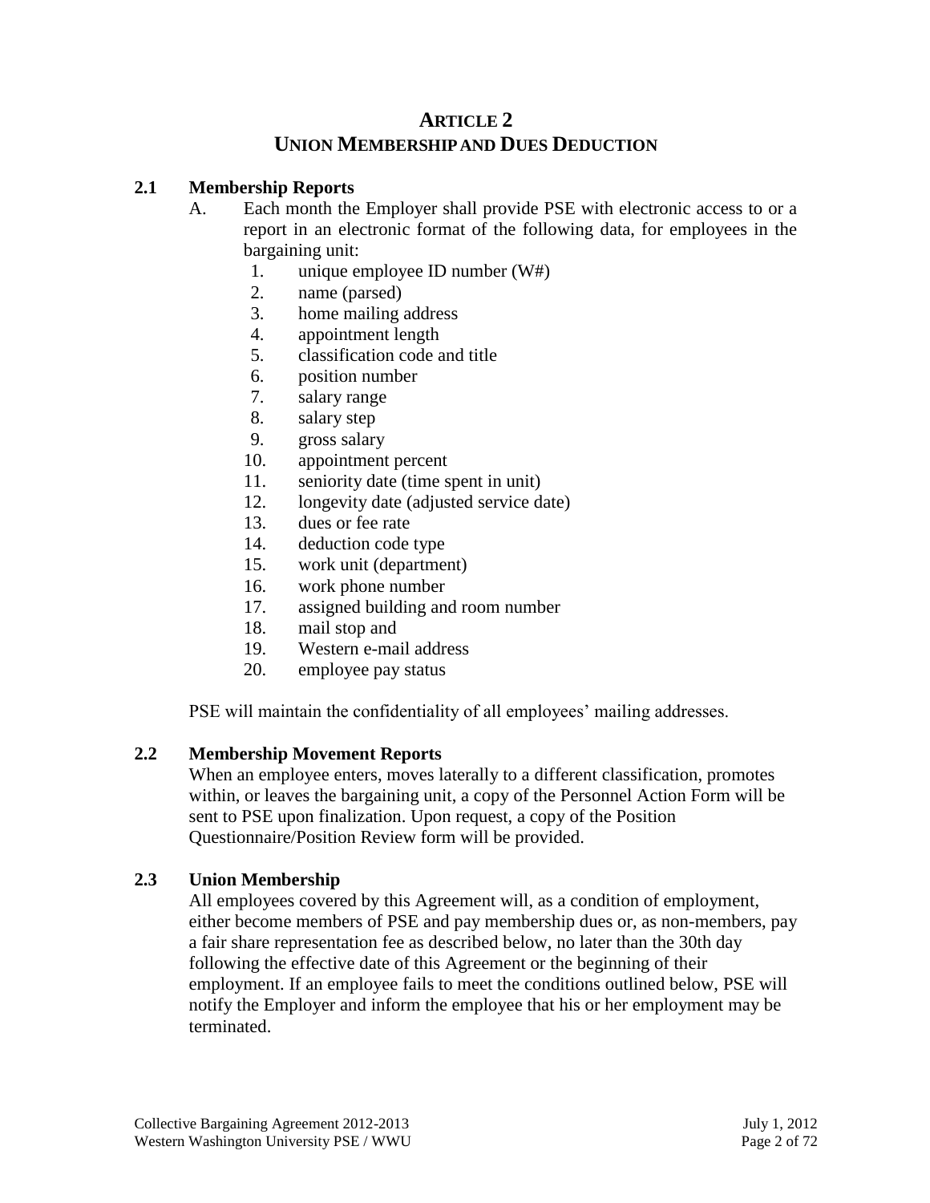# ARTICLE 2
# UNION MEMBERSHIP AND DUES DEDUCTION

## 2.1 Membership Reports

A. Each month the Employer shall provide PSE with electronic access to or a report in an electronic format of the following data, for employees in the bargaining unit:

1. unique employee ID number (W#)
2. name (parsed)
3. home mailing address
4. appointment length
5. classification code and title
6. position number
7. salary range
8. salary step
9. gross salary
10. appointment percent
11. seniority date (time spent in unit)
12. longevity date (adjusted service date)
13. dues or fee rate
14. deduction code type
15. work unit (department)
16. work phone number
17. assigned building and room number
18. mail stop and
19. Western e-mail address
20. employee pay status

PSE will maintain the confidentiality of all employees' mailing addresses.

## 2.2 Membership Movement Reports

When an employee enters, moves laterally to a different classification, promotes within, or leaves the bargaining unit, a copy of the Personnel Action Form will be sent to PSE upon finalization. Upon request, a copy of the Position Questionnaire/Position Review form will be provided.

## 2.3 Union Membership

All employees covered by this Agreement will, as a condition of employment, either become members of PSE and pay membership dues or, as non-members, pay a fair share representation fee as described below, no later than the 30th day following the effective date of this Agreement or the beginning of their employment. If an employee fails to meet the conditions outlined below, PSE will notify the Employer and inform the employee that his or her employment may be terminated.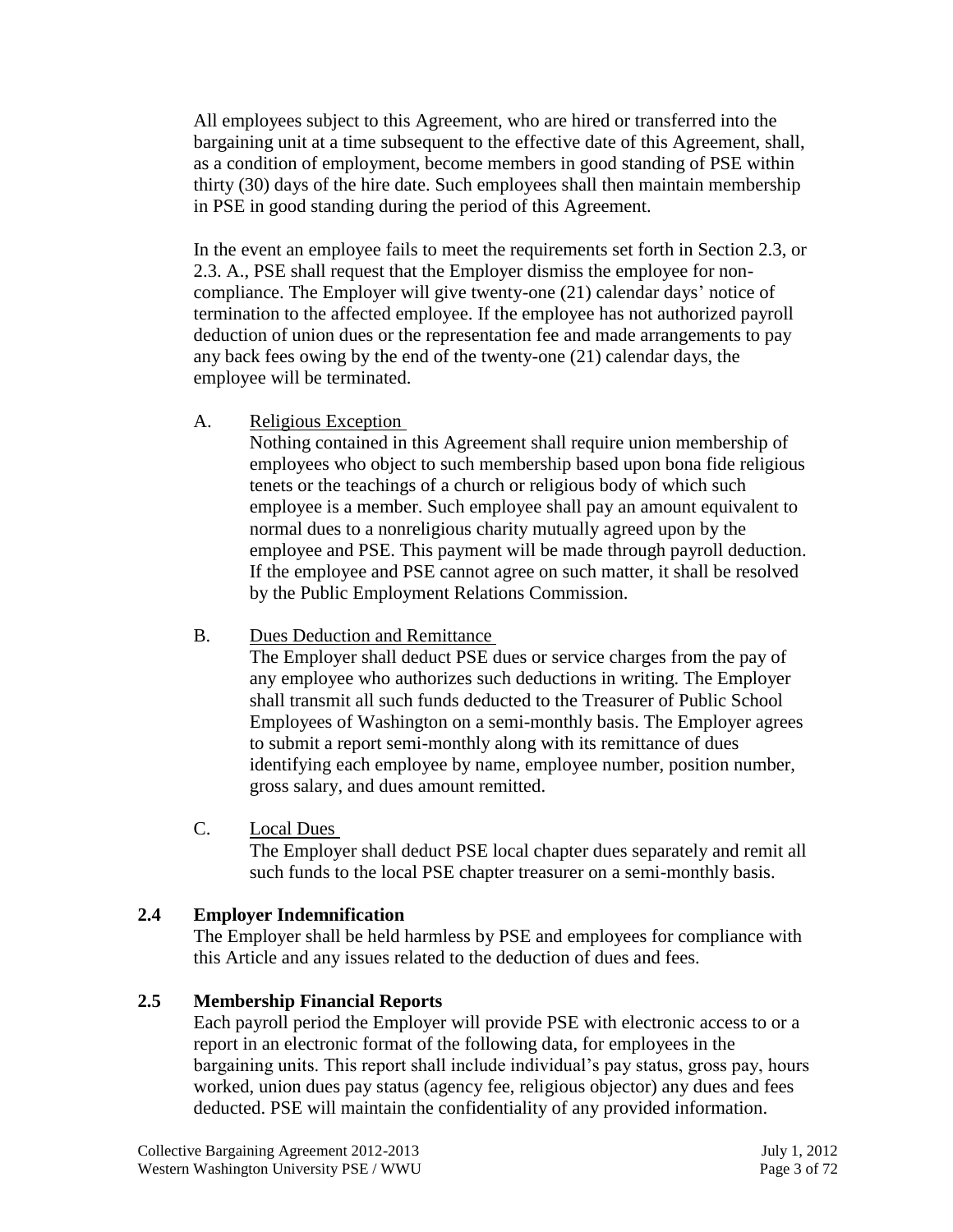All employees subject to this Agreement, who are hired or transferred into the bargaining unit at a time subsequent to the effective date of this Agreement, shall, as a condition of employment, become members in good standing of PSE within thirty (30) days of the hire date. Such employees shall then maintain membership in PSE in good standing during the period of this Agreement.

In the event an employee fails to meet the requirements set forth in Section 2.3, or 2.3. A., PSE shall request that the Employer dismiss the employee for non-compliance. The Employer will give twenty-one (21) calendar days' notice of termination to the affected employee. If the employee has not authorized payroll deduction of union dues or the representation fee and made arrangements to pay any back fees owing by the end of the twenty-one (21) calendar days, the employee will be terminated.

A. Religious Exception
Nothing contained in this Agreement shall require union membership of employees who object to such membership based upon bona fide religious tenets or the teachings of a church or religious body of which such employee is a member. Such employee shall pay an amount equivalent to normal dues to a nonreligious charity mutually agreed upon by the employee and PSE. This payment will be made through payroll deduction. If the employee and PSE cannot agree on such matter, it shall be resolved by the Public Employment Relations Commission.

B. Dues Deduction and Remittance
The Employer shall deduct PSE dues or service charges from the pay of any employee who authorizes such deductions in writing. The Employer shall transmit all such funds deducted to the Treasurer of Public School Employees of Washington on a semi-monthly basis. The Employer agrees to submit a report semi-monthly along with its remittance of dues identifying each employee by name, employee number, position number, gross salary, and dues amount remitted.

C. Local Dues
The Employer shall deduct PSE local chapter dues separately and remit all such funds to the local PSE chapter treasurer on a semi-monthly basis.

### 2.4 Employer Indemnification

The Employer shall be held harmless by PSE and employees for compliance with this Article and any issues related to the deduction of dues and fees.

### 2.5 Membership Financial Reports

Each payroll period the Employer will provide PSE with electronic access to or a report in an electronic format of the following data, for employees in the bargaining units. This report shall include individual's pay status, gross pay, hours worked, union dues pay status (agency fee, religious objector) any dues and fees deducted. PSE will maintain the confidentiality of any provided information.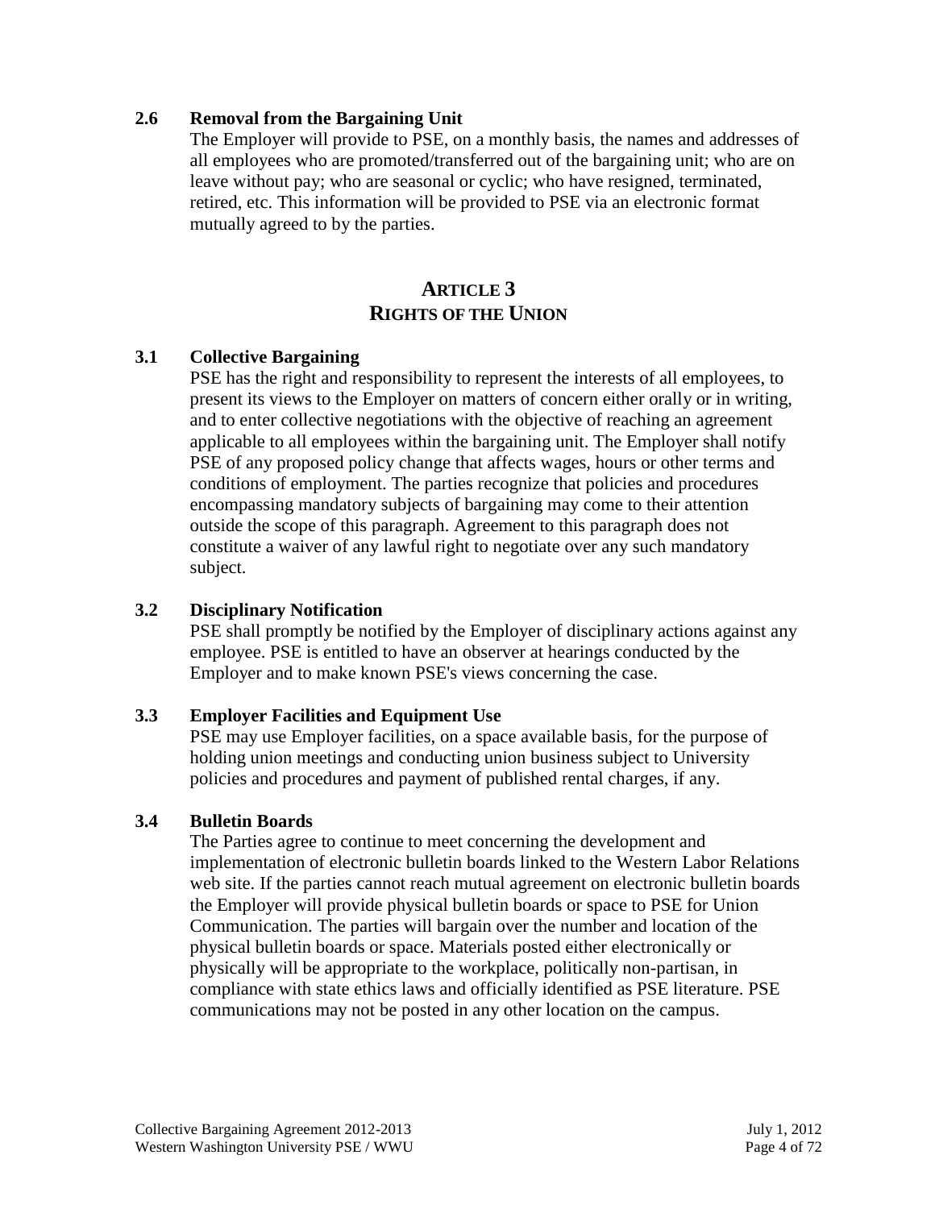### 2.6 Removal from the Bargaining Unit

The Employer will provide to PSE, on a monthly basis, the names and addresses of all employees who are promoted/transferred out of the bargaining unit; who are on leave without pay; who are seasonal or cyclic; who have resigned, terminated, retired, etc. This information will be provided to PSE via an electronic format mutually agreed to by the parties.

## ARTICLE 3
## RIGHTS OF THE UNION

### 3.1 Collective Bargaining

PSE has the right and responsibility to represent the interests of all employees, to present its views to the Employer on matters of concern either orally or in writing, and to enter collective negotiations with the objective of reaching an agreement applicable to all employees within the bargaining unit. The Employer shall notify PSE of any proposed policy change that affects wages, hours or other terms and conditions of employment. The parties recognize that policies and procedures encompassing mandatory subjects of bargaining may come to their attention outside the scope of this paragraph. Agreement to this paragraph does not constitute a waiver of any lawful right to negotiate over any such mandatory subject.

### 3.2 Disciplinary Notification

PSE shall promptly be notified by the Employer of disciplinary actions against any employee. PSE is entitled to have an observer at hearings conducted by the Employer and to make known PSE's views concerning the case.

### 3.3 Employer Facilities and Equipment Use

PSE may use Employer facilities, on a space available basis, for the purpose of holding union meetings and conducting union business subject to University policies and procedures and payment of published rental charges, if any.

### 3.4 Bulletin Boards

The Parties agree to continue to meet concerning the development and implementation of electronic bulletin boards linked to the Western Labor Relations web site. If the parties cannot reach mutual agreement on electronic bulletin boards the Employer will provide physical bulletin boards or space to PSE for Union Communication. The parties will bargain over the number and location of the physical bulletin boards or space. Materials posted either electronically or physically will be appropriate to the workplace, politically non-partisan, in compliance with state ethics laws and officially identified as PSE literature. PSE communications may not be posted in any other location on the campus.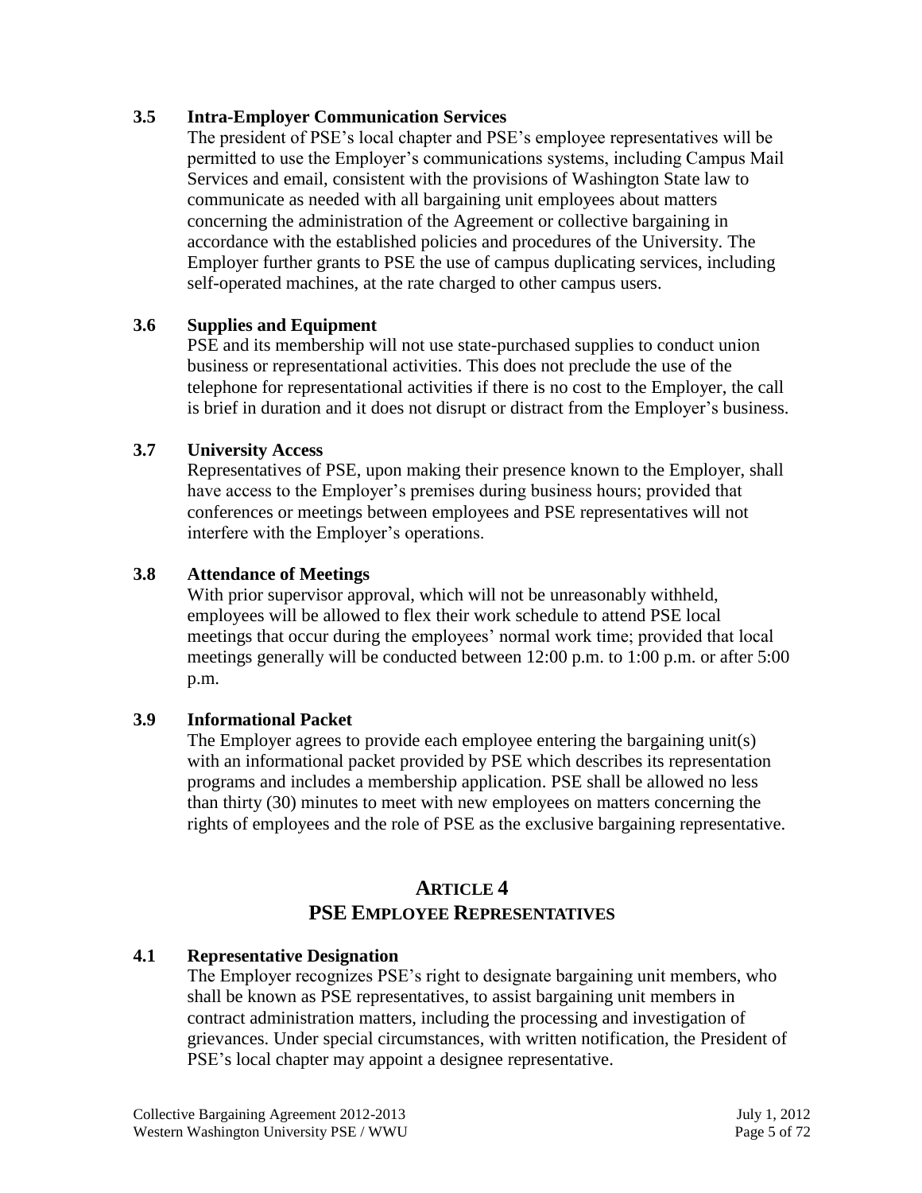### 3.5 Intra-Employer Communication Services

The president of PSE's local chapter and PSE's employee representatives will be permitted to use the Employer's communications systems, including Campus Mail Services and email, consistent with the provisions of Washington State law to communicate as needed with all bargaining unit employees about matters concerning the administration of the Agreement or collective bargaining in accordance with the established policies and procedures of the University. The Employer further grants to PSE the use of campus duplicating services, including self-operated machines, at the rate charged to other campus users.

### 3.6 Supplies and Equipment

PSE and its membership will not use state-purchased supplies to conduct union business or representational activities. This does not preclude the use of the telephone for representational activities if there is no cost to the Employer, the call is brief in duration and it does not disrupt or distract from the Employer's business.

### 3.7 University Access

Representatives of PSE, upon making their presence known to the Employer, shall have access to the Employer's premises during business hours; provided that conferences or meetings between employees and PSE representatives will not interfere with the Employer's operations.

### 3.8 Attendance of Meetings

With prior supervisor approval, which will not be unreasonably withheld, employees will be allowed to flex their work schedule to attend PSE local meetings that occur during the employees' normal work time; provided that local meetings generally will be conducted between 12:00 p.m. to 1:00 p.m. or after 5:00 p.m.

### 3.9 Informational Packet

The Employer agrees to provide each employee entering the bargaining unit(s) with an informational packet provided by PSE which describes its representation programs and includes a membership application. PSE shall be allowed no less than thirty (30) minutes to meet with new employees on matters concerning the rights of employees and the role of PSE as the exclusive bargaining representative.

## ARTICLE 4
## PSE EMPLOYEE REPRESENTATIVES

### 4.1 Representative Designation

The Employer recognizes PSE's right to designate bargaining unit members, who shall be known as PSE representatives, to assist bargaining unit members in contract administration matters, including the processing and investigation of grievances. Under special circumstances, with written notification, the President of PSE's local chapter may appoint a designee representative.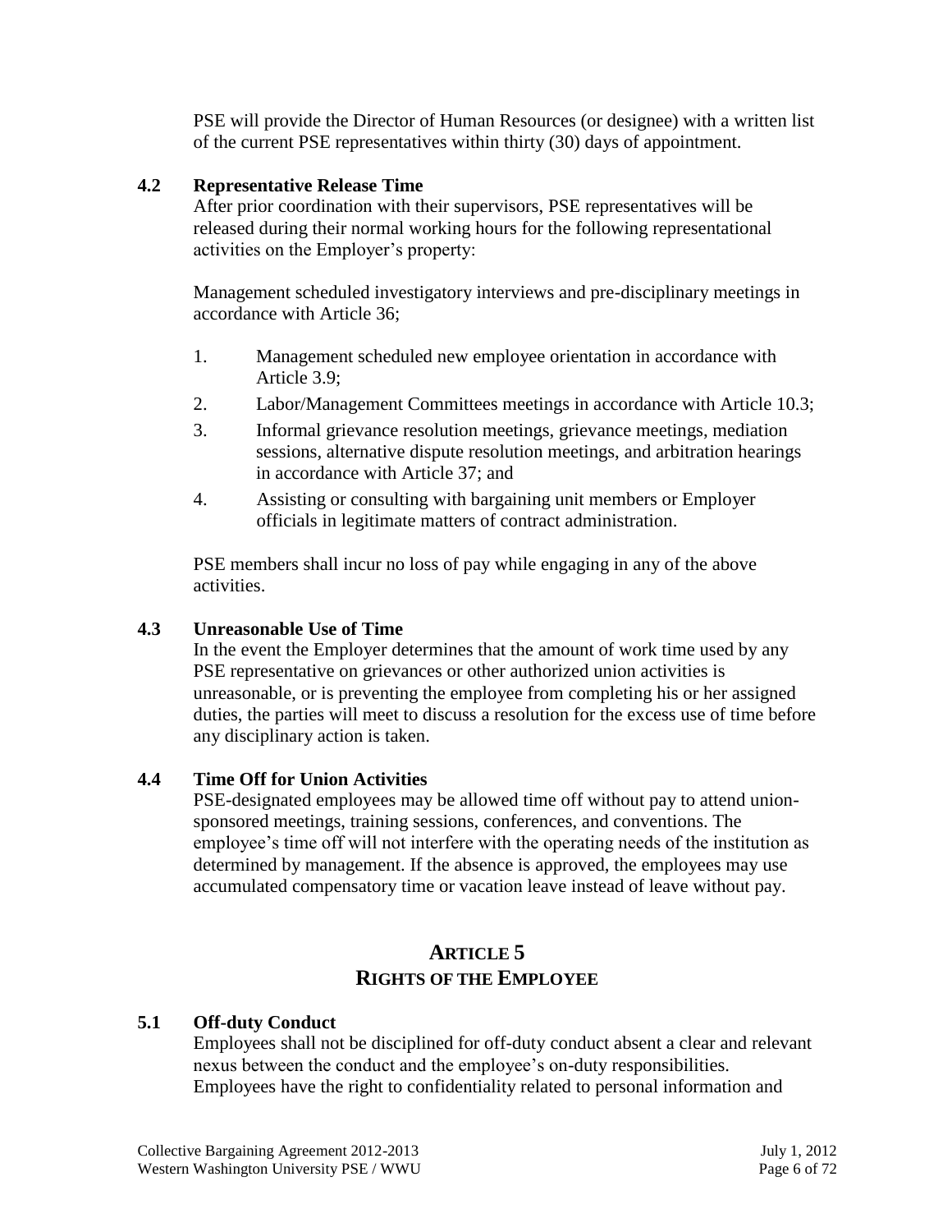PSE will provide the Director of Human Resources (or designee) with a written list of the current PSE representatives within thirty (30) days of appointment.

### 4.2 Representative Release Time

After prior coordination with their supervisors, PSE representatives will be released during their normal working hours for the following representational activities on the Employer's property:

Management scheduled investigatory interviews and pre-disciplinary meetings in accordance with Article 36;

1. Management scheduled new employee orientation in accordance with Article 3.9;
2. Labor/Management Committees meetings in accordance with Article 10.3;
3. Informal grievance resolution meetings, grievance meetings, mediation sessions, alternative dispute resolution meetings, and arbitration hearings in accordance with Article 37; and
4. Assisting or consulting with bargaining unit members or Employer officials in legitimate matters of contract administration.

PSE members shall incur no loss of pay while engaging in any of the above activities.

### 4.3 Unreasonable Use of Time

In the event the Employer determines that the amount of work time used by any PSE representative on grievances or other authorized union activities is unreasonable, or is preventing the employee from completing his or her assigned duties, the parties will meet to discuss a resolution for the excess use of time before any disciplinary action is taken.

### 4.4 Time Off for Union Activities

PSE-designated employees may be allowed time off without pay to attend union-sponsored meetings, training sessions, conferences, and conventions. The employee's time off will not interfere with the operating needs of the institution as determined by management. If the absence is approved, the employees may use accumulated compensatory time or vacation leave instead of leave without pay.

## ARTICLE 5
## RIGHTS OF THE EMPLOYEE

### 5.1 Off-duty Conduct

Employees shall not be disciplined for off-duty conduct absent a clear and relevant nexus between the conduct and the employee's on-duty responsibilities. Employees have the right to confidentiality related to personal information and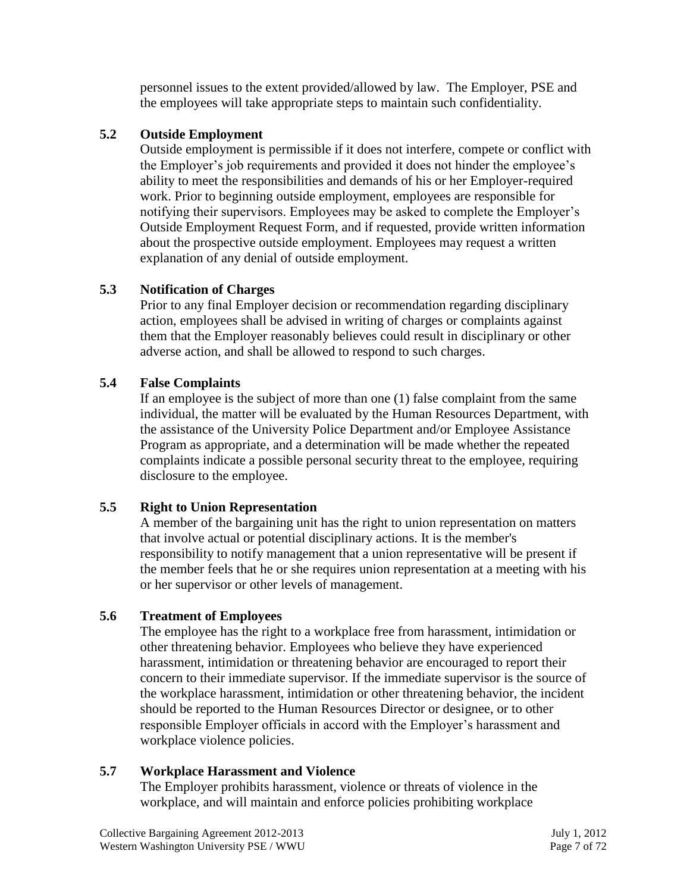personnel issues to the extent provided/allowed by law. The Employer, PSE and the employees will take appropriate steps to maintain such confidentiality.

### 5.2 Outside Employment

Outside employment is permissible if it does not interfere, compete or conflict with the Employer's job requirements and provided it does not hinder the employee's ability to meet the responsibilities and demands of his or her Employer-required work. Prior to beginning outside employment, employees are responsible for notifying their supervisors. Employees may be asked to complete the Employer's Outside Employment Request Form, and if requested, provide written information about the prospective outside employment. Employees may request a written explanation of any denial of outside employment.

### 5.3 Notification of Charges

Prior to any final Employer decision or recommendation regarding disciplinary action, employees shall be advised in writing of charges or complaints against them that the Employer reasonably believes could result in disciplinary or other adverse action, and shall be allowed to respond to such charges.

### 5.4 False Complaints

If an employee is the subject of more than one (1) false complaint from the same individual, the matter will be evaluated by the Human Resources Department, with the assistance of the University Police Department and/or Employee Assistance Program as appropriate, and a determination will be made whether the repeated complaints indicate a possible personal security threat to the employee, requiring disclosure to the employee.

### 5.5 Right to Union Representation

A member of the bargaining unit has the right to union representation on matters that involve actual or potential disciplinary actions. It is the member's responsibility to notify management that a union representative will be present if the member feels that he or she requires union representation at a meeting with his or her supervisor or other levels of management.

### 5.6 Treatment of Employees

The employee has the right to a workplace free from harassment, intimidation or other threatening behavior. Employees who believe they have experienced harassment, intimidation or threatening behavior are encouraged to report their concern to their immediate supervisor. If the immediate supervisor is the source of the workplace harassment, intimidation or other threatening behavior, the incident should be reported to the Human Resources Director or designee, or to other responsible Employer officials in accord with the Employer's harassment and workplace violence policies.

### 5.7 Workplace Harassment and Violence

The Employer prohibits harassment, violence or threats of violence in the workplace, and will maintain and enforce policies prohibiting workplace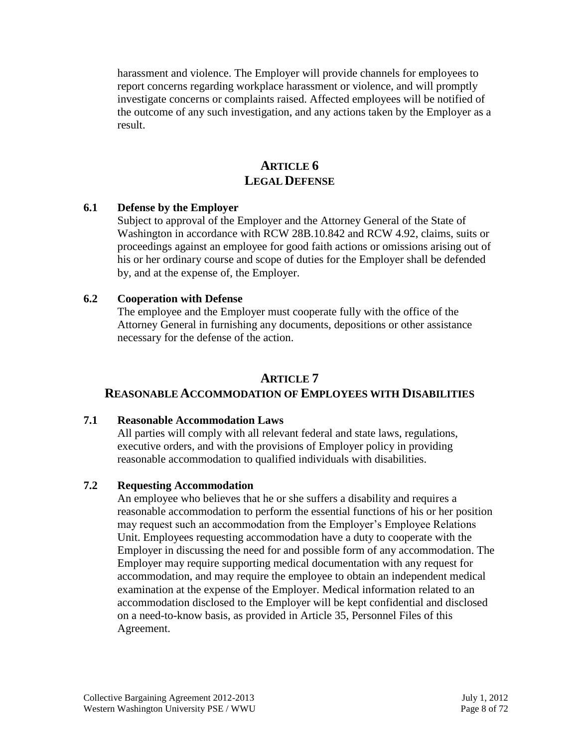harassment and violence. The Employer will provide channels for employees to report concerns regarding workplace harassment or violence, and will promptly investigate concerns or complaints raised. Affected employees will be notified of the outcome of any such investigation, and any actions taken by the Employer as a result.

## ARTICLE 6
## LEGAL DEFENSE

### 6.1 Defense by the Employer

Subject to approval of the Employer and the Attorney General of the State of Washington in accordance with RCW 28B.10.842 and RCW 4.92, claims, suits or proceedings against an employee for good faith actions or omissions arising out of his or her ordinary course and scope of duties for the Employer shall be defended by, and at the expense of, the Employer.

### 6.2 Cooperation with Defense

The employee and the Employer must cooperate fully with the office of the Attorney General in furnishing any documents, depositions or other assistance necessary for the defense of the action.

## ARTICLE 7
## REASONABLE ACCOMMODATION OF EMPLOYEES WITH DISABILITIES

### 7.1 Reasonable Accommodation Laws

All parties will comply with all relevant federal and state laws, regulations, executive orders, and with the provisions of Employer policy in providing reasonable accommodation to qualified individuals with disabilities.

### 7.2 Requesting Accommodation

An employee who believes that he or she suffers a disability and requires a reasonable accommodation to perform the essential functions of his or her position may request such an accommodation from the Employer's Employee Relations Unit. Employees requesting accommodation have a duty to cooperate with the Employer in discussing the need for and possible form of any accommodation. The Employer may require supporting medical documentation with any request for accommodation, and may require the employee to obtain an independent medical examination at the expense of the Employer. Medical information related to an accommodation disclosed to the Employer will be kept confidential and disclosed on a need-to-know basis, as provided in Article 35, Personnel Files of this Agreement.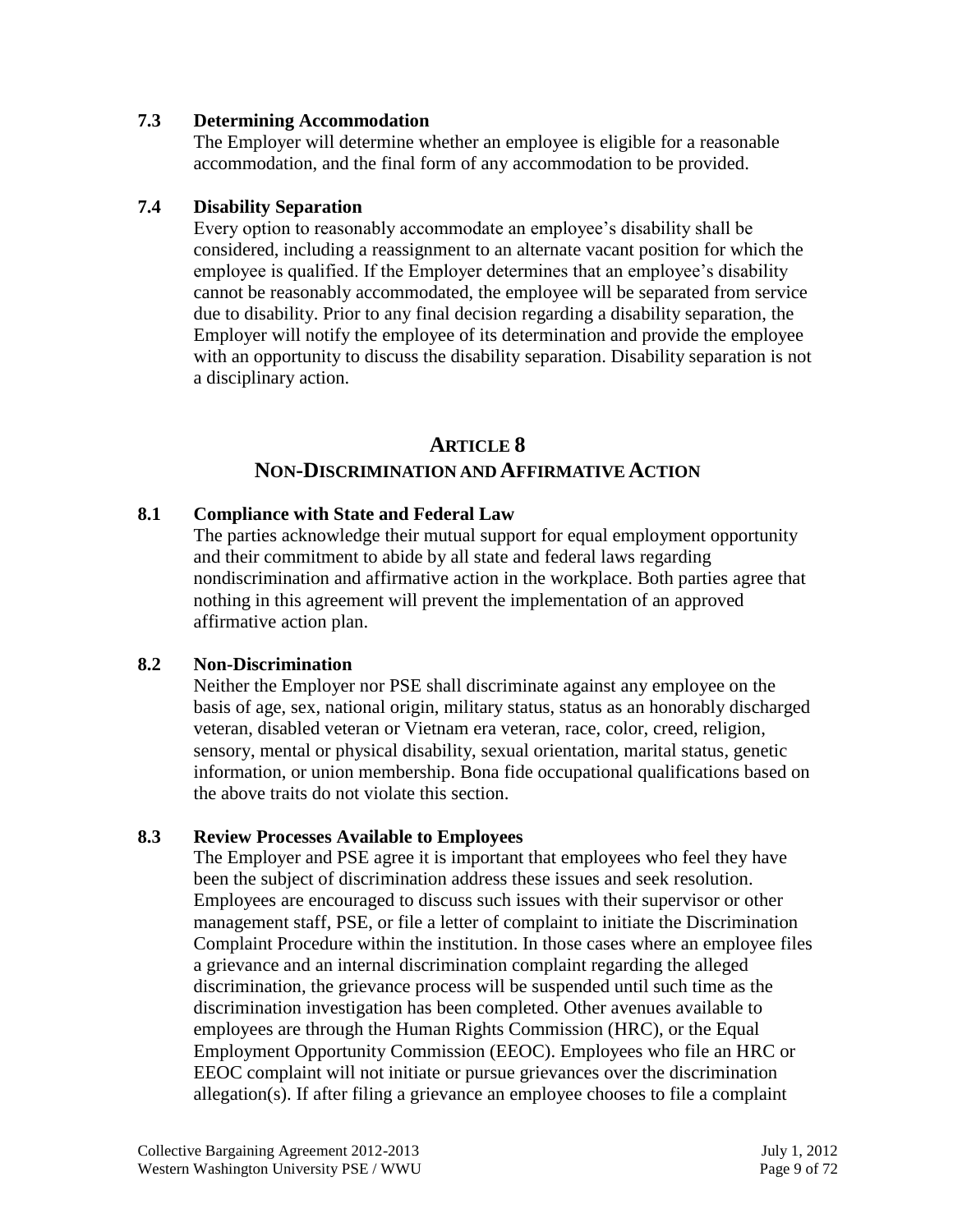### 7.3 Determining Accommodation

The Employer will determine whether an employee is eligible for a reasonable accommodation, and the final form of any accommodation to be provided.

### 7.4 Disability Separation

Every option to reasonably accommodate an employee's disability shall be considered, including a reassignment to an alternate vacant position for which the employee is qualified. If the Employer determines that an employee's disability cannot be reasonably accommodated, the employee will be separated from service due to disability. Prior to any final decision regarding a disability separation, the Employer will notify the employee of its determination and provide the employee with an opportunity to discuss the disability separation. Disability separation is not a disciplinary action.

## ARTICLE 8
## NON-DISCRIMINATION AND AFFIRMATIVE ACTION

### 8.1 Compliance with State and Federal Law

The parties acknowledge their mutual support for equal employment opportunity and their commitment to abide by all state and federal laws regarding nondiscrimination and affirmative action in the workplace. Both parties agree that nothing in this agreement will prevent the implementation of an approved affirmative action plan.

### 8.2 Non-Discrimination

Neither the Employer nor PSE shall discriminate against any employee on the basis of age, sex, national origin, military status, status as an honorably discharged veteran, disabled veteran or Vietnam era veteran, race, color, creed, religion, sensory, mental or physical disability, sexual orientation, marital status, genetic information, or union membership. Bona fide occupational qualifications based on the above traits do not violate this section.

### 8.3 Review Processes Available to Employees

The Employer and PSE agree it is important that employees who feel they have been the subject of discrimination address these issues and seek resolution. Employees are encouraged to discuss such issues with their supervisor or other management staff, PSE, or file a letter of complaint to initiate the Discrimination Complaint Procedure within the institution. In those cases where an employee files a grievance and an internal discrimination complaint regarding the alleged discrimination, the grievance process will be suspended until such time as the discrimination investigation has been completed. Other avenues available to employees are through the Human Rights Commission (HRC), or the Equal Employment Opportunity Commission (EEOC). Employees who file an HRC or EEOC complaint will not initiate or pursue grievances over the discrimination allegation(s). If after filing a grievance an employee chooses to file a complaint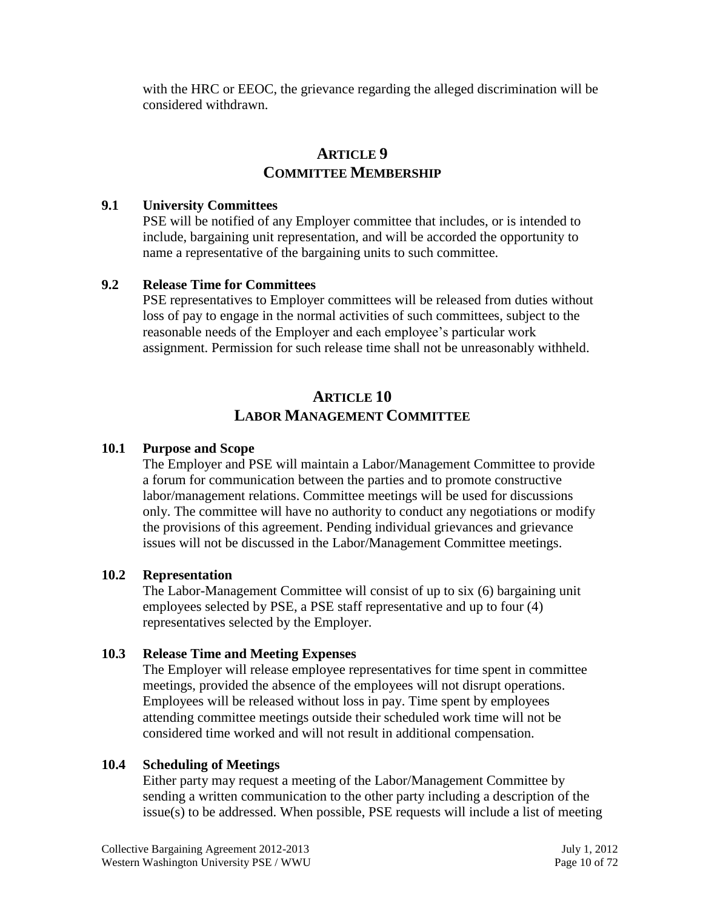with the HRC or EEOC, the grievance regarding the alleged discrimination will be considered withdrawn.

## ARTICLE 9
## COMMITTEE MEMBERSHIP

### 9.1 University Committees

PSE will be notified of any Employer committee that includes, or is intended to include, bargaining unit representation, and will be accorded the opportunity to name a representative of the bargaining units to such committee.

### 9.2 Release Time for Committees

PSE representatives to Employer committees will be released from duties without loss of pay to engage in the normal activities of such committees, subject to the reasonable needs of the Employer and each employee's particular work assignment. Permission for such release time shall not be unreasonably withheld.

## ARTICLE 10
## LABOR MANAGEMENT COMMITTEE

### 10.1 Purpose and Scope

The Employer and PSE will maintain a Labor/Management Committee to provide a forum for communication between the parties and to promote constructive labor/management relations. Committee meetings will be used for discussions only. The committee will have no authority to conduct any negotiations or modify the provisions of this agreement. Pending individual grievances and grievance issues will not be discussed in the Labor/Management Committee meetings.

### 10.2 Representation

The Labor-Management Committee will consist of up to six (6) bargaining unit employees selected by PSE, a PSE staff representative and up to four (4) representatives selected by the Employer.

### 10.3 Release Time and Meeting Expenses

The Employer will release employee representatives for time spent in committee meetings, provided the absence of the employees will not disrupt operations. Employees will be released without loss in pay. Time spent by employees attending committee meetings outside their scheduled work time will not be considered time worked and will not result in additional compensation.

### 10.4 Scheduling of Meetings

Either party may request a meeting of the Labor/Management Committee by sending a written communication to the other party including a description of the issue(s) to be addressed. When possible, PSE requests will include a list of meeting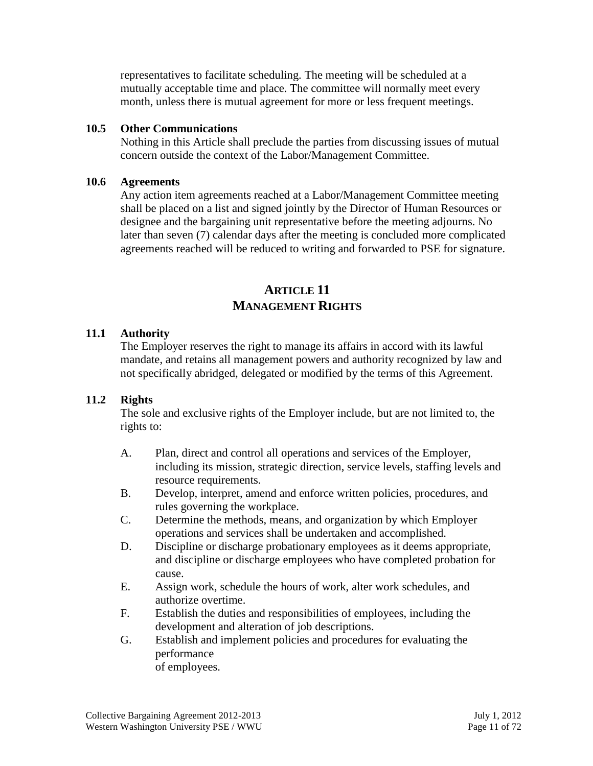representatives to facilitate scheduling. The meeting will be scheduled at a mutually acceptable time and place. The committee will normally meet every month, unless there is mutual agreement for more or less frequent meetings.

**10.5 Other Communications**

Nothing in this Article shall preclude the parties from discussing issues of mutual concern outside the context of the Labor/Management Committee.

**10.6 Agreements**

Any action item agreements reached at a Labor/Management Committee meeting shall be placed on a list and signed jointly by the Director of Human Resources or designee and the bargaining unit representative before the meeting adjourns. No later than seven (7) calendar days after the meeting is concluded more complicated agreements reached will be reduced to writing and forwarded to PSE for signature.

## ARTICLE 11
## MANAGEMENT RIGHTS

**11.1 Authority**

The Employer reserves the right to manage its affairs in accord with its lawful mandate, and retains all management powers and authority recognized by law and not specifically abridged, delegated or modified by the terms of this Agreement.

**11.2 Rights**

The sole and exclusive rights of the Employer include, but are not limited to, the rights to:

A. Plan, direct and control all operations and services of the Employer, including its mission, strategic direction, service levels, staffing levels and resource requirements.

B. Develop, interpret, amend and enforce written policies, procedures, and rules governing the workplace.

C. Determine the methods, means, and organization by which Employer operations and services shall be undertaken and accomplished.

D. Discipline or discharge probationary employees as it deems appropriate, and discipline or discharge employees who have completed probation for cause.

E. Assign work, schedule the hours of work, alter work schedules, and authorize overtime.

F. Establish the duties and responsibilities of employees, including the development and alteration of job descriptions.

G. Establish and implement policies and procedures for evaluating the performance of employees.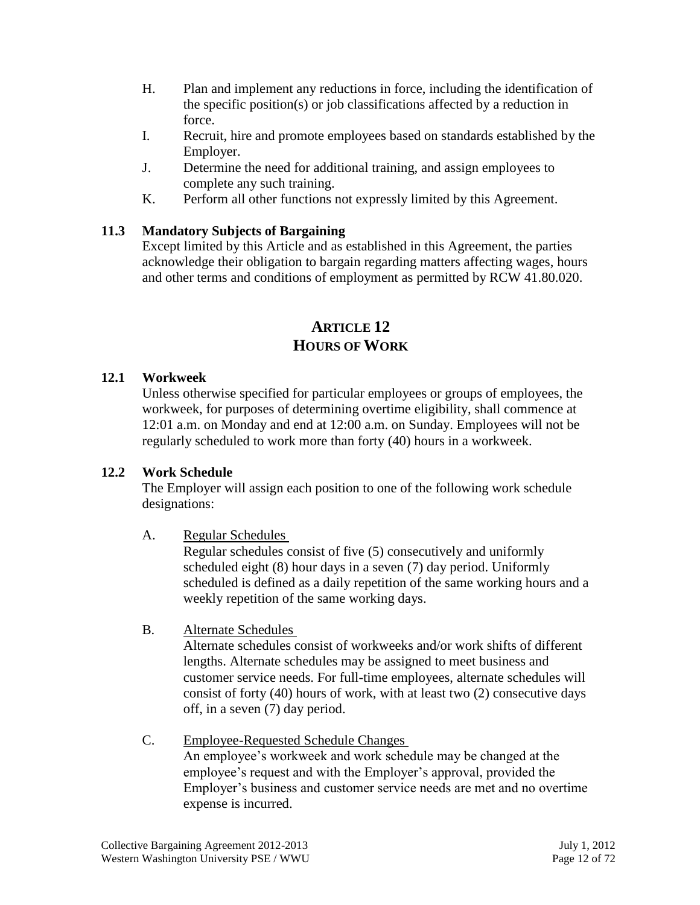H. Plan and implement any reductions in force, including the identification of the specific position(s) or job classifications affected by a reduction in force.

I. Recruit, hire and promote employees based on standards established by the Employer.

J. Determine the need for additional training, and assign employees to complete any such training.

K. Perform all other functions not expressly limited by this Agreement.

### 11.3 Mandatory Subjects of Bargaining

Except limited by this Article and as established in this Agreement, the parties acknowledge their obligation to bargain regarding matters affecting wages, hours and other terms and conditions of employment as permitted by RCW 41.80.020.

## ARTICLE 12
## HOURS OF WORK

### 12.1 Workweek

Unless otherwise specified for particular employees or groups of employees, the workweek, for purposes of determining overtime eligibility, shall commence at 12:01 a.m. on Monday and end at 12:00 a.m. on Sunday. Employees will not be regularly scheduled to work more than forty (40) hours in a workweek.

### 12.2 Work Schedule

The Employer will assign each position to one of the following work schedule designations:

A. Regular Schedules

Regular schedules consist of five (5) consecutively and uniformly scheduled eight (8) hour days in a seven (7) day period. Uniformly scheduled is defined as a daily repetition of the same working hours and a weekly repetition of the same working days.

B. Alternate Schedules

Alternate schedules consist of workweeks and/or work shifts of different lengths. Alternate schedules may be assigned to meet business and customer service needs. For full-time employees, alternate schedules will consist of forty (40) hours of work, with at least two (2) consecutive days off, in a seven (7) day period.

C. Employee-Requested Schedule Changes

An employee's workweek and work schedule may be changed at the employee's request and with the Employer's approval, provided the Employer's business and customer service needs are met and no overtime expense is incurred.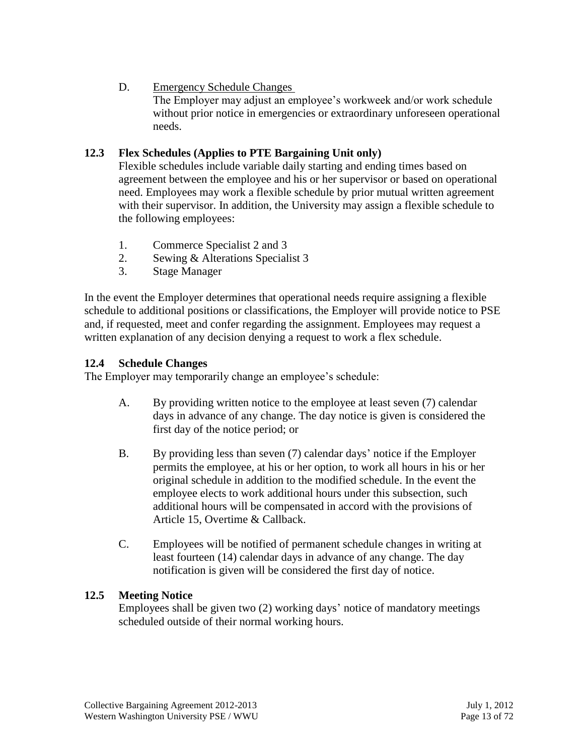D. Emergency Schedule Changes

The Employer may adjust an employee's workweek and/or work schedule without prior notice in emergencies or extraordinary unforeseen operational needs.

### 12.3 Flex Schedules (Applies to PTE Bargaining Unit only)

Flexible schedules include variable daily starting and ending times based on agreement between the employee and his or her supervisor or based on operational need. Employees may work a flexible schedule by prior mutual written agreement with their supervisor. In addition, the University may assign a flexible schedule to the following employees:

1. Commerce Specialist 2 and 3
2. Sewing & Alterations Specialist 3
3. Stage Manager

In the event the Employer determines that operational needs require assigning a flexible schedule to additional positions or classifications, the Employer will provide notice to PSE and, if requested, meet and confer regarding the assignment. Employees may request a written explanation of any decision denying a request to work a flex schedule.

### 12.4 Schedule Changes

The Employer may temporarily change an employee's schedule:

A. By providing written notice to the employee at least seven (7) calendar days in advance of any change. The day notice is given is considered the first day of the notice period; or

B. By providing less than seven (7) calendar days' notice if the Employer permits the employee, at his or her option, to work all hours in his or her original schedule in addition to the modified schedule. In the event the employee elects to work additional hours under this subsection, such additional hours will be compensated in accord with the provisions of Article 15, Overtime & Callback.

C. Employees will be notified of permanent schedule changes in writing at least fourteen (14) calendar days in advance of any change. The day notification is given will be considered the first day of notice.

### 12.5 Meeting Notice

Employees shall be given two (2) working days' notice of mandatory meetings scheduled outside of their normal working hours.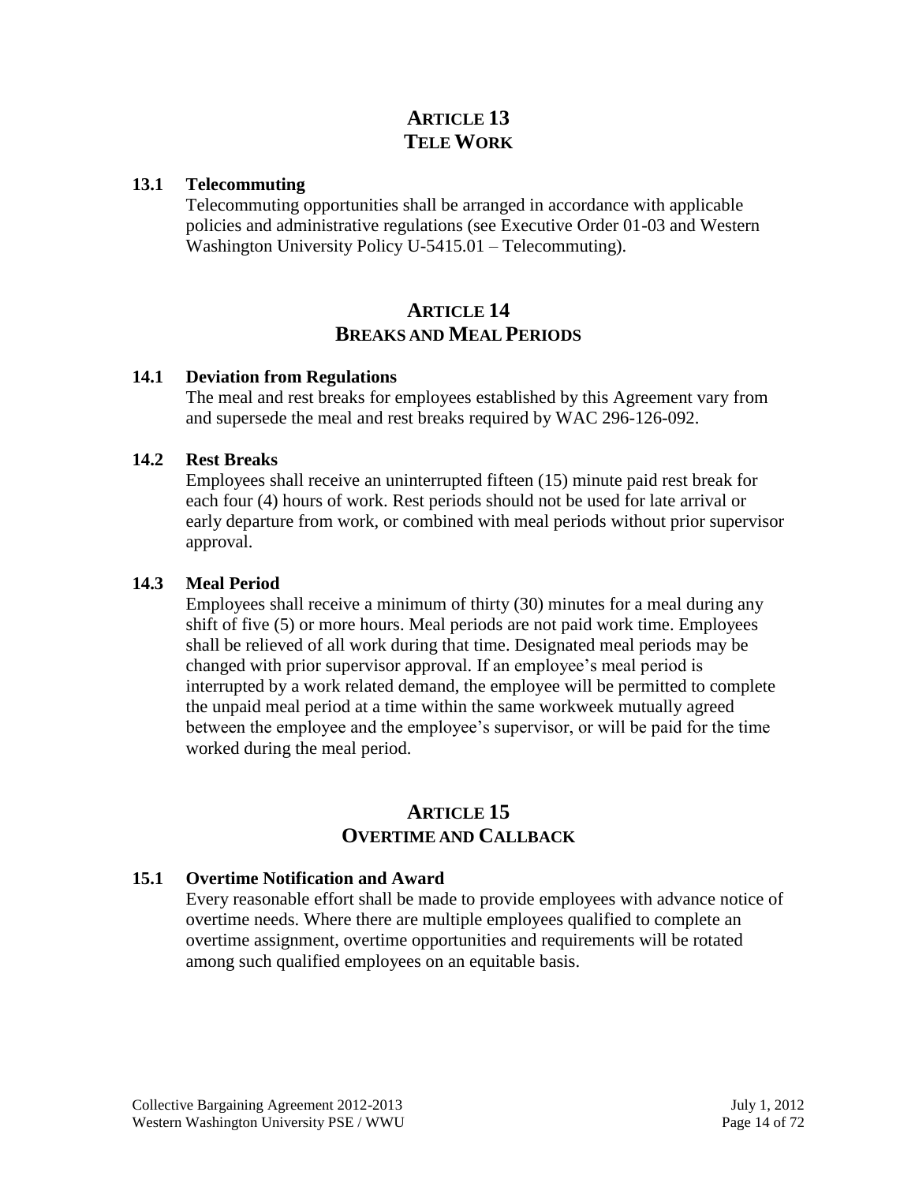# ARTICLE 13
# TELE WORK

### 13.1 Telecommuting

Telecommuting opportunities shall be arranged in accordance with applicable policies and administrative regulations (see Executive Order 01-03 and Western Washington University Policy U-5415.01 – Telecommuting).

# ARTICLE 14
# BREAKS AND MEAL PERIODS

### 14.1 Deviation from Regulations

The meal and rest breaks for employees established by this Agreement vary from and supersede the meal and rest breaks required by WAC 296-126-092.

### 14.2 Rest Breaks

Employees shall receive an uninterrupted fifteen (15) minute paid rest break for each four (4) hours of work. Rest periods should not be used for late arrival or early departure from work, or combined with meal periods without prior supervisor approval.

### 14.3 Meal Period

Employees shall receive a minimum of thirty (30) minutes for a meal during any shift of five (5) or more hours. Meal periods are not paid work time. Employees shall be relieved of all work during that time. Designated meal periods may be changed with prior supervisor approval. If an employee's meal period is interrupted by a work related demand, the employee will be permitted to complete the unpaid meal period at a time within the same workweek mutually agreed between the employee and the employee's supervisor, or will be paid for the time worked during the meal period.

# ARTICLE 15
# OVERTIME AND CALLBACK

### 15.1 Overtime Notification and Award

Every reasonable effort shall be made to provide employees with advance notice of overtime needs. Where there are multiple employees qualified to complete an overtime assignment, overtime opportunities and requirements will be rotated among such qualified employees on an equitable basis.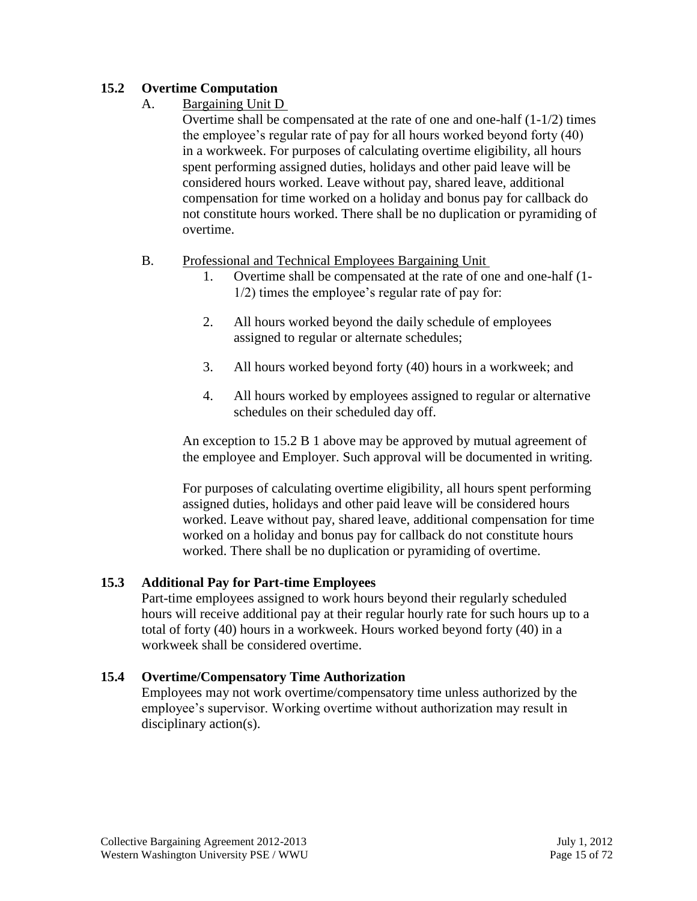## 15.2 Overtime Computation

A. Bargaining Unit D

Overtime shall be compensated at the rate of one and one-half (1-1/2) times the employee's regular rate of pay for all hours worked beyond forty (40) in a workweek. For purposes of calculating overtime eligibility, all hours spent performing assigned duties, holidays and other paid leave will be considered hours worked. Leave without pay, shared leave, additional compensation for time worked on a holiday and bonus pay for callback do not constitute hours worked. There shall be no duplication or pyramiding of overtime.

B. Professional and Technical Employees Bargaining Unit

1. Overtime shall be compensated at the rate of one and one-half (1-1/2) times the employee's regular rate of pay for:

2. All hours worked beyond the daily schedule of employees assigned to regular or alternate schedules;

3. All hours worked beyond forty (40) hours in a workweek; and

4. All hours worked by employees assigned to regular or alternative schedules on their scheduled day off.

An exception to 15.2 B 1 above may be approved by mutual agreement of the employee and Employer. Such approval will be documented in writing.

For purposes of calculating overtime eligibility, all hours spent performing assigned duties, holidays and other paid leave will be considered hours worked. Leave without pay, shared leave, additional compensation for time worked on a holiday and bonus pay for callback do not constitute hours worked. There shall be no duplication or pyramiding of overtime.

## 15.3 Additional Pay for Part-time Employees

Part-time employees assigned to work hours beyond their regularly scheduled hours will receive additional pay at their regular hourly rate for such hours up to a total of forty (40) hours in a workweek. Hours worked beyond forty (40) in a workweek shall be considered overtime.

## 15.4 Overtime/Compensatory Time Authorization

Employees may not work overtime/compensatory time unless authorized by the employee's supervisor. Working overtime without authorization may result in disciplinary action(s).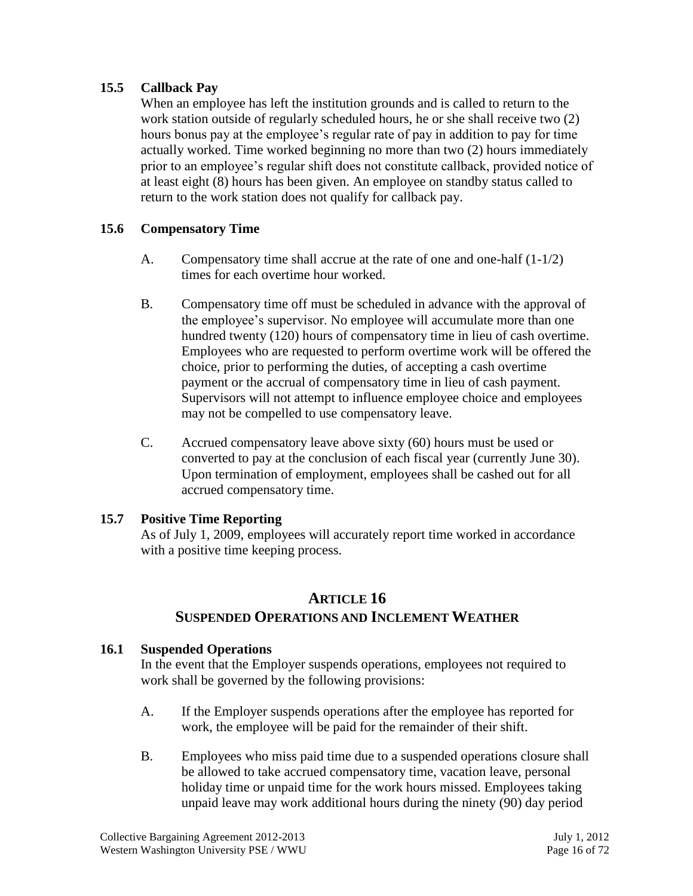### 15.5 Callback Pay

When an employee has left the institution grounds and is called to return to the work station outside of regularly scheduled hours, he or she shall receive two (2) hours bonus pay at the employee's regular rate of pay in addition to pay for time actually worked. Time worked beginning no more than two (2) hours immediately prior to an employee's regular shift does not constitute callback, provided notice of at least eight (8) hours has been given. An employee on standby status called to return to the work station does not qualify for callback pay.

### 15.6 Compensatory Time

A. Compensatory time shall accrue at the rate of one and one-half (1-1/2) times for each overtime hour worked.

B. Compensatory time off must be scheduled in advance with the approval of the employee's supervisor. No employee will accumulate more than one hundred twenty (120) hours of compensatory time in lieu of cash overtime. Employees who are requested to perform overtime work will be offered the choice, prior to performing the duties, of accepting a cash overtime payment or the accrual of compensatory time in lieu of cash payment. Supervisors will not attempt to influence employee choice and employees may not be compelled to use compensatory leave.

C. Accrued compensatory leave above sixty (60) hours must be used or converted to pay at the conclusion of each fiscal year (currently June 30). Upon termination of employment, employees shall be cashed out for all accrued compensatory time.

### 15.7 Positive Time Reporting

As of July 1, 2009, employees will accurately report time worked in accordance with a positive time keeping process.

## ARTICLE 16
## SUSPENDED OPERATIONS AND INCLEMENT WEATHER

### 16.1 Suspended Operations

In the event that the Employer suspends operations, employees not required to work shall be governed by the following provisions:

A. If the Employer suspends operations after the employee has reported for work, the employee will be paid for the remainder of their shift.

B. Employees who miss paid time due to a suspended operations closure shall be allowed to take accrued compensatory time, vacation leave, personal holiday time or unpaid time for the work hours missed. Employees taking unpaid leave may work additional hours during the ninety (90) day period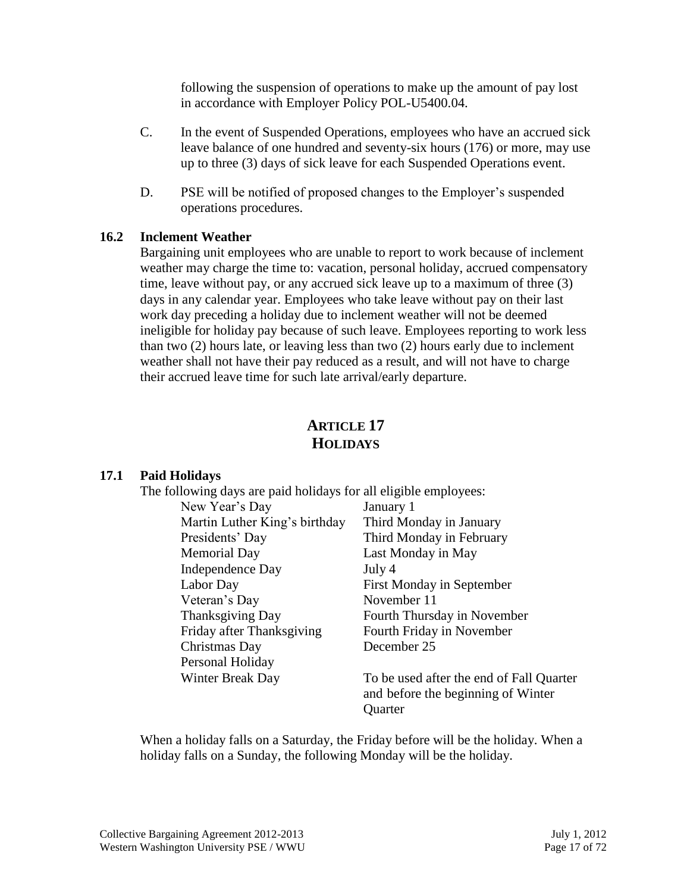following the suspension of operations to make up the amount of pay lost in accordance with Employer Policy POL-U5400.04.

C. In the event of Suspended Operations, employees who have an accrued sick leave balance of one hundred and seventy-six hours (176) or more, may use up to three (3) days of sick leave for each Suspended Operations event.

D. PSE will be notified of proposed changes to the Employer's suspended operations procedures.

### 16.2 Inclement Weather

Bargaining unit employees who are unable to report to work because of inclement weather may charge the time to: vacation, personal holiday, accrued compensatory time, leave without pay, or any accrued sick leave up to a maximum of three (3) days in any calendar year. Employees who take leave without pay on their last work day preceding a holiday due to inclement weather will not be deemed ineligible for holiday pay because of such leave. Employees reporting to work less than two (2) hours late, or leaving less than two (2) hours early due to inclement weather shall not have their pay reduced as a result, and will not have to charge their accrued leave time for such late arrival/early departure.

## ARTICLE 17
## HOLIDAYS

### 17.1 Paid Holidays

The following days are paid holidays for all eligible employees:

| | |
|---|---|
| New Year's Day | January 1 |
| Martin Luther King's birthday | Third Monday in January |
| Presidents' Day | Third Monday in February |
| Memorial Day | Last Monday in May |
| Independence Day | July 4 |
| Labor Day | First Monday in September |
| Veteran's Day | November 11 |
| Thanksgiving Day | Fourth Thursday in November |
| Friday after Thanksgiving | Fourth Friday in November |
| Christmas Day | December 25 |
| Personal Holiday | |
| Winter Break Day | To be used after the end of Fall Quarter and before the beginning of Winter Quarter |

When a holiday falls on a Saturday, the Friday before will be the holiday. When a holiday falls on a Sunday, the following Monday will be the holiday.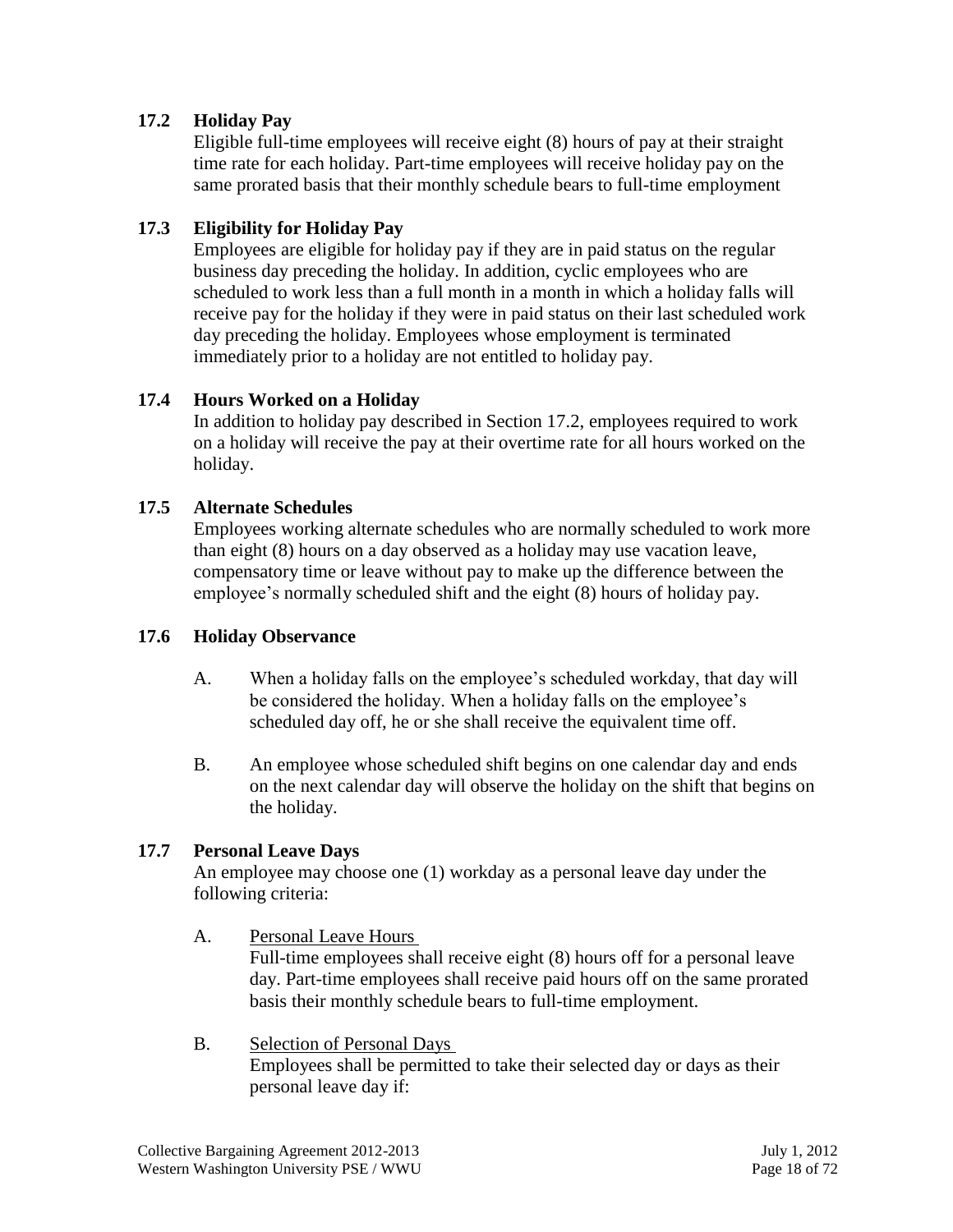### 17.2 Holiday Pay

Eligible full-time employees will receive eight (8) hours of pay at their straight time rate for each holiday. Part-time employees will receive holiday pay on the same prorated basis that their monthly schedule bears to full-time employment

### 17.3 Eligibility for Holiday Pay

Employees are eligible for holiday pay if they are in paid status on the regular business day preceding the holiday. In addition, cyclic employees who are scheduled to work less than a full month in a month in which a holiday falls will receive pay for the holiday if they were in paid status on their last scheduled work day preceding the holiday. Employees whose employment is terminated immediately prior to a holiday are not entitled to holiday pay.

### 17.4 Hours Worked on a Holiday

In addition to holiday pay described in Section 17.2, employees required to work on a holiday will receive the pay at their overtime rate for all hours worked on the holiday.

### 17.5 Alternate Schedules

Employees working alternate schedules who are normally scheduled to work more than eight (8) hours on a day observed as a holiday may use vacation leave, compensatory time or leave without pay to make up the difference between the employee's normally scheduled shift and the eight (8) hours of holiday pay.

### 17.6 Holiday Observance

A. When a holiday falls on the employee's scheduled workday, that day will be considered the holiday. When a holiday falls on the employee's scheduled day off, he or she shall receive the equivalent time off.

B. An employee whose scheduled shift begins on one calendar day and ends on the next calendar day will observe the holiday on the shift that begins on the holiday.

### 17.7 Personal Leave Days

An employee may choose one (1) workday as a personal leave day under the following criteria:

A. Personal Leave Hours
Full-time employees shall receive eight (8) hours off for a personal leave day. Part-time employees shall receive paid hours off on the same prorated basis their monthly schedule bears to full-time employment.

B. Selection of Personal Days
Employees shall be permitted to take their selected day or days as their personal leave day if: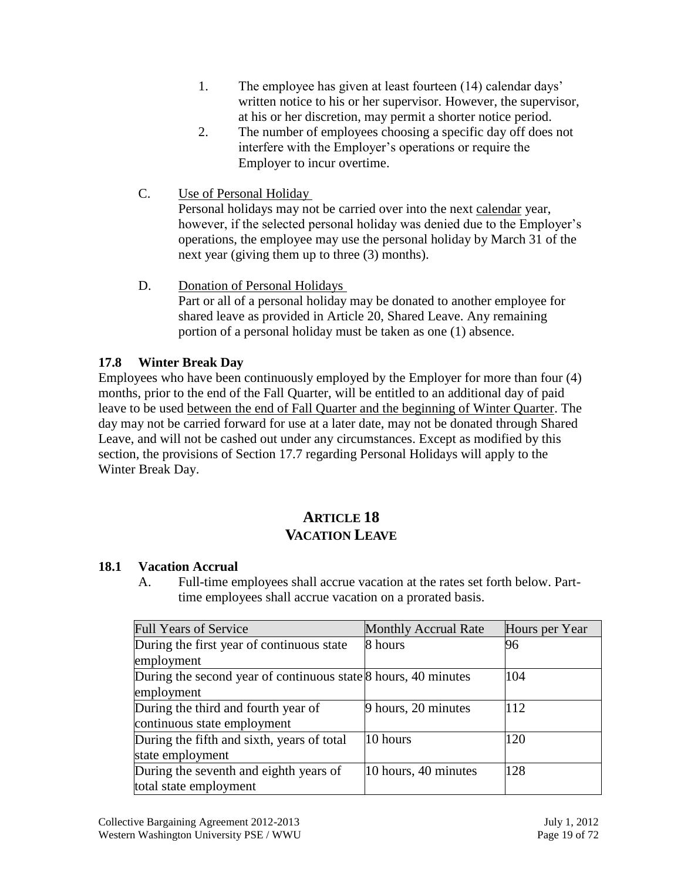1. The employee has given at least fourteen (14) calendar days' written notice to his or her supervisor. However, the supervisor, at his or her discretion, may permit a shorter notice period.
2. The number of employees choosing a specific day off does not interfere with the Employer's operations or require the Employer to incur overtime.

C. Use of Personal Holiday
Personal holidays may not be carried over into the next calendar year, however, if the selected personal holiday was denied due to the Employer's operations, the employee may use the personal holiday by March 31 of the next year (giving them up to three (3) months).

D. Donation of Personal Holidays
Part or all of a personal holiday may be donated to another employee for shared leave as provided in Article 20, Shared Leave. Any remaining portion of a personal holiday must be taken as one (1) absence.

### 17.8 Winter Break Day

Employees who have been continuously employed by the Employer for more than four (4) months, prior to the end of the Fall Quarter, will be entitled to an additional day of paid leave to be used between the end of Fall Quarter and the beginning of Winter Quarter. The day may not be carried forward for use at a later date, may not be donated through Shared Leave, and will not be cashed out under any circumstances. Except as modified by this section, the provisions of Section 17.7 regarding Personal Holidays will apply to the Winter Break Day.

## ARTICLE 18
## VACATION LEAVE

### 18.1 Vacation Accrual

A. Full-time employees shall accrue vacation at the rates set forth below. Part-time employees shall accrue vacation on a prorated basis.

| Full Years of Service | Monthly Accrual Rate | Hours per Year |
|---|---|---|
| During the first year of continuous state employment | 8 hours | 96 |
| During the second year of continuous state employment | 8 hours, 40 minutes | 104 |
| During the third and fourth year of continuous state employment | 9 hours, 20 minutes | 112 |
| During the fifth and sixth, years of total state employment | 10 hours | 120 |
| During the seventh and eighth years of total state employment | 10 hours, 40 minutes | 128 |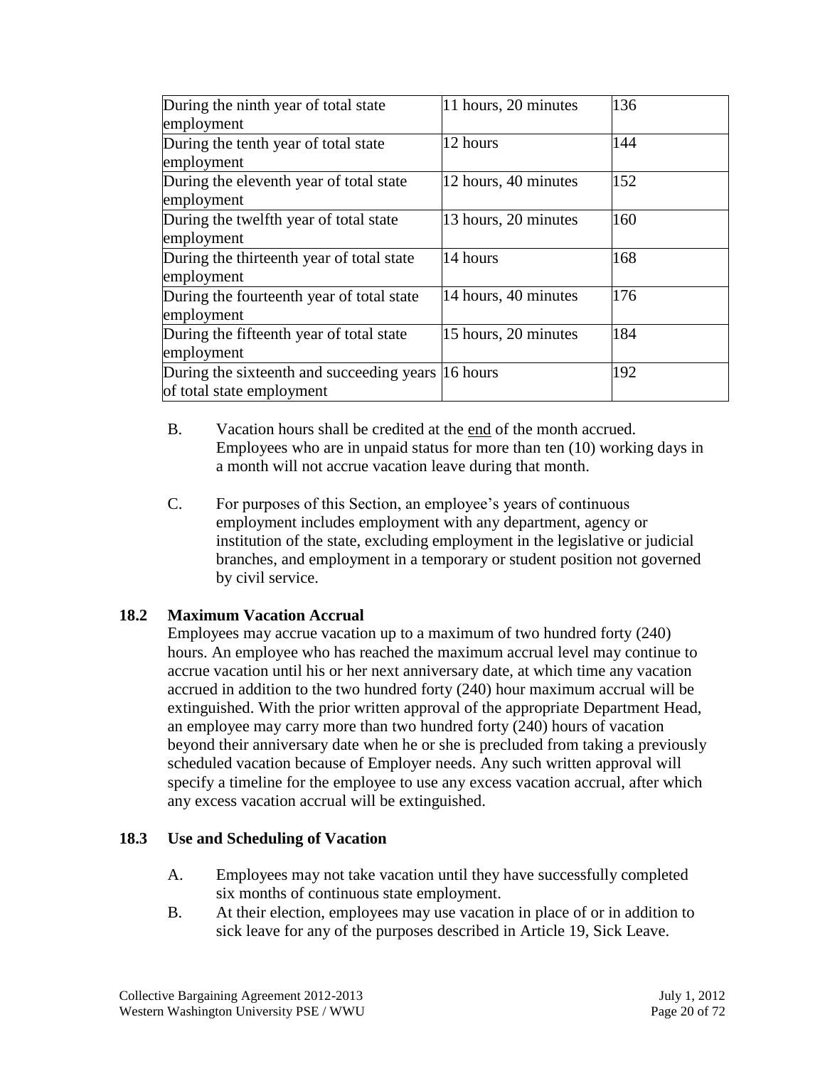| During the ninth year of total state employment | 11 hours, 20 minutes | 136 |
|---|---|---|
| During the tenth year of total state employment | 12 hours | 144 |
| During the eleventh year of total state employment | 12 hours, 40 minutes | 152 |
| During the twelfth year of total state employment | 13 hours, 20 minutes | 160 |
| During the thirteenth year of total state employment | 14 hours | 168 |
| During the fourteenth year of total state employment | 14 hours, 40 minutes | 176 |
| During the fifteenth year of total state employment | 15 hours, 20 minutes | 184 |
| During the sixteenth and succeeding years of total state employment | 16 hours | 192 |

B. Vacation hours shall be credited at the end of the month accrued. Employees who are in unpaid status for more than ten (10) working days in a month will not accrue vacation leave during that month.

C. For purposes of this Section, an employee's years of continuous employment includes employment with any department, agency or institution of the state, excluding employment in the legislative or judicial branches, and employment in a temporary or student position not governed by civil service.

### 18.2 Maximum Vacation Accrual

Employees may accrue vacation up to a maximum of two hundred forty (240) hours. An employee who has reached the maximum accrual level may continue to accrue vacation until his or her next anniversary date, at which time any vacation accrued in addition to the two hundred forty (240) hour maximum accrual will be extinguished. With the prior written approval of the appropriate Department Head, an employee may carry more than two hundred forty (240) hours of vacation beyond their anniversary date when he or she is precluded from taking a previously scheduled vacation because of Employer needs. Any such written approval will specify a timeline for the employee to use any excess vacation accrual, after which any excess vacation accrual will be extinguished.

### 18.3 Use and Scheduling of Vacation

A. Employees may not take vacation until they have successfully completed six months of continuous state employment.

B. At their election, employees may use vacation in place of or in addition to sick leave for any of the purposes described in Article 19, Sick Leave.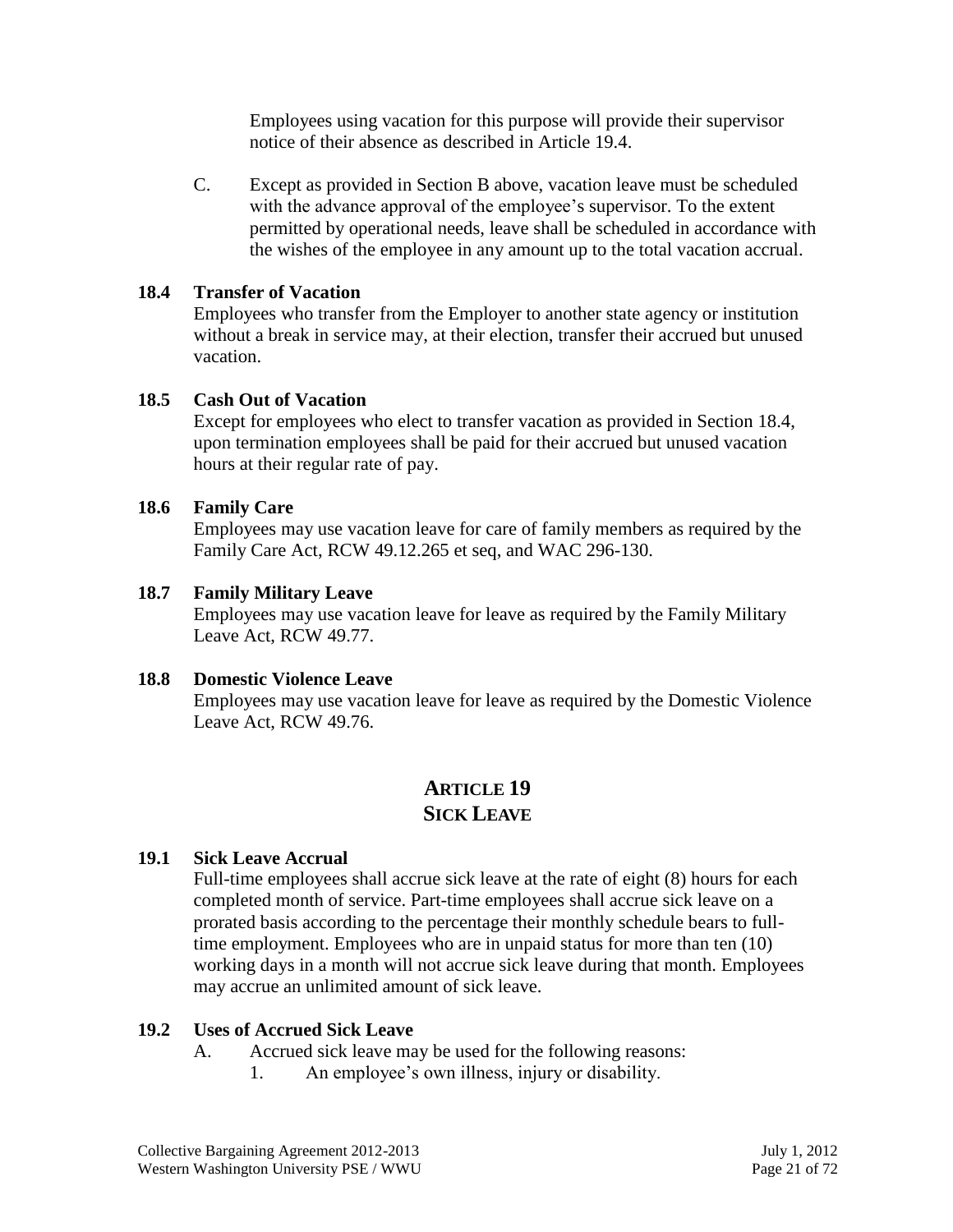Employees using vacation for this purpose will provide their supervisor notice of their absence as described in Article 19.4.

C. Except as provided in Section B above, vacation leave must be scheduled with the advance approval of the employee's supervisor. To the extent permitted by operational needs, leave shall be scheduled in accordance with the wishes of the employee in any amount up to the total vacation accrual.

### 18.4 Transfer of Vacation

Employees who transfer from the Employer to another state agency or institution without a break in service may, at their election, transfer their accrued but unused vacation.

### 18.5 Cash Out of Vacation

Except for employees who elect to transfer vacation as provided in Section 18.4, upon termination employees shall be paid for their accrued but unused vacation hours at their regular rate of pay.

### 18.6 Family Care

Employees may use vacation leave for care of family members as required by the Family Care Act, RCW 49.12.265 et seq, and WAC 296-130.

### 18.7 Family Military Leave

Employees may use vacation leave for leave as required by the Family Military Leave Act, RCW 49.77.

### 18.8 Domestic Violence Leave

Employees may use vacation leave for leave as required by the Domestic Violence Leave Act, RCW 49.76.

## ARTICLE 19
## SICK LEAVE

### 19.1 Sick Leave Accrual

Full-time employees shall accrue sick leave at the rate of eight (8) hours for each completed month of service. Part-time employees shall accrue sick leave on a prorated basis according to the percentage their monthly schedule bears to full-time employment. Employees who are in unpaid status for more than ten (10) working days in a month will not accrue sick leave during that month. Employees may accrue an unlimited amount of sick leave.

### 19.2 Uses of Accrued Sick Leave

A. Accrued sick leave may be used for the following reasons:

1. An employee's own illness, injury or disability.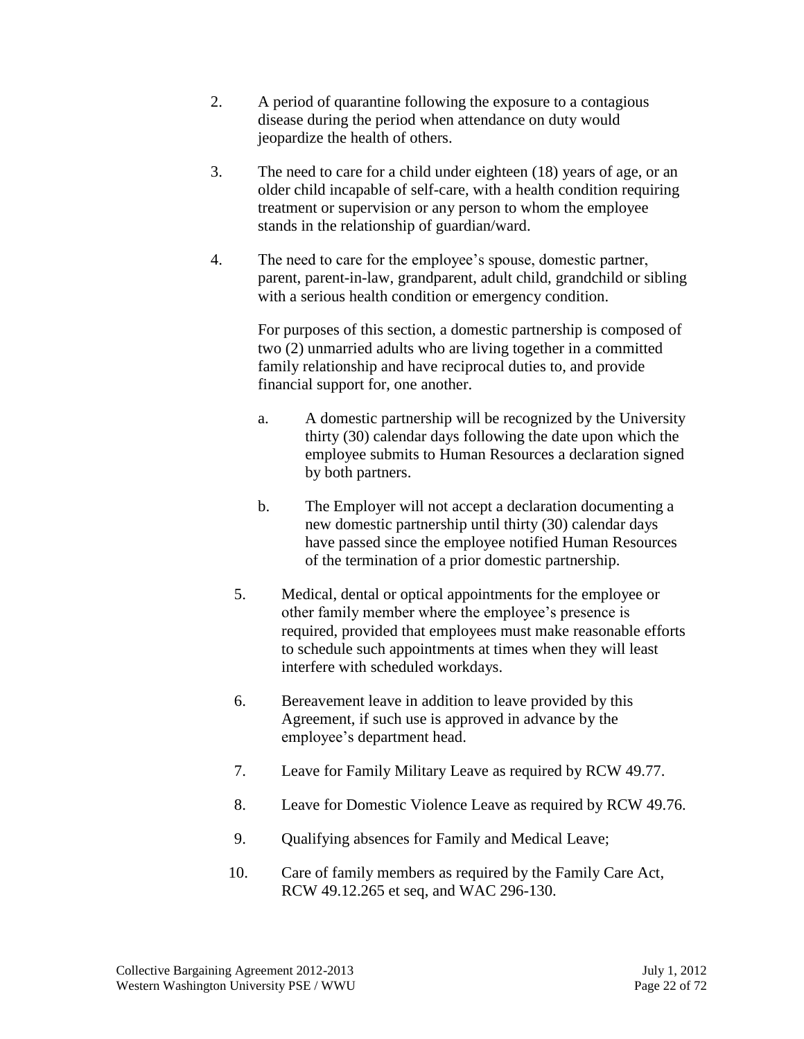2. A period of quarantine following the exposure to a contagious disease during the period when attendance on duty would jeopardize the health of others.

3. The need to care for a child under eighteen (18) years of age, or an older child incapable of self-care, with a health condition requiring treatment or supervision or any person to whom the employee stands in the relationship of guardian/ward.

4. The need to care for the employee's spouse, domestic partner, parent, parent-in-law, grandparent, adult child, grandchild or sibling with a serious health condition or emergency condition.

   For purposes of this section, a domestic partnership is composed of two (2) unmarried adults who are living together in a committed family relationship and have reciprocal duties to, and provide financial support for, one another.

   a. A domestic partnership will be recognized by the University thirty (30) calendar days following the date upon which the employee submits to Human Resources a declaration signed by both partners.

   b. The Employer will not accept a declaration documenting a new domestic partnership until thirty (30) calendar days have passed since the employee notified Human Resources of the termination of a prior domestic partnership.

5. Medical, dental or optical appointments for the employee or other family member where the employee's presence is required, provided that employees must make reasonable efforts to schedule such appointments at times when they will least interfere with scheduled workdays.

6. Bereavement leave in addition to leave provided by this Agreement, if such use is approved in advance by the employee's department head.

7. Leave for Family Military Leave as required by RCW 49.77.

8. Leave for Domestic Violence Leave as required by RCW 49.76.

9. Qualifying absences for Family and Medical Leave;

10. Care of family members as required by the Family Care Act, RCW 49.12.265 et seq, and WAC 296-130.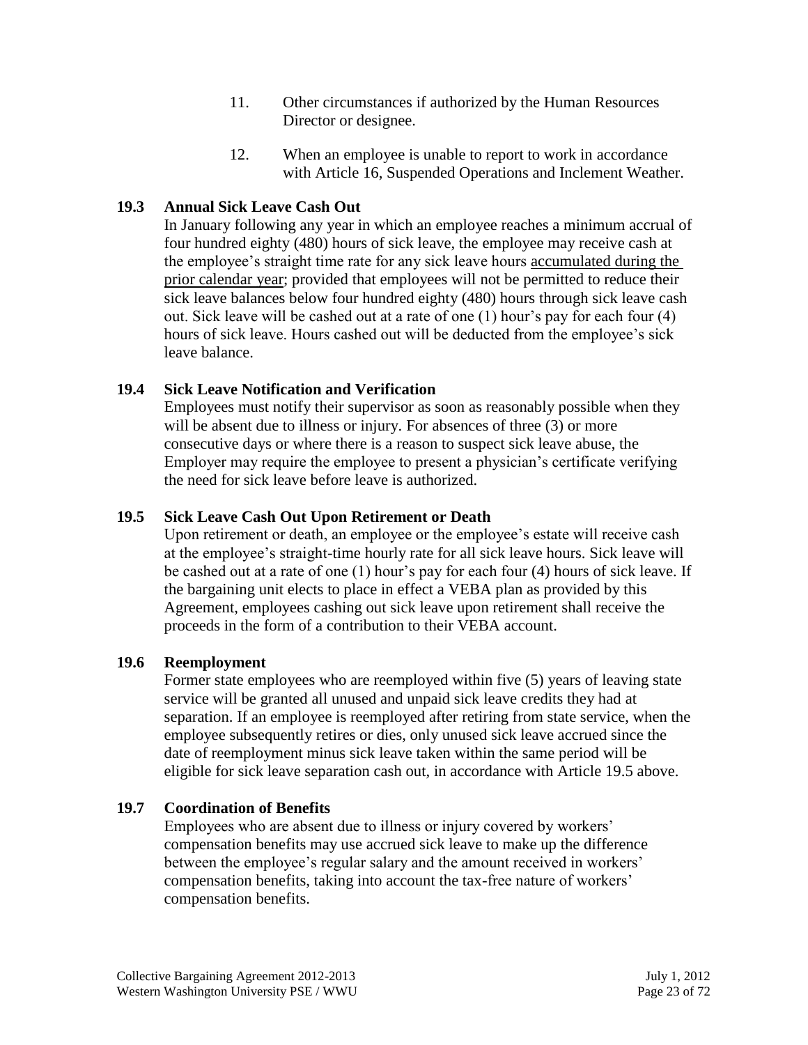11. Other circumstances if authorized by the Human Resources Director or designee.

12. When an employee is unable to report to work in accordance with Article 16, Suspended Operations and Inclement Weather.

### 19.3 Annual Sick Leave Cash Out

In January following any year in which an employee reaches a minimum accrual of four hundred eighty (480) hours of sick leave, the employee may receive cash at the employee's straight time rate for any sick leave hours <u>accumulated during the prior calendar year</u>; provided that employees will not be permitted to reduce their sick leave balances below four hundred eighty (480) hours through sick leave cash out. Sick leave will be cashed out at a rate of one (1) hour's pay for each four (4) hours of sick leave. Hours cashed out will be deducted from the employee's sick leave balance.

### 19.4 Sick Leave Notification and Verification

Employees must notify their supervisor as soon as reasonably possible when they will be absent due to illness or injury. For absences of three (3) or more consecutive days or where there is a reason to suspect sick leave abuse, the Employer may require the employee to present a physician's certificate verifying the need for sick leave before leave is authorized.

### 19.5 Sick Leave Cash Out Upon Retirement or Death

Upon retirement or death, an employee or the employee's estate will receive cash at the employee's straight-time hourly rate for all sick leave hours. Sick leave will be cashed out at a rate of one (1) hour's pay for each four (4) hours of sick leave. If the bargaining unit elects to place in effect a VEBA plan as provided by this Agreement, employees cashing out sick leave upon retirement shall receive the proceeds in the form of a contribution to their VEBA account.

### 19.6 Reemployment

Former state employees who are reemployed within five (5) years of leaving state service will be granted all unused and unpaid sick leave credits they had at separation. If an employee is reemployed after retiring from state service, when the employee subsequently retires or dies, only unused sick leave accrued since the date of reemployment minus sick leave taken within the same period will be eligible for sick leave separation cash out, in accordance with Article 19.5 above.

### 19.7 Coordination of Benefits

Employees who are absent due to illness or injury covered by workers' compensation benefits may use accrued sick leave to make up the difference between the employee's regular salary and the amount received in workers' compensation benefits, taking into account the tax-free nature of workers' compensation benefits.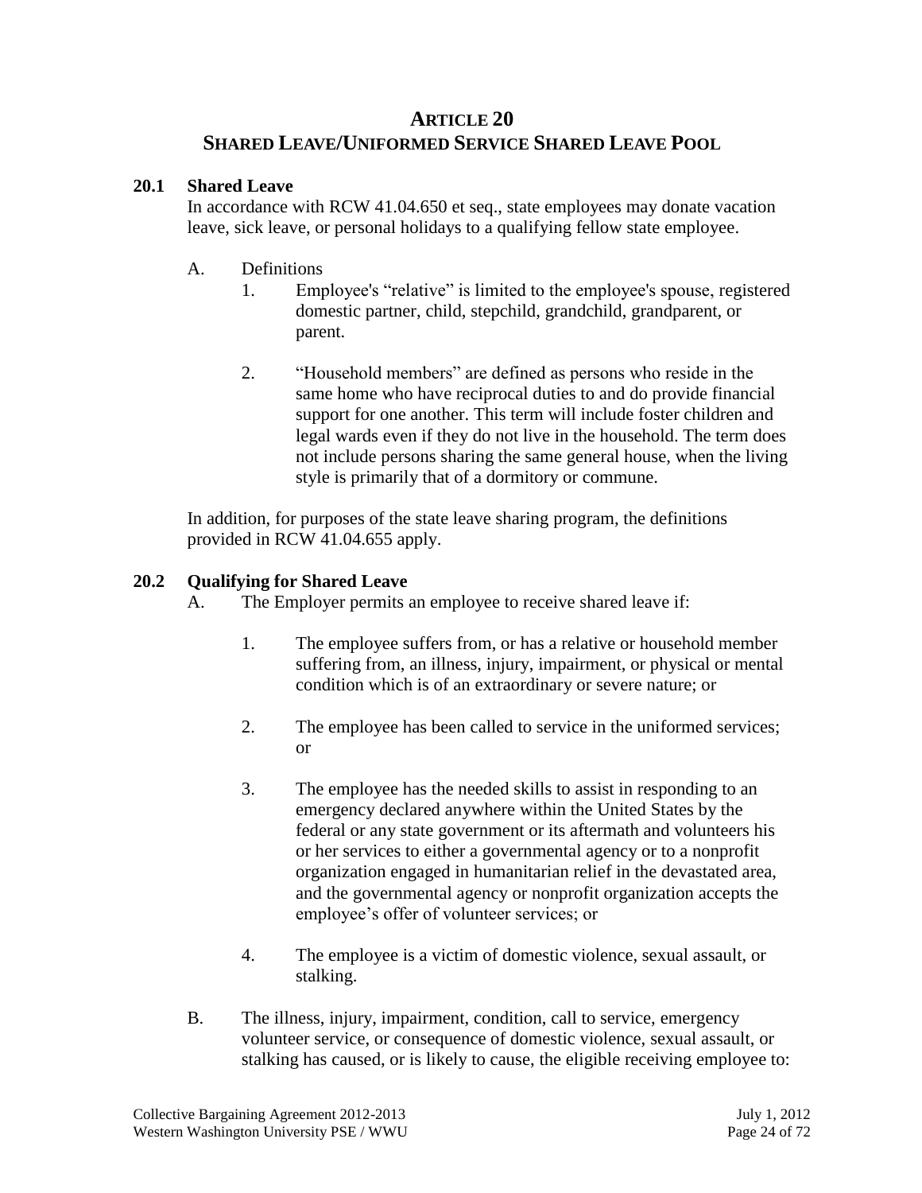# ARTICLE 20
# SHARED LEAVE/UNIFORMED SERVICE SHARED LEAVE POOL

## 20.1 Shared Leave

In accordance with RCW 41.04.650 et seq., state employees may donate vacation leave, sick leave, or personal holidays to a qualifying fellow state employee.

A. Definitions

1. Employee's "relative" is limited to the employee's spouse, registered domestic partner, child, stepchild, grandchild, grandparent, or parent.

2. "Household members" are defined as persons who reside in the same home who have reciprocal duties to and do provide financial support for one another. This term will include foster children and legal wards even if they do not live in the household. The term does not include persons sharing the same general house, when the living style is primarily that of a dormitory or commune.

In addition, for purposes of the state leave sharing program, the definitions provided in RCW 41.04.655 apply.

## 20.2 Qualifying for Shared Leave

A. The Employer permits an employee to receive shared leave if:

1. The employee suffers from, or has a relative or household member suffering from, an illness, injury, impairment, or physical or mental condition which is of an extraordinary or severe nature; or

2. The employee has been called to service in the uniformed services; or

3. The employee has the needed skills to assist in responding to an emergency declared anywhere within the United States by the federal or any state government or its aftermath and volunteers his or her services to either a governmental agency or to a nonprofit organization engaged in humanitarian relief in the devastated area, and the governmental agency or nonprofit organization accepts the employee's offer of volunteer services; or

4. The employee is a victim of domestic violence, sexual assault, or stalking.

B. The illness, injury, impairment, condition, call to service, emergency volunteer service, or consequence of domestic violence, sexual assault, or stalking has caused, or is likely to cause, the eligible receiving employee to: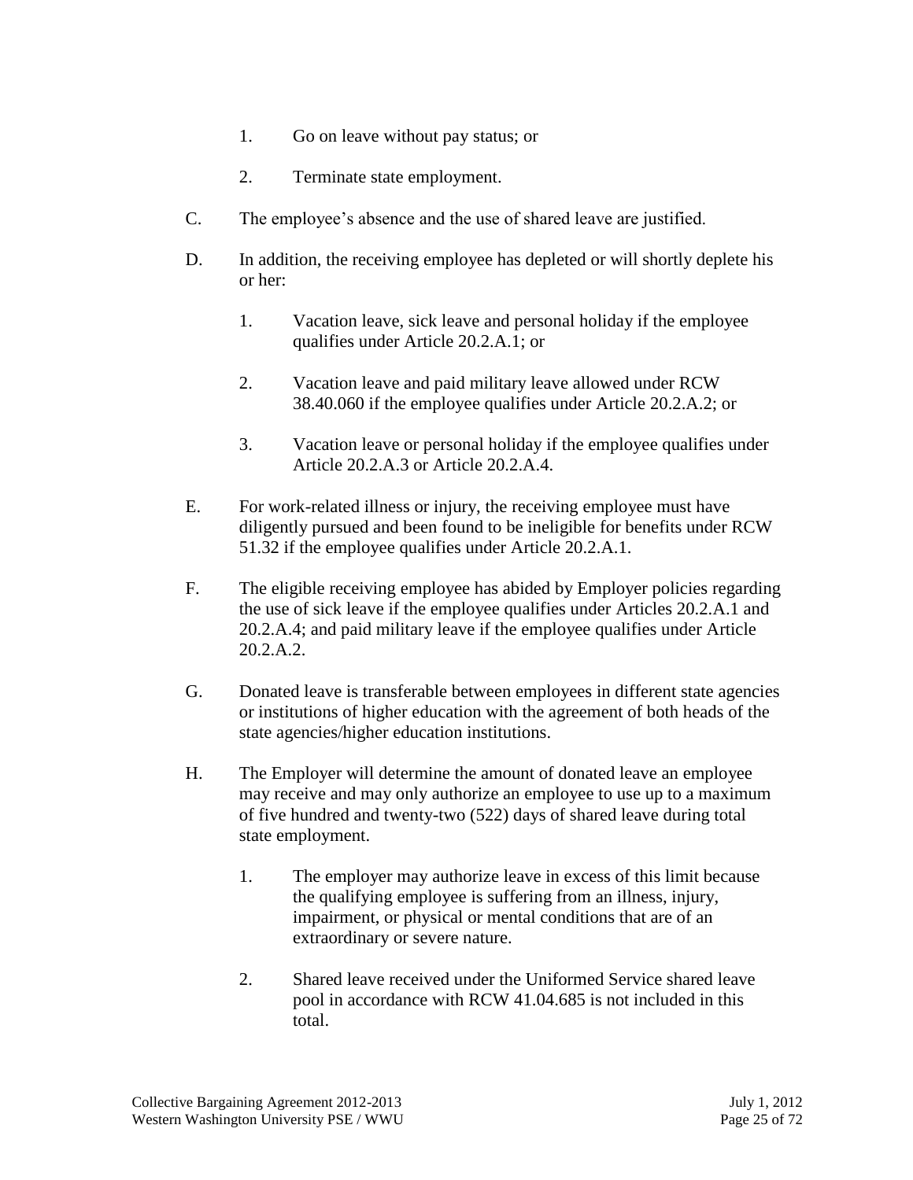1. Go on leave without pay status; or

   2. Terminate state employment.

C. The employee's absence and the use of shared leave are justified.

D. In addition, the receiving employee has depleted or will shortly deplete his or her:

   1. Vacation leave, sick leave and personal holiday if the employee qualifies under Article 20.2.A.1; or

   2. Vacation leave and paid military leave allowed under RCW 38.40.060 if the employee qualifies under Article 20.2.A.2; or

   3. Vacation leave or personal holiday if the employee qualifies under Article 20.2.A.3 or Article 20.2.A.4.

E. For work-related illness or injury, the receiving employee must have diligently pursued and been found to be ineligible for benefits under RCW 51.32 if the employee qualifies under Article 20.2.A.1.

F. The eligible receiving employee has abided by Employer policies regarding the use of sick leave if the employee qualifies under Articles 20.2.A.1 and 20.2.A.4; and paid military leave if the employee qualifies under Article 20.2.A.2.

G. Donated leave is transferable between employees in different state agencies or institutions of higher education with the agreement of both heads of the state agencies/higher education institutions.

H. The Employer will determine the amount of donated leave an employee may receive and may only authorize an employee to use up to a maximum of five hundred and twenty-two (522) days of shared leave during total state employment.

   1. The employer may authorize leave in excess of this limit because the qualifying employee is suffering from an illness, injury, impairment, or physical or mental conditions that are of an extraordinary or severe nature.

   2. Shared leave received under the Uniformed Service shared leave pool in accordance with RCW 41.04.685 is not included in this total.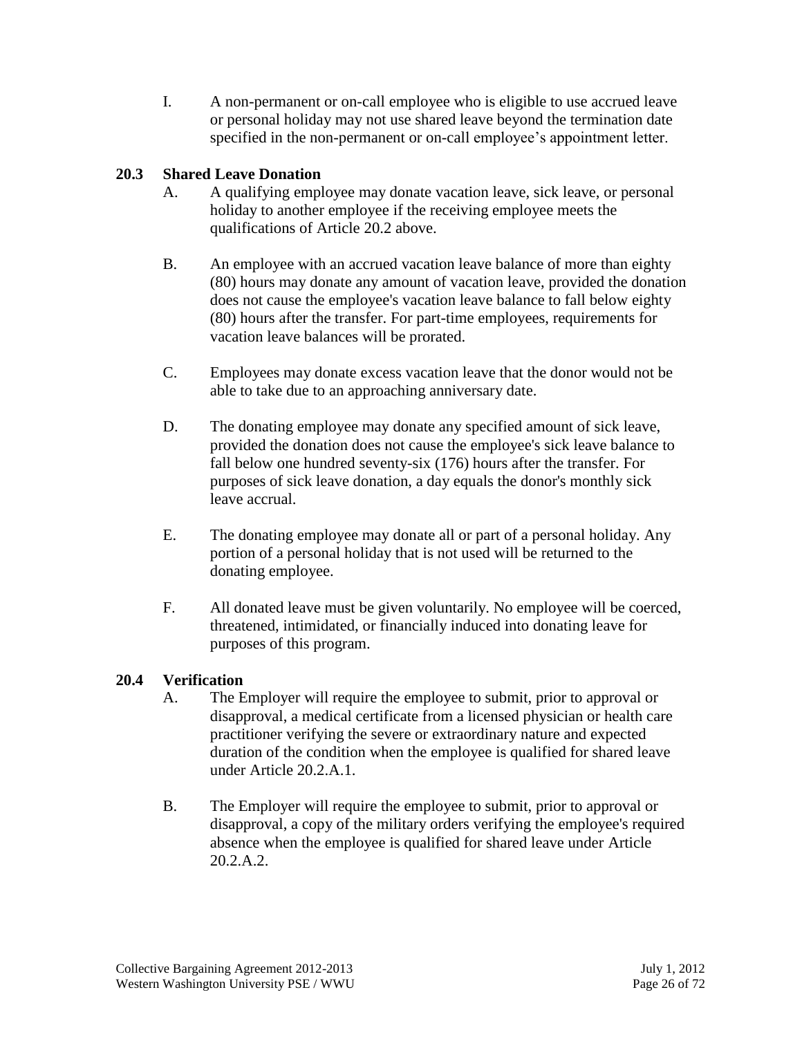I. A non-permanent or on-call employee who is eligible to use accrued leave or personal holiday may not use shared leave beyond the termination date specified in the non-permanent or on-call employee's appointment letter.

### 20.3 Shared Leave Donation

A. A qualifying employee may donate vacation leave, sick leave, or personal holiday to another employee if the receiving employee meets the qualifications of Article 20.2 above.

B. An employee with an accrued vacation leave balance of more than eighty (80) hours may donate any amount of vacation leave, provided the donation does not cause the employee's vacation leave balance to fall below eighty (80) hours after the transfer. For part-time employees, requirements for vacation leave balances will be prorated.

C. Employees may donate excess vacation leave that the donor would not be able to take due to an approaching anniversary date.

D. The donating employee may donate any specified amount of sick leave, provided the donation does not cause the employee's sick leave balance to fall below one hundred seventy-six (176) hours after the transfer. For purposes of sick leave donation, a day equals the donor's monthly sick leave accrual.

E. The donating employee may donate all or part of a personal holiday. Any portion of a personal holiday that is not used will be returned to the donating employee.

F. All donated leave must be given voluntarily. No employee will be coerced, threatened, intimidated, or financially induced into donating leave for purposes of this program.

### 20.4 Verification

A. The Employer will require the employee to submit, prior to approval or disapproval, a medical certificate from a licensed physician or health care practitioner verifying the severe or extraordinary nature and expected duration of the condition when the employee is qualified for shared leave under Article 20.2.A.1.

B. The Employer will require the employee to submit, prior to approval or disapproval, a copy of the military orders verifying the employee's required absence when the employee is qualified for shared leave under Article 20.2.A.2.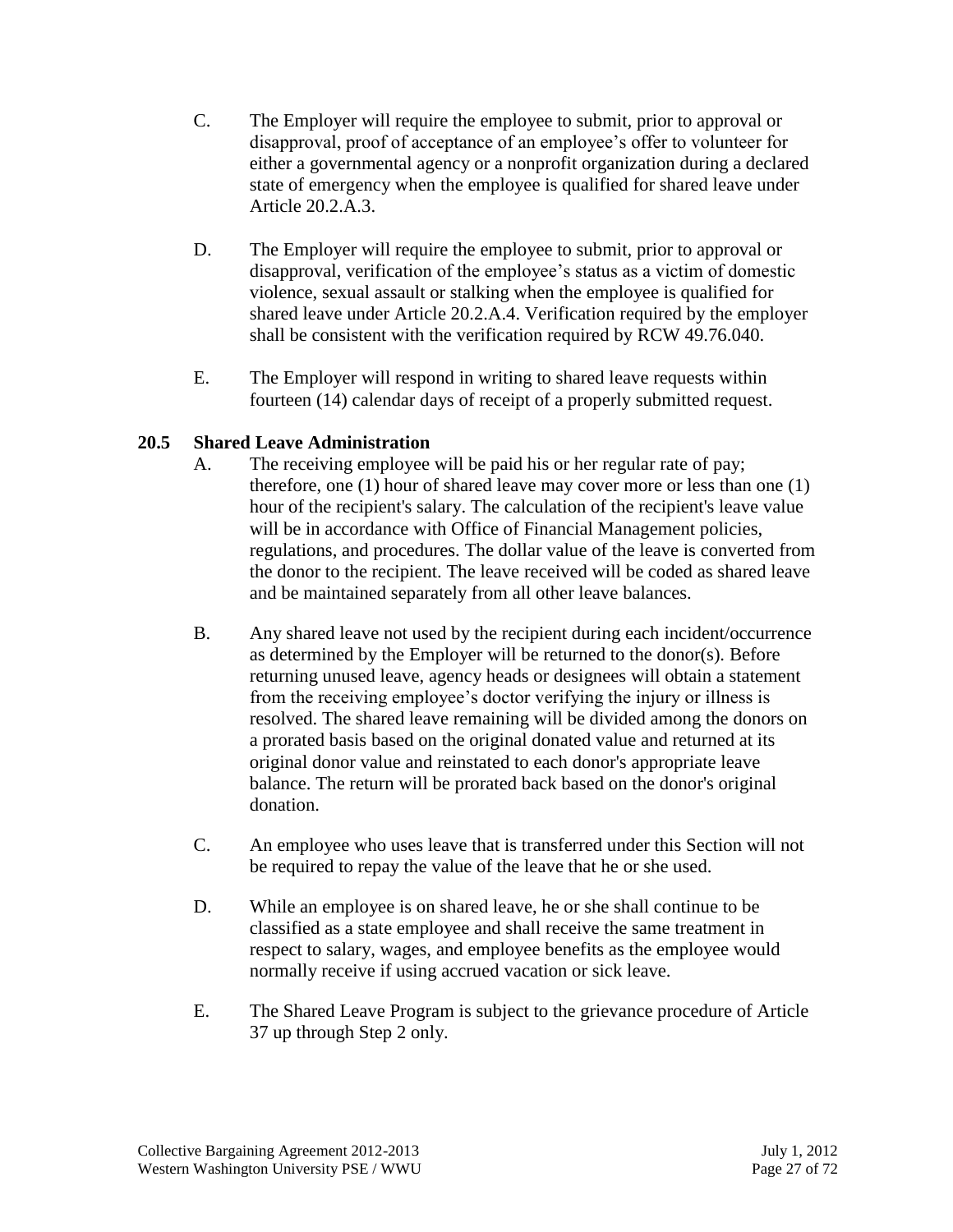C. The Employer will require the employee to submit, prior to approval or disapproval, proof of acceptance of an employee's offer to volunteer for either a governmental agency or a nonprofit organization during a declared state of emergency when the employee is qualified for shared leave under Article 20.2.A.3.

D. The Employer will require the employee to submit, prior to approval or disapproval, verification of the employee's status as a victim of domestic violence, sexual assault or stalking when the employee is qualified for shared leave under Article 20.2.A.4. Verification required by the employer shall be consistent with the verification required by RCW 49.76.040.

E. The Employer will respond in writing to shared leave requests within fourteen (14) calendar days of receipt of a properly submitted request.

### 20.5 Shared Leave Administration

A. The receiving employee will be paid his or her regular rate of pay; therefore, one (1) hour of shared leave may cover more or less than one (1) hour of the recipient's salary. The calculation of the recipient's leave value will be in accordance with Office of Financial Management policies, regulations, and procedures. The dollar value of the leave is converted from the donor to the recipient. The leave received will be coded as shared leave and be maintained separately from all other leave balances.

B. Any shared leave not used by the recipient during each incident/occurrence as determined by the Employer will be returned to the donor(s). Before returning unused leave, agency heads or designees will obtain a statement from the receiving employee's doctor verifying the injury or illness is resolved. The shared leave remaining will be divided among the donors on a prorated basis based on the original donated value and returned at its original donor value and reinstated to each donor's appropriate leave balance. The return will be prorated back based on the donor's original donation.

C. An employee who uses leave that is transferred under this Section will not be required to repay the value of the leave that he or she used.

D. While an employee is on shared leave, he or she shall continue to be classified as a state employee and shall receive the same treatment in respect to salary, wages, and employee benefits as the employee would normally receive if using accrued vacation or sick leave.

E. The Shared Leave Program is subject to the grievance procedure of Article 37 up through Step 2 only.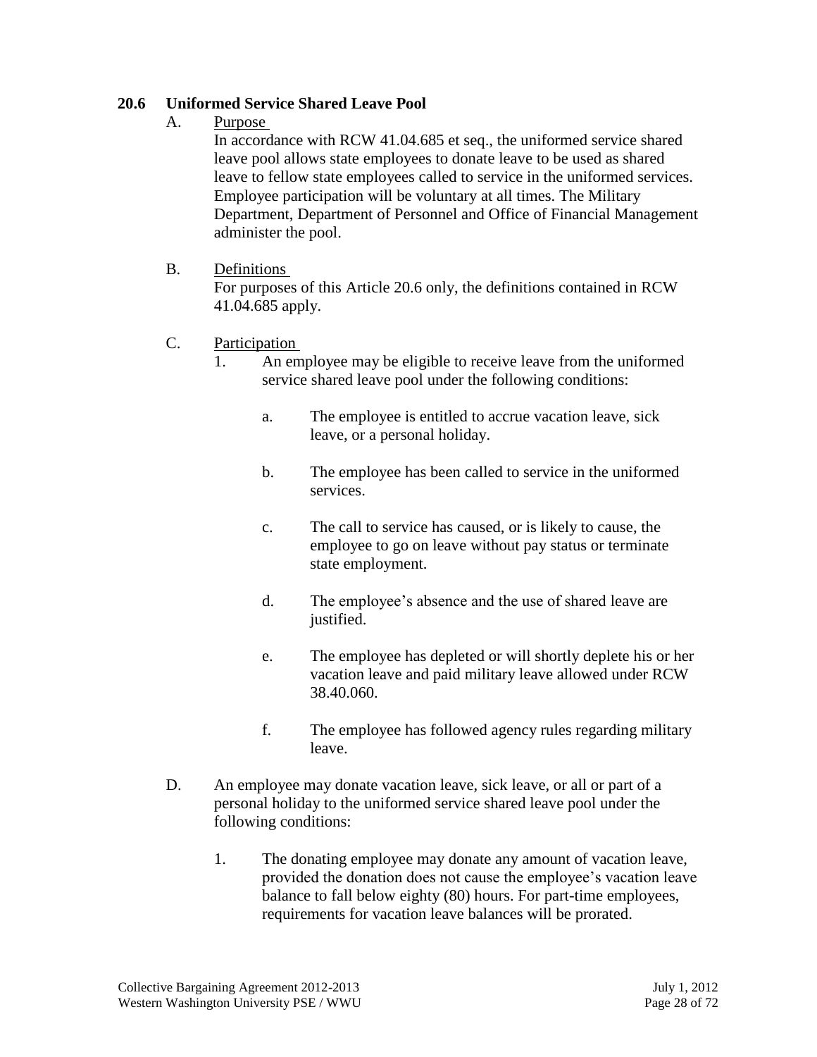### 20.6 Uniformed Service Shared Leave Pool

A. Purpose

In accordance with RCW 41.04.685 et seq., the uniformed service shared leave pool allows state employees to donate leave to be used as shared leave to fellow state employees called to service in the uniformed services. Employee participation will be voluntary at all times. The Military Department, Department of Personnel and Office of Financial Management administer the pool.

B. Definitions

For purposes of this Article 20.6 only, the definitions contained in RCW 41.04.685 apply.

C. Participation

1. An employee may be eligible to receive leave from the uniformed service shared leave pool under the following conditions:

   a. The employee is entitled to accrue vacation leave, sick leave, or a personal holiday.

   b. The employee has been called to service in the uniformed services.

   c. The call to service has caused, or is likely to cause, the employee to go on leave without pay status or terminate state employment.

   d. The employee's absence and the use of shared leave are justified.

   e. The employee has depleted or will shortly deplete his or her vacation leave and paid military leave allowed under RCW 38.40.060.

   f. The employee has followed agency rules regarding military leave.

D. An employee may donate vacation leave, sick leave, or all or part of a personal holiday to the uniformed service shared leave pool under the following conditions:

1. The donating employee may donate any amount of vacation leave, provided the donation does not cause the employee's vacation leave balance to fall below eighty (80) hours. For part-time employees, requirements for vacation leave balances will be prorated.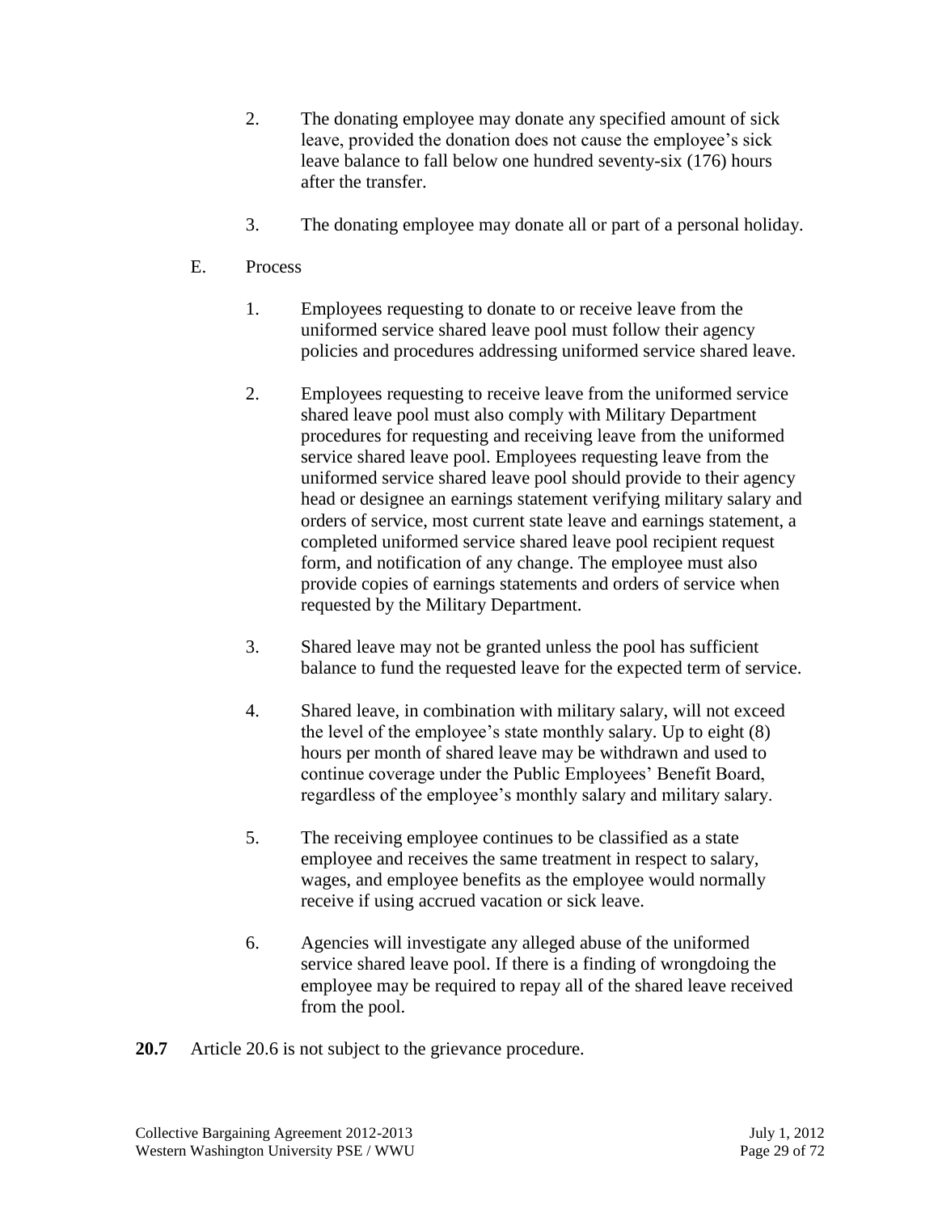2. The donating employee may donate any specified amount of sick leave, provided the donation does not cause the employee's sick leave balance to fall below one hundred seventy-six (176) hours after the transfer.

3. The donating employee may donate all or part of a personal holiday.

E. Process

1. Employees requesting to donate to or receive leave from the uniformed service shared leave pool must follow their agency policies and procedures addressing uniformed service shared leave.

2. Employees requesting to receive leave from the uniformed service shared leave pool must also comply with Military Department procedures for requesting and receiving leave from the uniformed service shared leave pool. Employees requesting leave from the uniformed service shared leave pool should provide to their agency head or designee an earnings statement verifying military salary and orders of service, most current state leave and earnings statement, a completed uniformed service shared leave pool recipient request form, and notification of any change. The employee must also provide copies of earnings statements and orders of service when requested by the Military Department.

3. Shared leave may not be granted unless the pool has sufficient balance to fund the requested leave for the expected term of service.

4. Shared leave, in combination with military salary, will not exceed the level of the employee's state monthly salary. Up to eight (8) hours per month of shared leave may be withdrawn and used to continue coverage under the Public Employees' Benefit Board, regardless of the employee's monthly salary and military salary.

5. The receiving employee continues to be classified as a state employee and receives the same treatment in respect to salary, wages, and employee benefits as the employee would normally receive if using accrued vacation or sick leave.

6. Agencies will investigate any alleged abuse of the uniformed service shared leave pool. If there is a finding of wrongdoing the employee may be required to repay all of the shared leave received from the pool.

**20.7** Article 20.6 is not subject to the grievance procedure.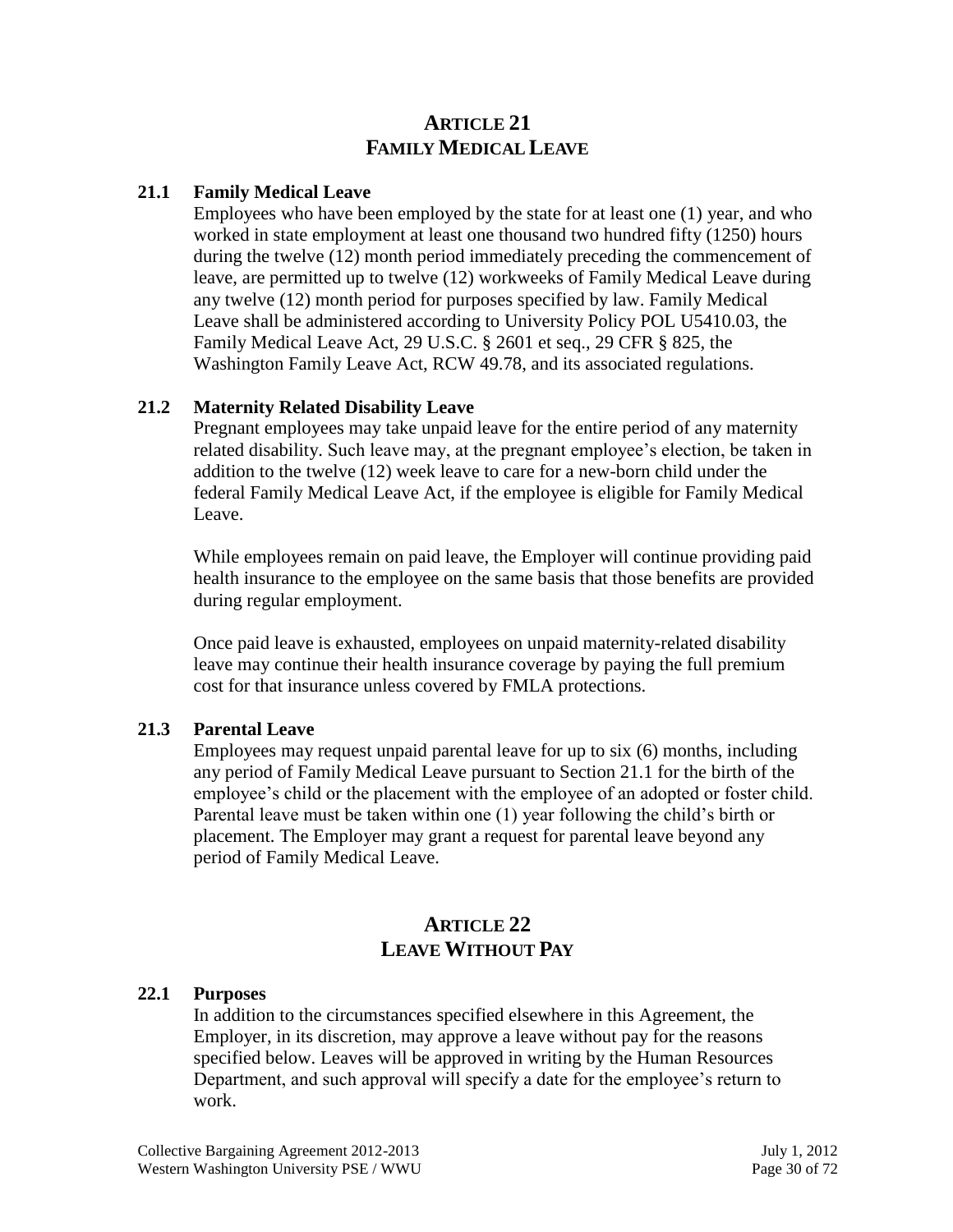## ARTICLE 21
## FAMILY MEDICAL LEAVE

### 21.1 Family Medical Leave

Employees who have been employed by the state for at least one (1) year, and who worked in state employment at least one thousand two hundred fifty (1250) hours during the twelve (12) month period immediately preceding the commencement of leave, are permitted up to twelve (12) workweeks of Family Medical Leave during any twelve (12) month period for purposes specified by law. Family Medical Leave shall be administered according to University Policy POL U5410.03, the Family Medical Leave Act, 29 U.S.C. § 2601 et seq., 29 CFR § 825, the Washington Family Leave Act, RCW 49.78, and its associated regulations.

### 21.2 Maternity Related Disability Leave

Pregnant employees may take unpaid leave for the entire period of any maternity related disability. Such leave may, at the pregnant employee's election, be taken in addition to the twelve (12) week leave to care for a new-born child under the federal Family Medical Leave Act, if the employee is eligible for Family Medical Leave.

While employees remain on paid leave, the Employer will continue providing paid health insurance to the employee on the same basis that those benefits are provided during regular employment.

Once paid leave is exhausted, employees on unpaid maternity-related disability leave may continue their health insurance coverage by paying the full premium cost for that insurance unless covered by FMLA protections.

### 21.3 Parental Leave

Employees may request unpaid parental leave for up to six (6) months, including any period of Family Medical Leave pursuant to Section 21.1 for the birth of the employee's child or the placement with the employee of an adopted or foster child. Parental leave must be taken within one (1) year following the child's birth or placement. The Employer may grant a request for parental leave beyond any period of Family Medical Leave.

## ARTICLE 22
## LEAVE WITHOUT PAY

### 22.1 Purposes

In addition to the circumstances specified elsewhere in this Agreement, the Employer, in its discretion, may approve a leave without pay for the reasons specified below. Leaves will be approved in writing by the Human Resources Department, and such approval will specify a date for the employee's return to work.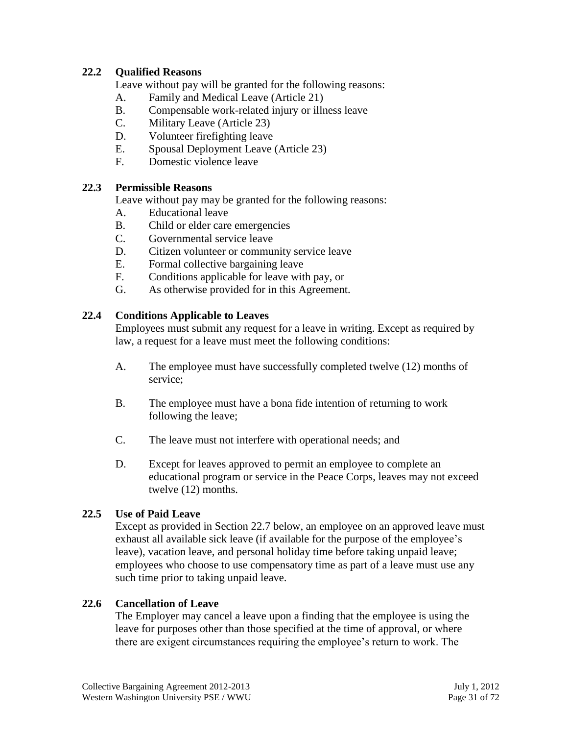### 22.2 Qualified Reasons

Leave without pay will be granted for the following reasons:

A. Family and Medical Leave (Article 21)
B. Compensable work-related injury or illness leave
C. Military Leave (Article 23)
D. Volunteer firefighting leave
E. Spousal Deployment Leave (Article 23)
F. Domestic violence leave

### 22.3 Permissible Reasons

Leave without pay may be granted for the following reasons:

A. Educational leave
B. Child or elder care emergencies
C. Governmental service leave
D. Citizen volunteer or community service leave
E. Formal collective bargaining leave
F. Conditions applicable for leave with pay, or
G. As otherwise provided for in this Agreement.

### 22.4 Conditions Applicable to Leaves

Employees must submit any request for a leave in writing. Except as required by law, a request for a leave must meet the following conditions:

A. The employee must have successfully completed twelve (12) months of service;

B. The employee must have a bona fide intention of returning to work following the leave;

C. The leave must not interfere with operational needs; and

D. Except for leaves approved to permit an employee to complete an educational program or service in the Peace Corps, leaves may not exceed twelve (12) months.

### 22.5 Use of Paid Leave

Except as provided in Section 22.7 below, an employee on an approved leave must exhaust all available sick leave (if available for the purpose of the employee's leave), vacation leave, and personal holiday time before taking unpaid leave; employees who choose to use compensatory time as part of a leave must use any such time prior to taking unpaid leave.

### 22.6 Cancellation of Leave

The Employer may cancel a leave upon a finding that the employee is using the leave for purposes other than those specified at the time of approval, or where there are exigent circumstances requiring the employee's return to work. The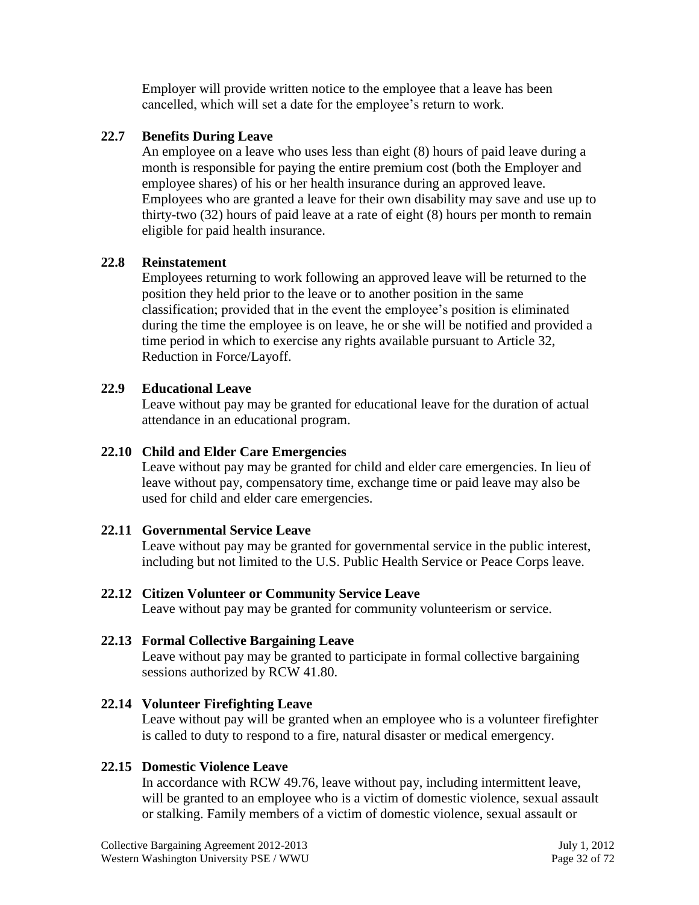Employer will provide written notice to the employee that a leave has been cancelled, which will set a date for the employee's return to work.

### 22.7 Benefits During Leave

An employee on a leave who uses less than eight (8) hours of paid leave during a month is responsible for paying the entire premium cost (both the Employer and employee shares) of his or her health insurance during an approved leave. Employees who are granted a leave for their own disability may save and use up to thirty-two (32) hours of paid leave at a rate of eight (8) hours per month to remain eligible for paid health insurance.

### 22.8 Reinstatement

Employees returning to work following an approved leave will be returned to the position they held prior to the leave or to another position in the same classification; provided that in the event the employee's position is eliminated during the time the employee is on leave, he or she will be notified and provided a time period in which to exercise any rights available pursuant to Article 32, Reduction in Force/Layoff.

### 22.9 Educational Leave

Leave without pay may be granted for educational leave for the duration of actual attendance in an educational program.

### 22.10 Child and Elder Care Emergencies

Leave without pay may be granted for child and elder care emergencies. In lieu of leave without pay, compensatory time, exchange time or paid leave may also be used for child and elder care emergencies.

### 22.11 Governmental Service Leave

Leave without pay may be granted for governmental service in the public interest, including but not limited to the U.S. Public Health Service or Peace Corps leave.

### 22.12 Citizen Volunteer or Community Service Leave

Leave without pay may be granted for community volunteerism or service.

### 22.13 Formal Collective Bargaining Leave

Leave without pay may be granted to participate in formal collective bargaining sessions authorized by RCW 41.80.

### 22.14 Volunteer Firefighting Leave

Leave without pay will be granted when an employee who is a volunteer firefighter is called to duty to respond to a fire, natural disaster or medical emergency.

### 22.15 Domestic Violence Leave

In accordance with RCW 49.76, leave without pay, including intermittent leave, will be granted to an employee who is a victim of domestic violence, sexual assault or stalking. Family members of a victim of domestic violence, sexual assault or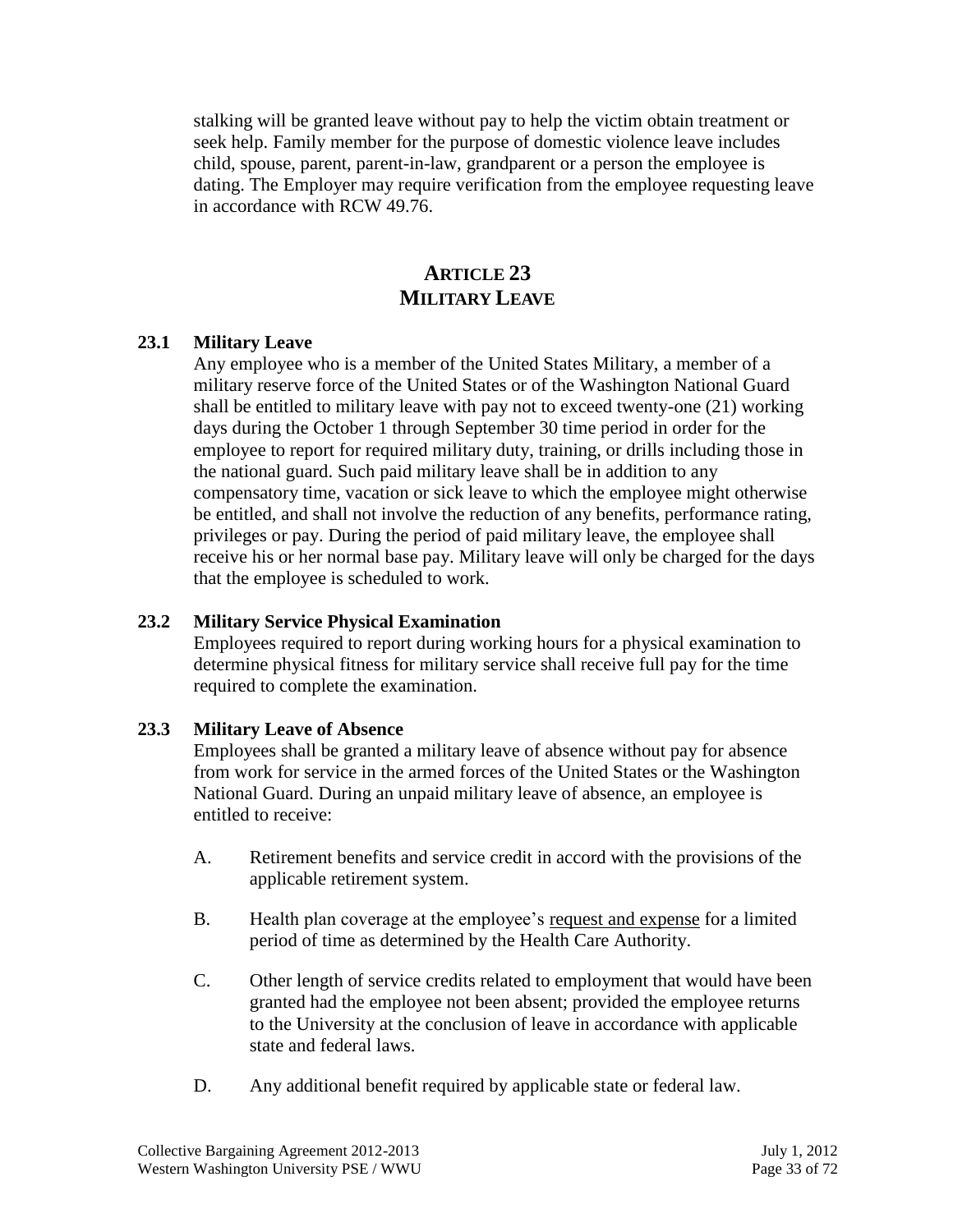stalking will be granted leave without pay to help the victim obtain treatment or seek help. Family member for the purpose of domestic violence leave includes child, spouse, parent, parent-in-law, grandparent or a person the employee is dating. The Employer may require verification from the employee requesting leave in accordance with RCW 49.76.

## ARTICLE 23
## MILITARY LEAVE

### 23.1 Military Leave

Any employee who is a member of the United States Military, a member of a military reserve force of the United States or of the Washington National Guard shall be entitled to military leave with pay not to exceed twenty-one (21) working days during the October 1 through September 30 time period in order for the employee to report for required military duty, training, or drills including those in the national guard. Such paid military leave shall be in addition to any compensatory time, vacation or sick leave to which the employee might otherwise be entitled, and shall not involve the reduction of any benefits, performance rating, privileges or pay. During the period of paid military leave, the employee shall receive his or her normal base pay. Military leave will only be charged for the days that the employee is scheduled to work.

### 23.2 Military Service Physical Examination

Employees required to report during working hours for a physical examination to determine physical fitness for military service shall receive full pay for the time required to complete the examination.

### 23.3 Military Leave of Absence

Employees shall be granted a military leave of absence without pay for absence from work for service in the armed forces of the United States or the Washington National Guard. During an unpaid military leave of absence, an employee is entitled to receive:

A. Retirement benefits and service credit in accord with the provisions of the applicable retirement system.

B. Health plan coverage at the employee's request and expense for a limited period of time as determined by the Health Care Authority.

C. Other length of service credits related to employment that would have been granted had the employee not been absent; provided the employee returns to the University at the conclusion of leave in accordance with applicable state and federal laws.

D. Any additional benefit required by applicable state or federal law.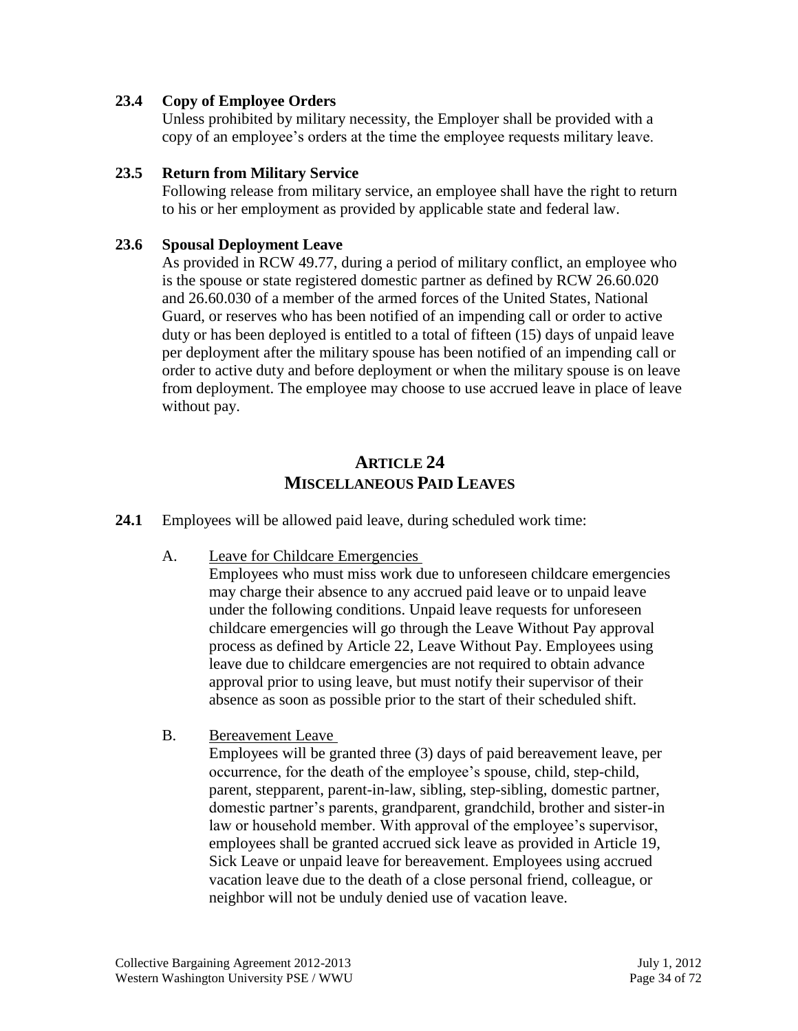### 23.4 Copy of Employee Orders

Unless prohibited by military necessity, the Employer shall be provided with a copy of an employee's orders at the time the employee requests military leave.

### 23.5 Return from Military Service

Following release from military service, an employee shall have the right to return to his or her employment as provided by applicable state and federal law.

### 23.6 Spousal Deployment Leave

As provided in RCW 49.77, during a period of military conflict, an employee who is the spouse or state registered domestic partner as defined by RCW 26.60.020 and 26.60.030 of a member of the armed forces of the United States, National Guard, or reserves who has been notified of an impending call or order to active duty or has been deployed is entitled to a total of fifteen (15) days of unpaid leave per deployment after the military spouse has been notified of an impending call or order to active duty and before deployment or when the military spouse is on leave from deployment. The employee may choose to use accrued leave in place of leave without pay.

## ARTICLE 24
## MISCELLANEOUS PAID LEAVES

**24.1** Employees will be allowed paid leave, during scheduled work time:

A. Leave for Childcare Emergencies

Employees who must miss work due to unforeseen childcare emergencies may charge their absence to any accrued paid leave or to unpaid leave under the following conditions. Unpaid leave requests for unforeseen childcare emergencies will go through the Leave Without Pay approval process as defined by Article 22, Leave Without Pay. Employees using leave due to childcare emergencies are not required to obtain advance approval prior to using leave, but must notify their supervisor of their absence as soon as possible prior to the start of their scheduled shift.

B. Bereavement Leave

Employees will be granted three (3) days of paid bereavement leave, per occurrence, for the death of the employee's spouse, child, step-child, parent, stepparent, parent-in-law, sibling, step-sibling, domestic partner, domestic partner's parents, grandparent, grandchild, brother and sister-in law or household member. With approval of the employee's supervisor, employees shall be granted accrued sick leave as provided in Article 19, Sick Leave or unpaid leave for bereavement. Employees using accrued vacation leave due to the death of a close personal friend, colleague, or neighbor will not be unduly denied use of vacation leave.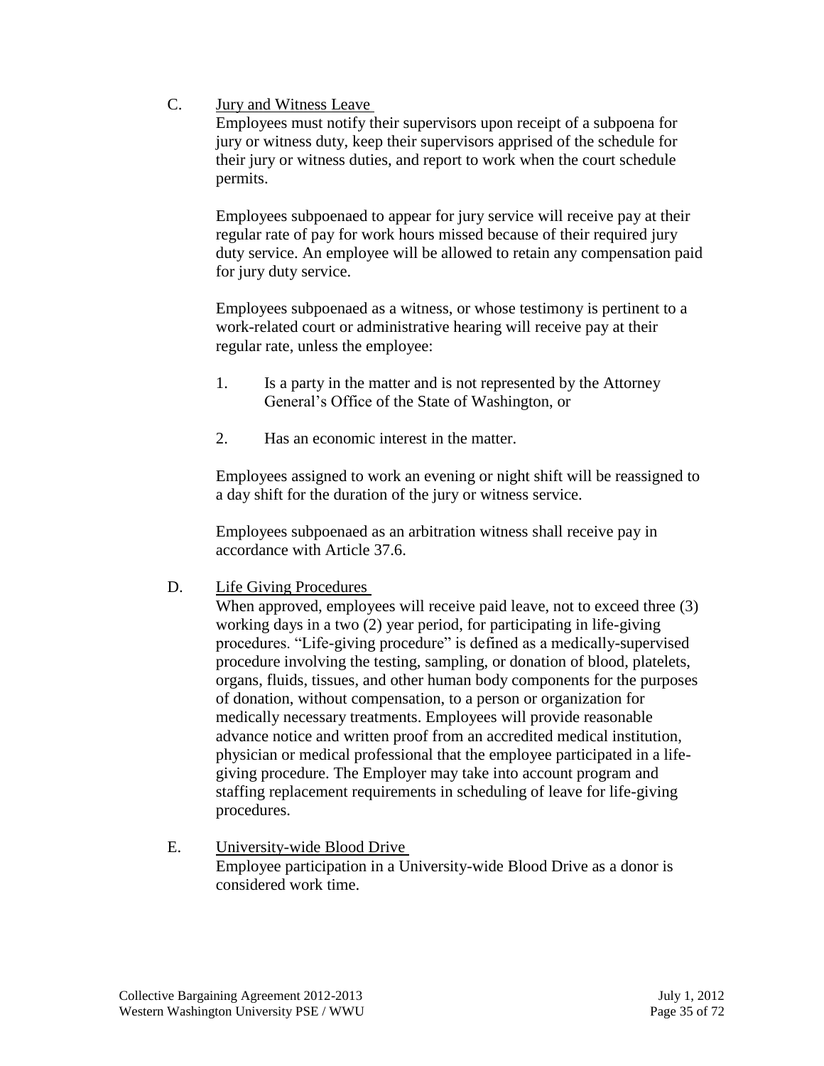C. Jury and Witness Leave

Employees must notify their supervisors upon receipt of a subpoena for jury or witness duty, keep their supervisors apprised of the schedule for their jury or witness duties, and report to work when the court schedule permits.

Employees subpoenaed to appear for jury service will receive pay at their regular rate of pay for work hours missed because of their required jury duty service. An employee will be allowed to retain any compensation paid for jury duty service.

Employees subpoenaed as a witness, or whose testimony is pertinent to a work-related court or administrative hearing will receive pay at their regular rate, unless the employee:

1. Is a party in the matter and is not represented by the Attorney General's Office of the State of Washington, or

2. Has an economic interest in the matter.

Employees assigned to work an evening or night shift will be reassigned to a day shift for the duration of the jury or witness service.

Employees subpoenaed as an arbitration witness shall receive pay in accordance with Article 37.6.

D. Life Giving Procedures

When approved, employees will receive paid leave, not to exceed three (3) working days in a two (2) year period, for participating in life-giving procedures. "Life-giving procedure" is defined as a medically-supervised procedure involving the testing, sampling, or donation of blood, platelets, organs, fluids, tissues, and other human body components for the purposes of donation, without compensation, to a person or organization for medically necessary treatments. Employees will provide reasonable advance notice and written proof from an accredited medical institution, physician or medical professional that the employee participated in a life-giving procedure. The Employer may take into account program and staffing replacement requirements in scheduling of leave for life-giving procedures.

E. University-wide Blood Drive

Employee participation in a University-wide Blood Drive as a donor is considered work time.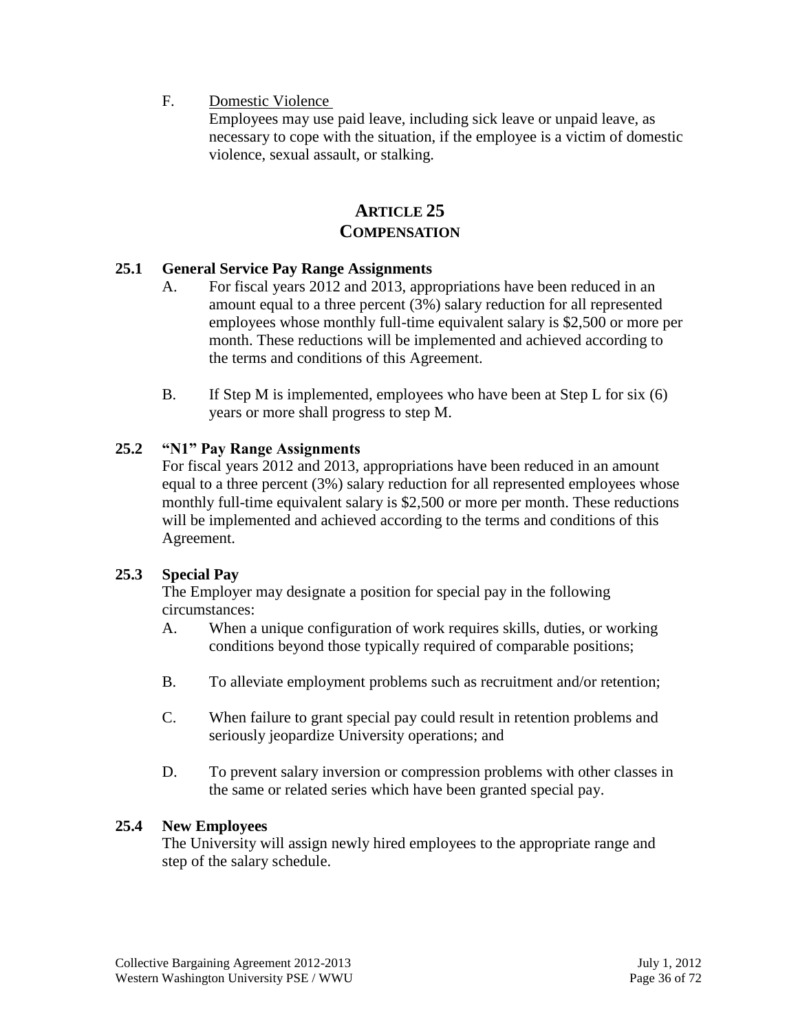F. Domestic Violence

Employees may use paid leave, including sick leave or unpaid leave, as necessary to cope with the situation, if the employee is a victim of domestic violence, sexual assault, or stalking.

# ARTICLE 25
# COMPENSATION

### 25.1 General Service Pay Range Assignments

A. For fiscal years 2012 and 2013, appropriations have been reduced in an amount equal to a three percent (3%) salary reduction for all represented employees whose monthly full-time equivalent salary is $2,500 or more per month. These reductions will be implemented and achieved according to the terms and conditions of this Agreement.

B. If Step M is implemented, employees who have been at Step L for six (6) years or more shall progress to step M.

### 25.2 "N1" Pay Range Assignments

For fiscal years 2012 and 2013, appropriations have been reduced in an amount equal to a three percent (3%) salary reduction for all represented employees whose monthly full-time equivalent salary is $2,500 or more per month. These reductions will be implemented and achieved according to the terms and conditions of this Agreement.

### 25.3 Special Pay

The Employer may designate a position for special pay in the following circumstances:

A. When a unique configuration of work requires skills, duties, or working conditions beyond those typically required of comparable positions;

B. To alleviate employment problems such as recruitment and/or retention;

C. When failure to grant special pay could result in retention problems and seriously jeopardize University operations; and

D. To prevent salary inversion or compression problems with other classes in the same or related series which have been granted special pay.

### 25.4 New Employees

The University will assign newly hired employees to the appropriate range and step of the salary schedule.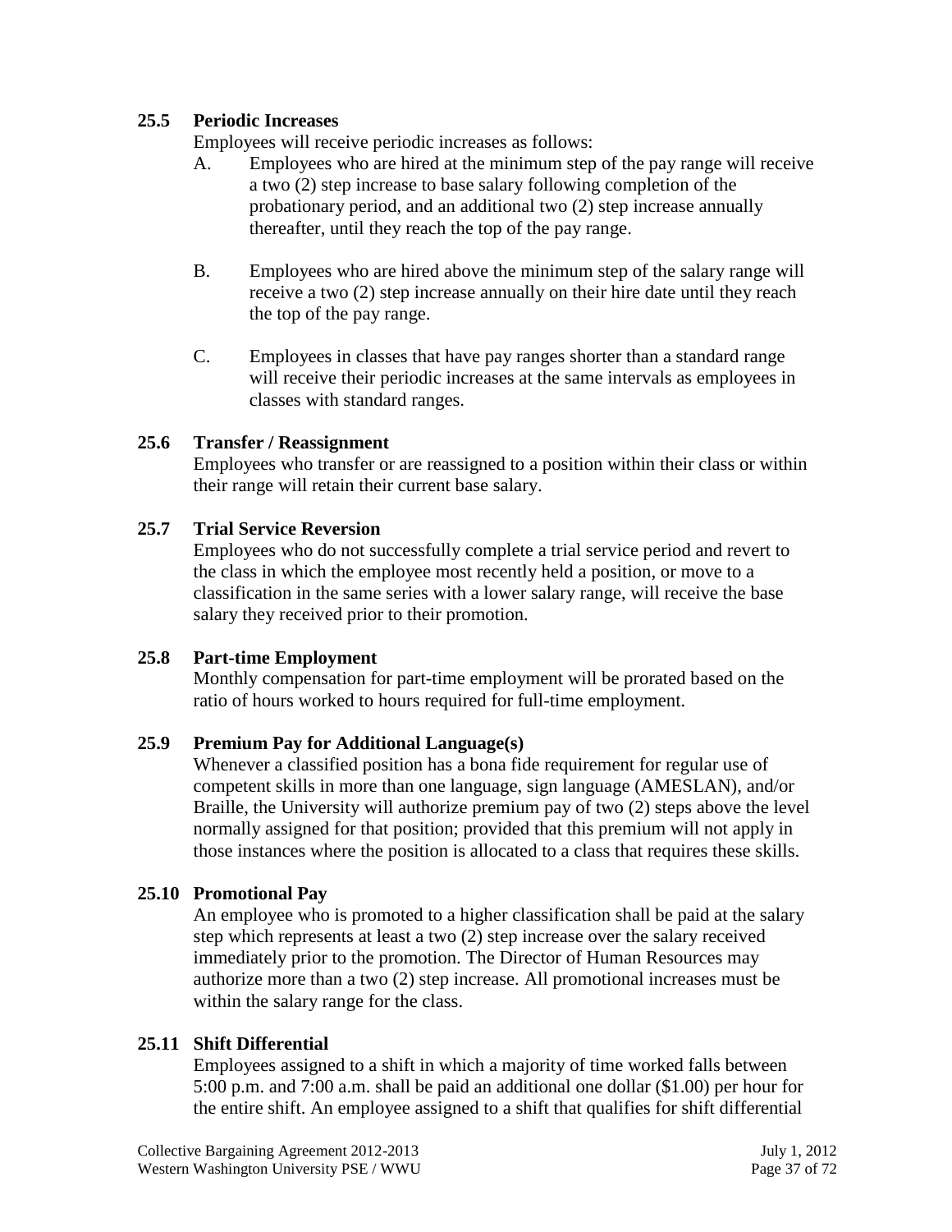### 25.5 Periodic Increases

Employees will receive periodic increases as follows:

A. Employees who are hired at the minimum step of the pay range will receive a two (2) step increase to base salary following completion of the probationary period, and an additional two (2) step increase annually thereafter, until they reach the top of the pay range.

B. Employees who are hired above the minimum step of the salary range will receive a two (2) step increase annually on their hire date until they reach the top of the pay range.

C. Employees in classes that have pay ranges shorter than a standard range will receive their periodic increases at the same intervals as employees in classes with standard ranges.

### 25.6 Transfer / Reassignment

Employees who transfer or are reassigned to a position within their class or within their range will retain their current base salary.

### 25.7 Trial Service Reversion

Employees who do not successfully complete a trial service period and revert to the class in which the employee most recently held a position, or move to a classification in the same series with a lower salary range, will receive the base salary they received prior to their promotion.

### 25.8 Part-time Employment

Monthly compensation for part-time employment will be prorated based on the ratio of hours worked to hours required for full-time employment.

### 25.9 Premium Pay for Additional Language(s)

Whenever a classified position has a bona fide requirement for regular use of competent skills in more than one language, sign language (AMESLAN), and/or Braille, the University will authorize premium pay of two (2) steps above the level normally assigned for that position; provided that this premium will not apply in those instances where the position is allocated to a class that requires these skills.

### 25.10 Promotional Pay

An employee who is promoted to a higher classification shall be paid at the salary step which represents at least a two (2) step increase over the salary received immediately prior to the promotion. The Director of Human Resources may authorize more than a two (2) step increase. All promotional increases must be within the salary range for the class.

### 25.11 Shift Differential

Employees assigned to a shift in which a majority of time worked falls between 5:00 p.m. and 7:00 a.m. shall be paid an additional one dollar ($1.00) per hour for the entire shift. An employee assigned to a shift that qualifies for shift differential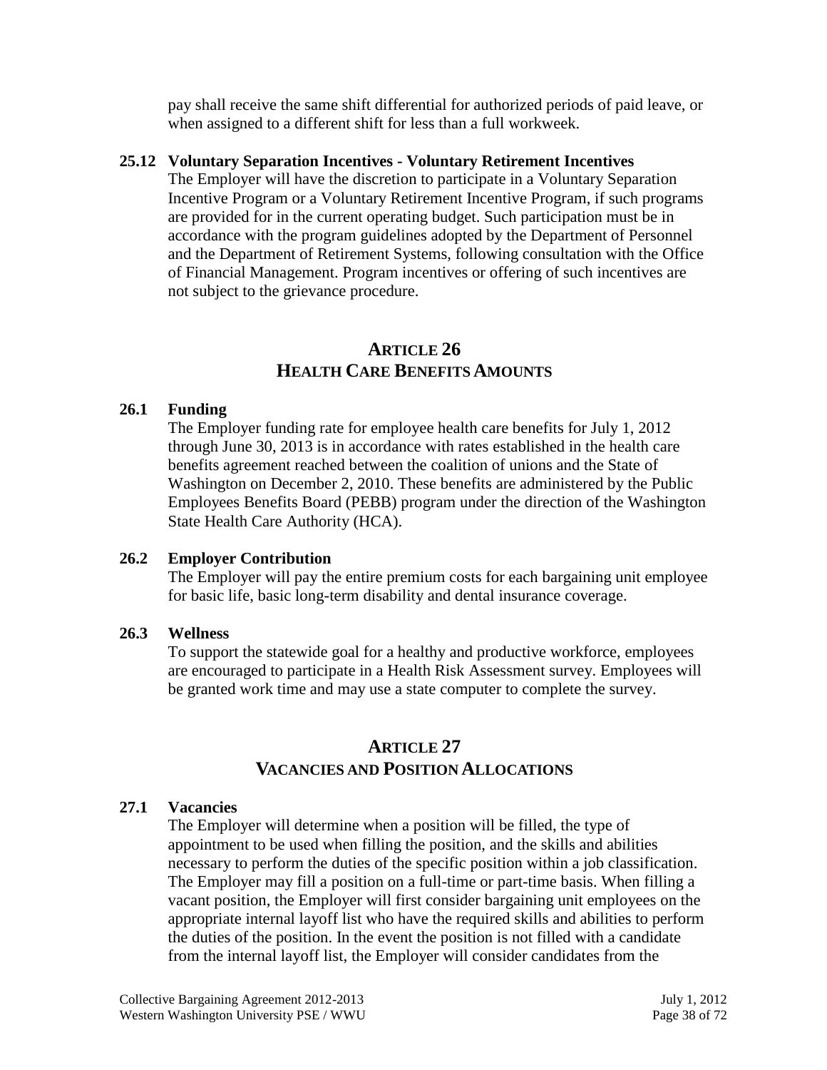pay shall receive the same shift differential for authorized periods of paid leave, or when assigned to a different shift for less than a full workweek.

### 25.12 Voluntary Separation Incentives - Voluntary Retirement Incentives

The Employer will have the discretion to participate in a Voluntary Separation Incentive Program or a Voluntary Retirement Incentive Program, if such programs are provided for in the current operating budget. Such participation must be in accordance with the program guidelines adopted by the Department of Personnel and the Department of Retirement Systems, following consultation with the Office of Financial Management. Program incentives or offering of such incentives are not subject to the grievance procedure.

## ARTICLE 26
## HEALTH CARE BENEFITS AMOUNTS

### 26.1 Funding

The Employer funding rate for employee health care benefits for July 1, 2012 through June 30, 2013 is in accordance with rates established in the health care benefits agreement reached between the coalition of unions and the State of Washington on December 2, 2010. These benefits are administered by the Public Employees Benefits Board (PEBB) program under the direction of the Washington State Health Care Authority (HCA).

### 26.2 Employer Contribution

The Employer will pay the entire premium costs for each bargaining unit employee for basic life, basic long-term disability and dental insurance coverage.

### 26.3 Wellness

To support the statewide goal for a healthy and productive workforce, employees are encouraged to participate in a Health Risk Assessment survey. Employees will be granted work time and may use a state computer to complete the survey.

## ARTICLE 27
## VACANCIES AND POSITION ALLOCATIONS

### 27.1 Vacancies

The Employer will determine when a position will be filled, the type of appointment to be used when filling the position, and the skills and abilities necessary to perform the duties of the specific position within a job classification. The Employer may fill a position on a full-time or part-time basis. When filling a vacant position, the Employer will first consider bargaining unit employees on the appropriate internal layoff list who have the required skills and abilities to perform the duties of the position. In the event the position is not filled with a candidate from the internal layoff list, the Employer will consider candidates from the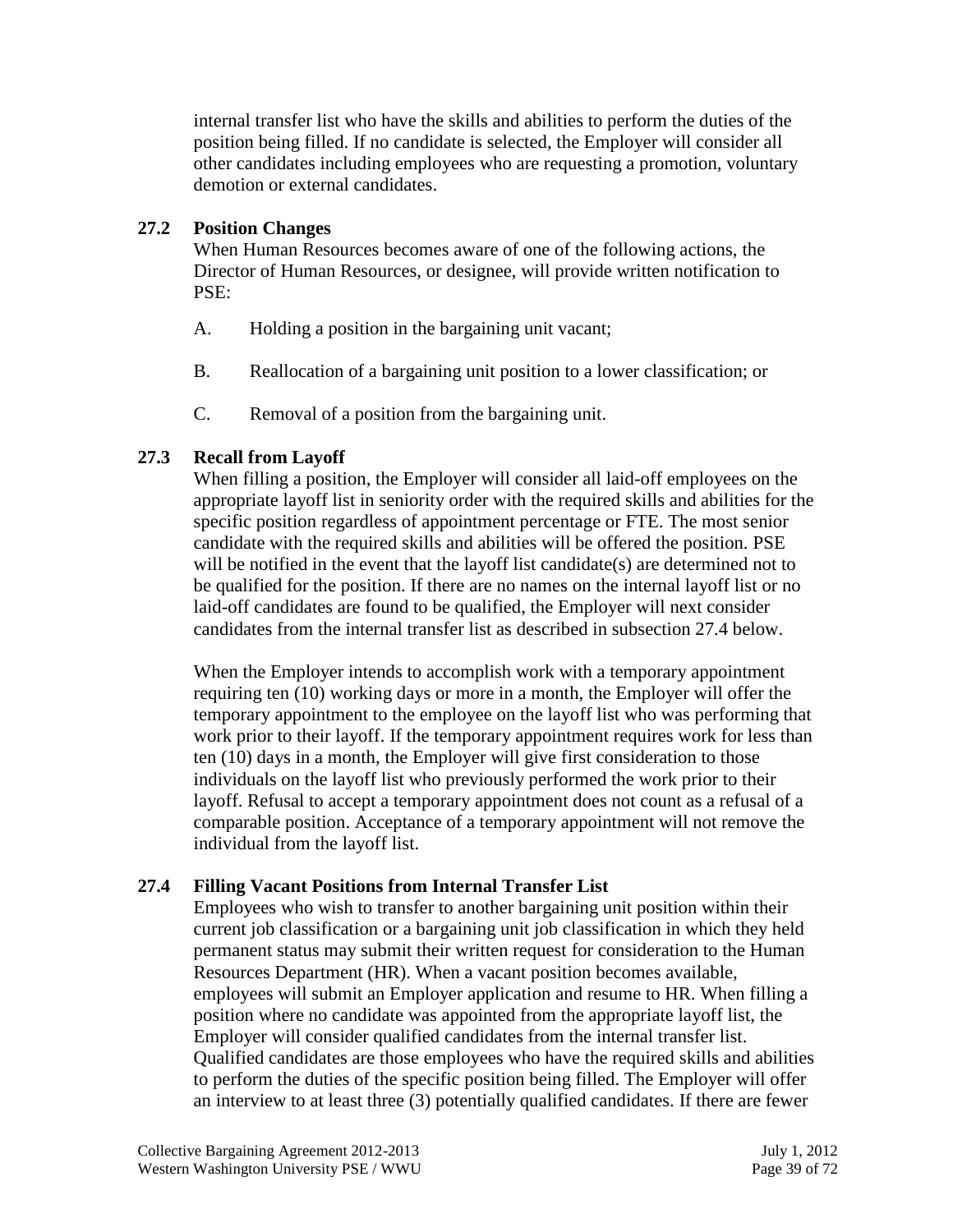internal transfer list who have the skills and abilities to perform the duties of the position being filled. If no candidate is selected, the Employer will consider all other candidates including employees who are requesting a promotion, voluntary demotion or external candidates.

### 27.2 Position Changes

When Human Resources becomes aware of one of the following actions, the Director of Human Resources, or designee, will provide written notification to PSE:

A. Holding a position in the bargaining unit vacant;

B. Reallocation of a bargaining unit position to a lower classification; or

C. Removal of a position from the bargaining unit.

### 27.3 Recall from Layoff

When filling a position, the Employer will consider all laid-off employees on the appropriate layoff list in seniority order with the required skills and abilities for the specific position regardless of appointment percentage or FTE. The most senior candidate with the required skills and abilities will be offered the position. PSE will be notified in the event that the layoff list candidate(s) are determined not to be qualified for the position. If there are no names on the internal layoff list or no laid-off candidates are found to be qualified, the Employer will next consider candidates from the internal transfer list as described in subsection 27.4 below.

When the Employer intends to accomplish work with a temporary appointment requiring ten (10) working days or more in a month, the Employer will offer the temporary appointment to the employee on the layoff list who was performing that work prior to their layoff. If the temporary appointment requires work for less than ten (10) days in a month, the Employer will give first consideration to those individuals on the layoff list who previously performed the work prior to their layoff. Refusal to accept a temporary appointment does not count as a refusal of a comparable position. Acceptance of a temporary appointment will not remove the individual from the layoff list.

### 27.4 Filling Vacant Positions from Internal Transfer List

Employees who wish to transfer to another bargaining unit position within their current job classification or a bargaining unit job classification in which they held permanent status may submit their written request for consideration to the Human Resources Department (HR). When a vacant position becomes available, employees will submit an Employer application and resume to HR. When filling a position where no candidate was appointed from the appropriate layoff list, the Employer will consider qualified candidates from the internal transfer list. Qualified candidates are those employees who have the required skills and abilities to perform the duties of the specific position being filled. The Employer will offer an interview to at least three (3) potentially qualified candidates. If there are fewer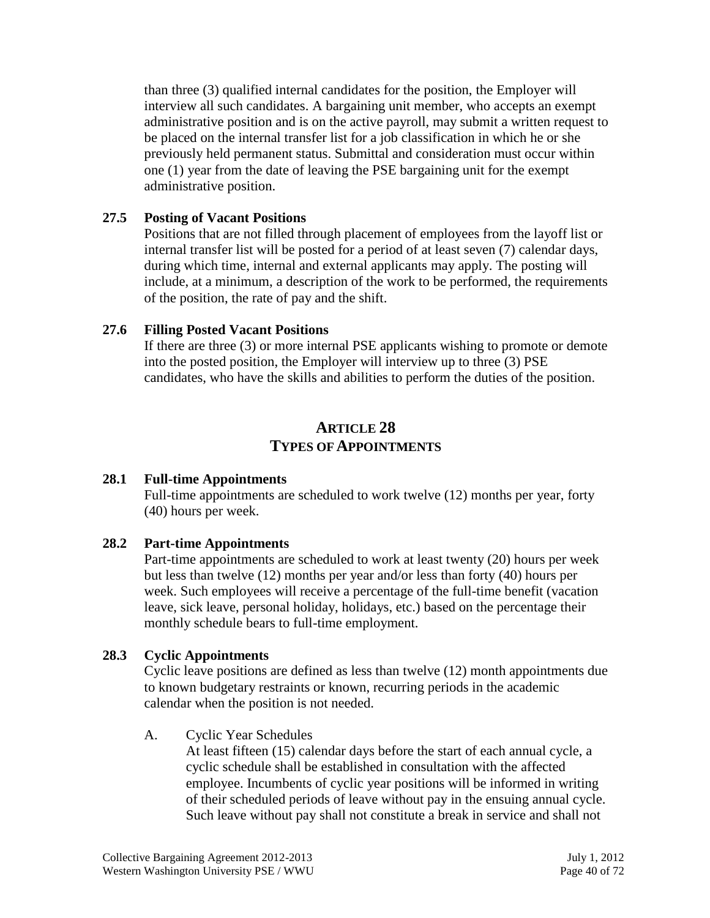than three (3) qualified internal candidates for the position, the Employer will interview all such candidates. A bargaining unit member, who accepts an exempt administrative position and is on the active payroll, may submit a written request to be placed on the internal transfer list for a job classification in which he or she previously held permanent status. Submittal and consideration must occur within one (1) year from the date of leaving the PSE bargaining unit for the exempt administrative position.

### 27.5 Posting of Vacant Positions

Positions that are not filled through placement of employees from the layoff list or internal transfer list will be posted for a period of at least seven (7) calendar days, during which time, internal and external applicants may apply. The posting will include, at a minimum, a description of the work to be performed, the requirements of the position, the rate of pay and the shift.

### 27.6 Filling Posted Vacant Positions

If there are three (3) or more internal PSE applicants wishing to promote or demote into the posted position, the Employer will interview up to three (3) PSE candidates, who have the skills and abilities to perform the duties of the position.

## ARTICLE 28
## TYPES OF APPOINTMENTS

### 28.1 Full-time Appointments

Full-time appointments are scheduled to work twelve (12) months per year, forty (40) hours per week.

### 28.2 Part-time Appointments

Part-time appointments are scheduled to work at least twenty (20) hours per week but less than twelve (12) months per year and/or less than forty (40) hours per week. Such employees will receive a percentage of the full-time benefit (vacation leave, sick leave, personal holiday, holidays, etc.) based on the percentage their monthly schedule bears to full-time employment.

### 28.3 Cyclic Appointments

Cyclic leave positions are defined as less than twelve (12) month appointments due to known budgetary restraints or known, recurring periods in the academic calendar when the position is not needed.

A. Cyclic Year Schedules

At least fifteen (15) calendar days before the start of each annual cycle, a cyclic schedule shall be established in consultation with the affected employee. Incumbents of cyclic year positions will be informed in writing of their scheduled periods of leave without pay in the ensuing annual cycle. Such leave without pay shall not constitute a break in service and shall not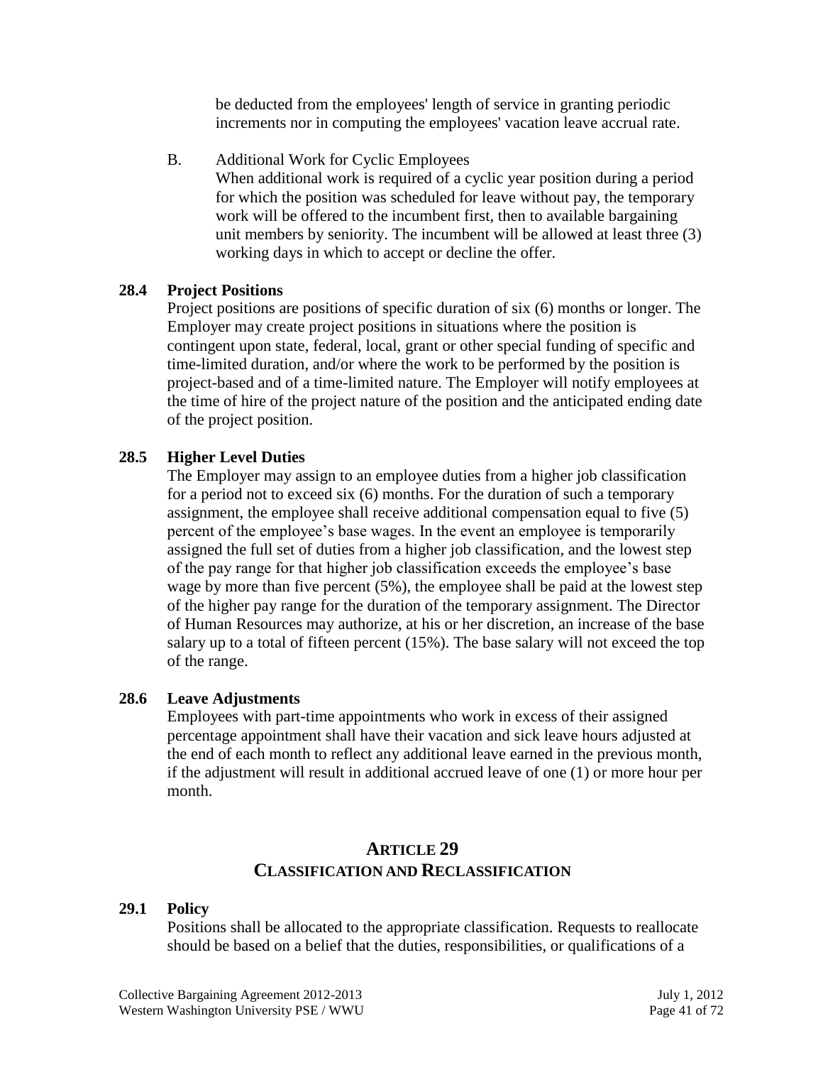be deducted from the employees' length of service in granting periodic increments nor in computing the employees' vacation leave accrual rate.

B. Additional Work for Cyclic Employees

When additional work is required of a cyclic year position during a period for which the position was scheduled for leave without pay, the temporary work will be offered to the incumbent first, then to available bargaining unit members by seniority. The incumbent will be allowed at least three (3) working days in which to accept or decline the offer.

**28.4 Project Positions**

Project positions are positions of specific duration of six (6) months or longer. The Employer may create project positions in situations where the position is contingent upon state, federal, local, grant or other special funding of specific and time-limited duration, and/or where the work to be performed by the position is project-based and of a time-limited nature. The Employer will notify employees at the time of hire of the project nature of the position and the anticipated ending date of the project position.

**28.5 Higher Level Duties**

The Employer may assign to an employee duties from a higher job classification for a period not to exceed six (6) months. For the duration of such a temporary assignment, the employee shall receive additional compensation equal to five (5) percent of the employee's base wages. In the event an employee is temporarily assigned the full set of duties from a higher job classification, and the lowest step of the pay range for that higher job classification exceeds the employee's base wage by more than five percent (5%), the employee shall be paid at the lowest step of the higher pay range for the duration of the temporary assignment. The Director of Human Resources may authorize, at his or her discretion, an increase of the base salary up to a total of fifteen percent (15%). The base salary will not exceed the top of the range.

**28.6 Leave Adjustments**

Employees with part-time appointments who work in excess of their assigned percentage appointment shall have their vacation and sick leave hours adjusted at the end of each month to reflect any additional leave earned in the previous month, if the adjustment will result in additional accrued leave of one (1) or more hour per month.

## ARTICLE 29
## CLASSIFICATION AND RECLASSIFICATION

**29.1 Policy**

Positions shall be allocated to the appropriate classification. Requests to reallocate should be based on a belief that the duties, responsibilities, or qualifications of a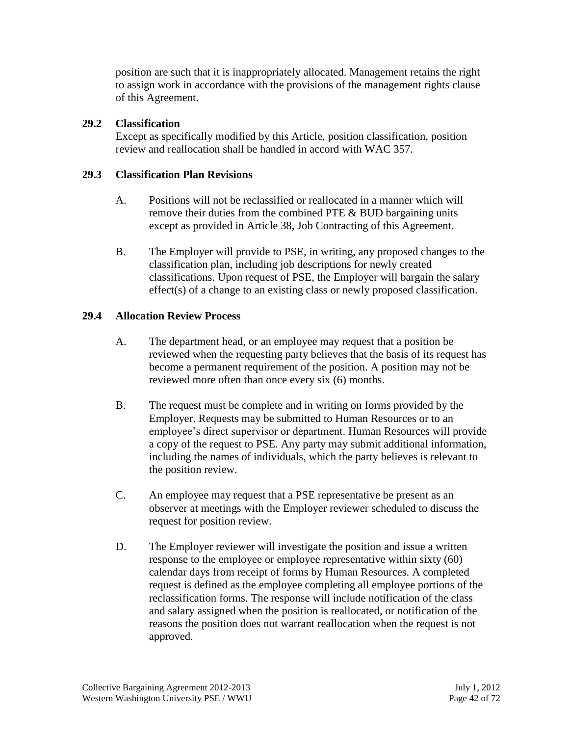position are such that it is inappropriately allocated. Management retains the right to assign work in accordance with the provisions of the management rights clause of this Agreement.

### 29.2 Classification

Except as specifically modified by this Article, position classification, position review and reallocation shall be handled in accord with WAC 357.

### 29.3 Classification Plan Revisions

A. Positions will not be reclassified or reallocated in a manner which will remove their duties from the combined PTE & BUD bargaining units except as provided in Article 38, Job Contracting of this Agreement.

B. The Employer will provide to PSE, in writing, any proposed changes to the classification plan, including job descriptions for newly created classifications. Upon request of PSE, the Employer will bargain the salary effect(s) of a change to an existing class or newly proposed classification.

### 29.4 Allocation Review Process

A. The department head, or an employee may request that a position be reviewed when the requesting party believes that the basis of its request has become a permanent requirement of the position. A position may not be reviewed more often than once every six (6) months.

B. The request must be complete and in writing on forms provided by the Employer. Requests may be submitted to Human Resources or to an employee's direct supervisor or department. Human Resources will provide a copy of the request to PSE. Any party may submit additional information, including the names of individuals, which the party believes is relevant to the position review.

C. An employee may request that a PSE representative be present as an observer at meetings with the Employer reviewer scheduled to discuss the request for position review.

D. The Employer reviewer will investigate the position and issue a written response to the employee or employee representative within sixty (60) calendar days from receipt of forms by Human Resources. A completed request is defined as the employee completing all employee portions of the reclassification forms. The response will include notification of the class and salary assigned when the position is reallocated, or notification of the reasons the position does not warrant reallocation when the request is not approved.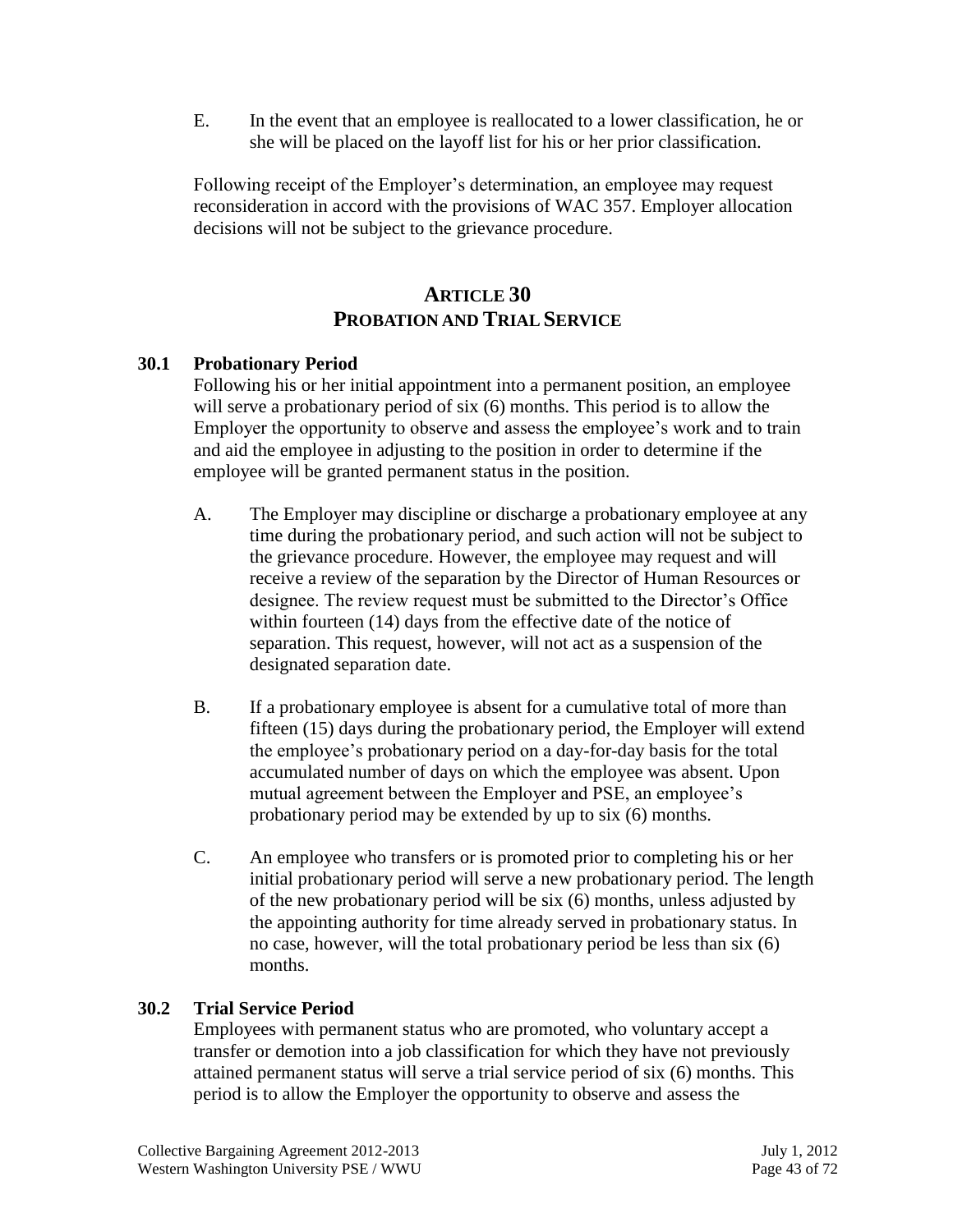E. In the event that an employee is reallocated to a lower classification, he or she will be placed on the layoff list for his or her prior classification.

Following receipt of the Employer's determination, an employee may request reconsideration in accord with the provisions of WAC 357. Employer allocation decisions will not be subject to the grievance procedure.

## ARTICLE 30
## PROBATION AND TRIAL SERVICE

### 30.1 Probationary Period

Following his or her initial appointment into a permanent position, an employee will serve a probationary period of six (6) months. This period is to allow the Employer the opportunity to observe and assess the employee's work and to train and aid the employee in adjusting to the position in order to determine if the employee will be granted permanent status in the position.

A. The Employer may discipline or discharge a probationary employee at any time during the probationary period, and such action will not be subject to the grievance procedure. However, the employee may request and will receive a review of the separation by the Director of Human Resources or designee. The review request must be submitted to the Director's Office within fourteen (14) days from the effective date of the notice of separation. This request, however, will not act as a suspension of the designated separation date.

B. If a probationary employee is absent for a cumulative total of more than fifteen (15) days during the probationary period, the Employer will extend the employee's probationary period on a day-for-day basis for the total accumulated number of days on which the employee was absent. Upon mutual agreement between the Employer and PSE, an employee's probationary period may be extended by up to six (6) months.

C. An employee who transfers or is promoted prior to completing his or her initial probationary period will serve a new probationary period. The length of the new probationary period will be six (6) months, unless adjusted by the appointing authority for time already served in probationary status. In no case, however, will the total probationary period be less than six (6) months.

### 30.2 Trial Service Period

Employees with permanent status who are promoted, who voluntary accept a transfer or demotion into a job classification for which they have not previously attained permanent status will serve a trial service period of six (6) months. This period is to allow the Employer the opportunity to observe and assess the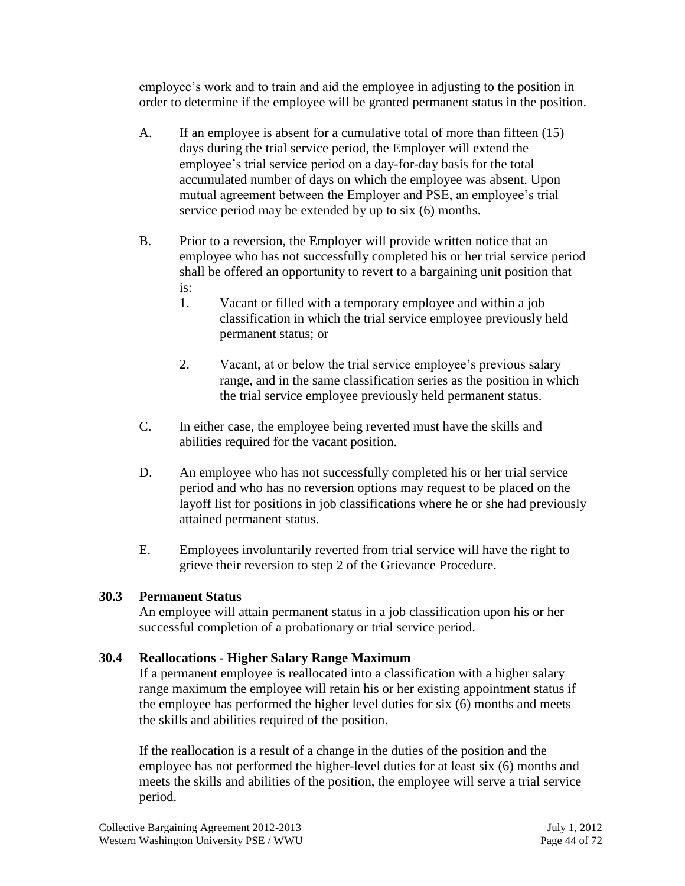employee's work and to train and aid the employee in adjusting to the position in order to determine if the employee will be granted permanent status in the position.

A. If an employee is absent for a cumulative total of more than fifteen (15) days during the trial service period, the Employer will extend the employee's trial service period on a day-for-day basis for the total accumulated number of days on which the employee was absent. Upon mutual agreement between the Employer and PSE, an employee's trial service period may be extended by up to six (6) months.

B. Prior to a reversion, the Employer will provide written notice that an employee who has not successfully completed his or her trial service period shall be offered an opportunity to revert to a bargaining unit position that is:

   1. Vacant or filled with a temporary employee and within a job classification in which the trial service employee previously held permanent status; or

   2. Vacant, at or below the trial service employee's previous salary range, and in the same classification series as the position in which the trial service employee previously held permanent status.

C. In either case, the employee being reverted must have the skills and abilities required for the vacant position.

D. An employee who has not successfully completed his or her trial service period and who has no reversion options may request to be placed on the layoff list for positions in job classifications where he or she had previously attained permanent status.

E. Employees involuntarily reverted from trial service will have the right to grieve their reversion to step 2 of the Grievance Procedure.

### 30.3 Permanent Status

An employee will attain permanent status in a job classification upon his or her successful completion of a probationary or trial service period.

### 30.4 Reallocations - Higher Salary Range Maximum

If a permanent employee is reallocated into a classification with a higher salary range maximum the employee will retain his or her existing appointment status if the employee has performed the higher level duties for six (6) months and meets the skills and abilities required of the position.

If the reallocation is a result of a change in the duties of the position and the employee has not performed the higher-level duties for at least six (6) months and meets the skills and abilities of the position, the employee will serve a trial service period.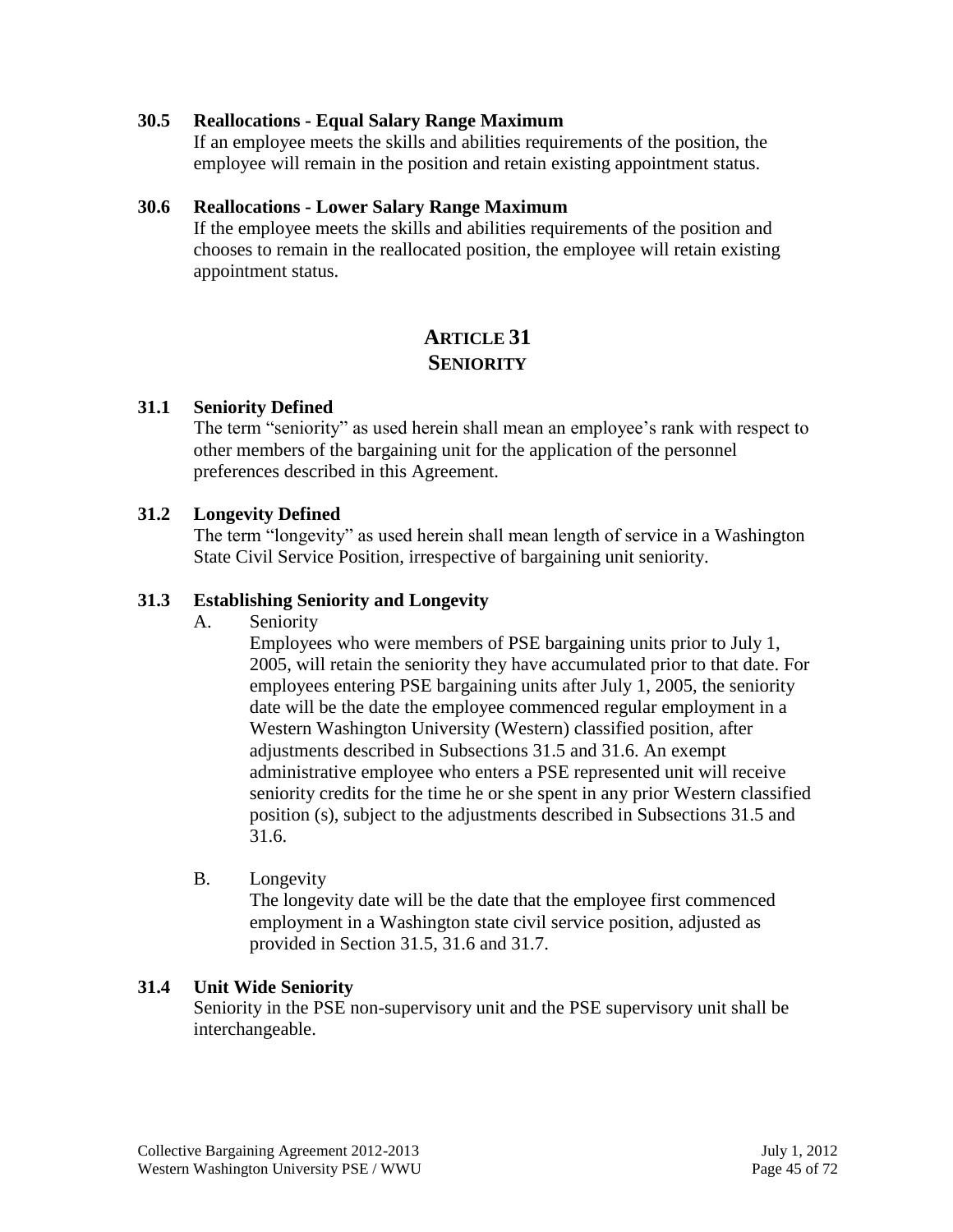### 30.5 Reallocations - Equal Salary Range Maximum

If an employee meets the skills and abilities requirements of the position, the employee will remain in the position and retain existing appointment status.

### 30.6 Reallocations - Lower Salary Range Maximum

If the employee meets the skills and abilities requirements of the position and chooses to remain in the reallocated position, the employee will retain existing appointment status.

## ARTICLE 31
## SENIORITY

### 31.1 Seniority Defined

The term "seniority" as used herein shall mean an employee's rank with respect to other members of the bargaining unit for the application of the personnel preferences described in this Agreement.

### 31.2 Longevity Defined

The term "longevity" as used herein shall mean length of service in a Washington State Civil Service Position, irrespective of bargaining unit seniority.

### 31.3 Establishing Seniority and Longevity

A. Seniority

Employees who were members of PSE bargaining units prior to July 1, 2005, will retain the seniority they have accumulated prior to that date. For employees entering PSE bargaining units after July 1, 2005, the seniority date will be the date the employee commenced regular employment in a Western Washington University (Western) classified position, after adjustments described in Subsections 31.5 and 31.6. An exempt administrative employee who enters a PSE represented unit will receive seniority credits for the time he or she spent in any prior Western classified position (s), subject to the adjustments described in Subsections 31.5 and 31.6.

B. Longevity

The longevity date will be the date that the employee first commenced employment in a Washington state civil service position, adjusted as provided in Section 31.5, 31.6 and 31.7.

### 31.4 Unit Wide Seniority

Seniority in the PSE non-supervisory unit and the PSE supervisory unit shall be interchangeable.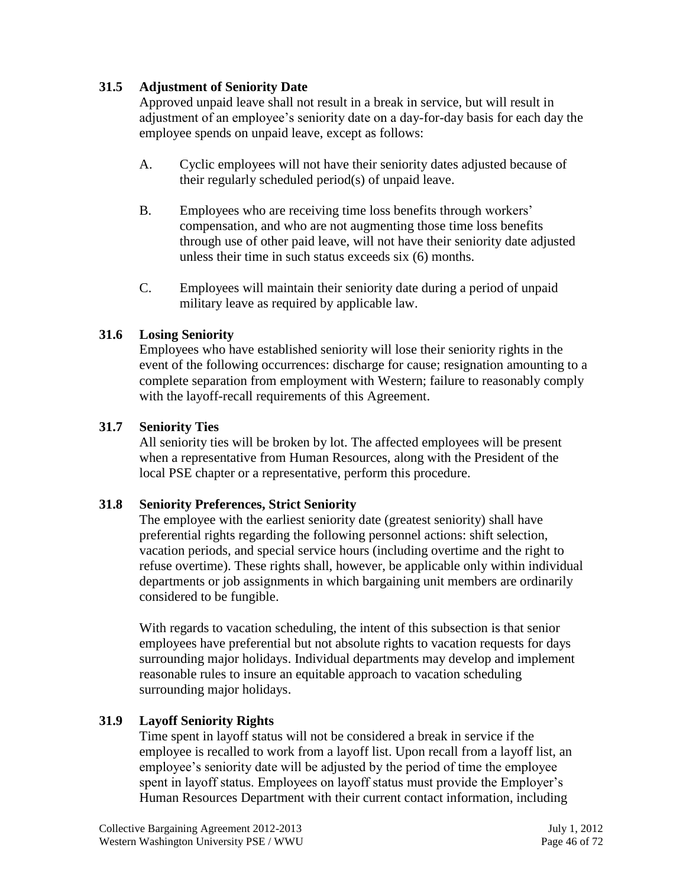### 31.5 Adjustment of Seniority Date

Approved unpaid leave shall not result in a break in service, but will result in adjustment of an employee's seniority date on a day-for-day basis for each day the employee spends on unpaid leave, except as follows:

A. Cyclic employees will not have their seniority dates adjusted because of their regularly scheduled period(s) of unpaid leave.

B. Employees who are receiving time loss benefits through workers' compensation, and who are not augmenting those time loss benefits through use of other paid leave, will not have their seniority date adjusted unless their time in such status exceeds six (6) months.

C. Employees will maintain their seniority date during a period of unpaid military leave as required by applicable law.

### 31.6 Losing Seniority

Employees who have established seniority will lose their seniority rights in the event of the following occurrences: discharge for cause; resignation amounting to a complete separation from employment with Western; failure to reasonably comply with the layoff-recall requirements of this Agreement.

### 31.7 Seniority Ties

All seniority ties will be broken by lot. The affected employees will be present when a representative from Human Resources, along with the President of the local PSE chapter or a representative, perform this procedure.

### 31.8 Seniority Preferences, Strict Seniority

The employee with the earliest seniority date (greatest seniority) shall have preferential rights regarding the following personnel actions: shift selection, vacation periods, and special service hours (including overtime and the right to refuse overtime). These rights shall, however, be applicable only within individual departments or job assignments in which bargaining unit members are ordinarily considered to be fungible.

With regards to vacation scheduling, the intent of this subsection is that senior employees have preferential but not absolute rights to vacation requests for days surrounding major holidays. Individual departments may develop and implement reasonable rules to insure an equitable approach to vacation scheduling surrounding major holidays.

### 31.9 Layoff Seniority Rights

Time spent in layoff status will not be considered a break in service if the employee is recalled to work from a layoff list. Upon recall from a layoff list, an employee's seniority date will be adjusted by the period of time the employee spent in layoff status. Employees on layoff status must provide the Employer's Human Resources Department with their current contact information, including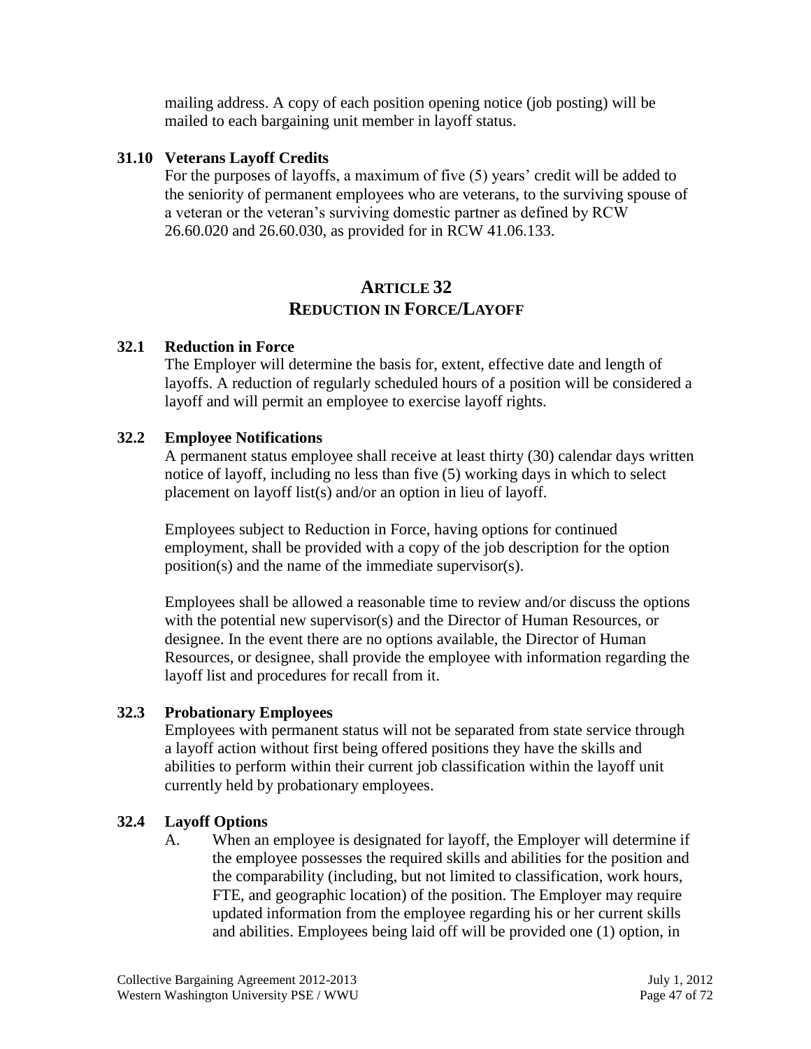mailing address. A copy of each position opening notice (job posting) will be mailed to each bargaining unit member in layoff status.

**31.10 Veterans Layoff Credits**

For the purposes of layoffs, a maximum of five (5) years' credit will be added to the seniority of permanent employees who are veterans, to the surviving spouse of a veteran or the veteran's surviving domestic partner as defined by RCW 26.60.020 and 26.60.030, as provided for in RCW 41.06.133.

## ARTICLE 32
## REDUCTION IN FORCE/LAYOFF

**32.1 Reduction in Force**

The Employer will determine the basis for, extent, effective date and length of layoffs. A reduction of regularly scheduled hours of a position will be considered a layoff and will permit an employee to exercise layoff rights.

**32.2 Employee Notifications**

A permanent status employee shall receive at least thirty (30) calendar days written notice of layoff, including no less than five (5) working days in which to select placement on layoff list(s) and/or an option in lieu of layoff.

Employees subject to Reduction in Force, having options for continued employment, shall be provided with a copy of the job description for the option position(s) and the name of the immediate supervisor(s).

Employees shall be allowed a reasonable time to review and/or discuss the options with the potential new supervisor(s) and the Director of Human Resources, or designee. In the event there are no options available, the Director of Human Resources, or designee, shall provide the employee with information regarding the layoff list and procedures for recall from it.

**32.3 Probationary Employees**

Employees with permanent status will not be separated from state service through a layoff action without first being offered positions they have the skills and abilities to perform within their current job classification within the layoff unit currently held by probationary employees.

**32.4 Layoff Options**

A. When an employee is designated for layoff, the Employer will determine if the employee possesses the required skills and abilities for the position and the comparability (including, but not limited to classification, work hours, FTE, and geographic location) of the position. The Employer may require updated information from the employee regarding his or her current skills and abilities. Employees being laid off will be provided one (1) option, in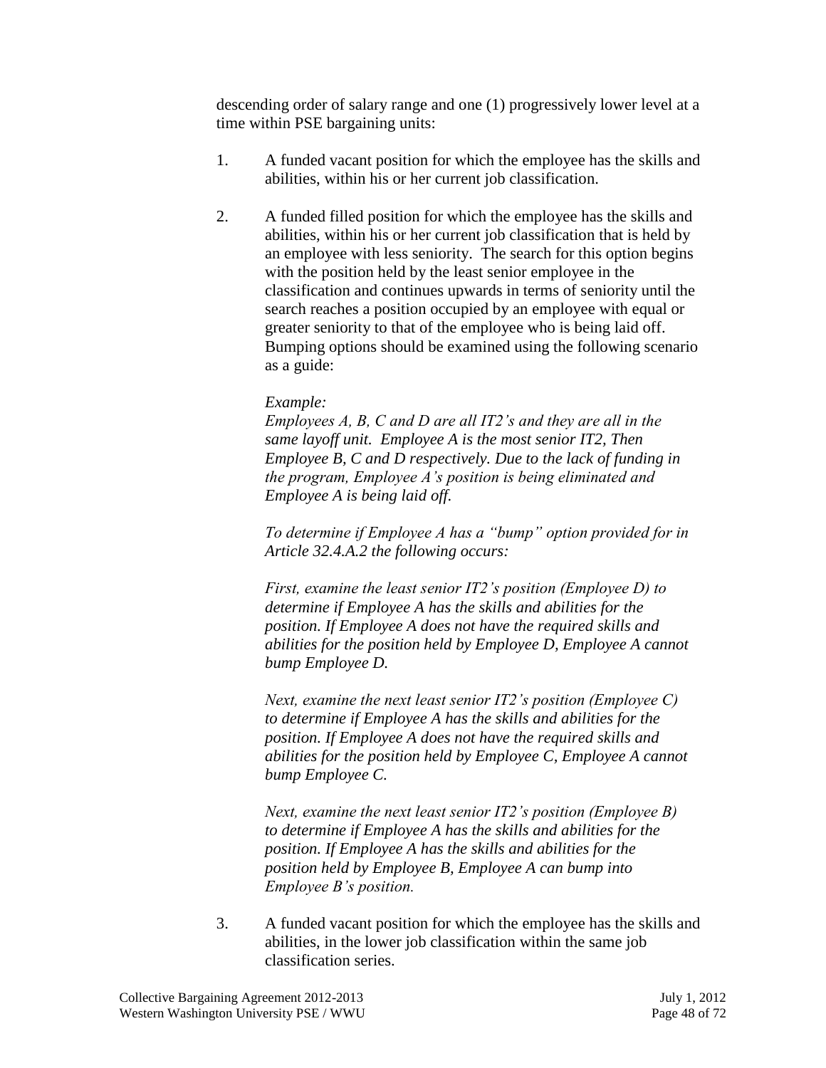descending order of salary range and one (1) progressively lower level at a time within PSE bargaining units:

1. A funded vacant position for which the employee has the skills and abilities, within his or her current job classification.

2. A funded filled position for which the employee has the skills and abilities, within his or her current job classification that is held by an employee with less seniority. The search for this option begins with the position held by the least senior employee in the classification and continues upwards in terms of seniority until the search reaches a position occupied by an employee with equal or greater seniority to that of the employee who is being laid off. Bumping options should be examined using the following scenario as a guide:

   *Example:*
   *Employees A, B, C and D are all IT2's and they are all in the same layoff unit. Employee A is the most senior IT2, Then Employee B, C and D respectively. Due to the lack of funding in the program, Employee A's position is being eliminated and Employee A is being laid off.*

   *To determine if Employee A has a "bump" option provided for in Article 32.4.A.2 the following occurs:*

   *First, examine the least senior IT2's position (Employee D) to determine if Employee A has the skills and abilities for the position. If Employee A does not have the required skills and abilities for the position held by Employee D, Employee A cannot bump Employee D.*

   *Next, examine the next least senior IT2's position (Employee C) to determine if Employee A has the skills and abilities for the position. If Employee A does not have the required skills and abilities for the position held by Employee C, Employee A cannot bump Employee C.*

   *Next, examine the next least senior IT2's position (Employee B) to determine if Employee A has the skills and abilities for the position. If Employee A has the skills and abilities for the position held by Employee B, Employee A can bump into Employee B's position.*

3. A funded vacant position for which the employee has the skills and abilities, in the lower job classification within the same job classification series.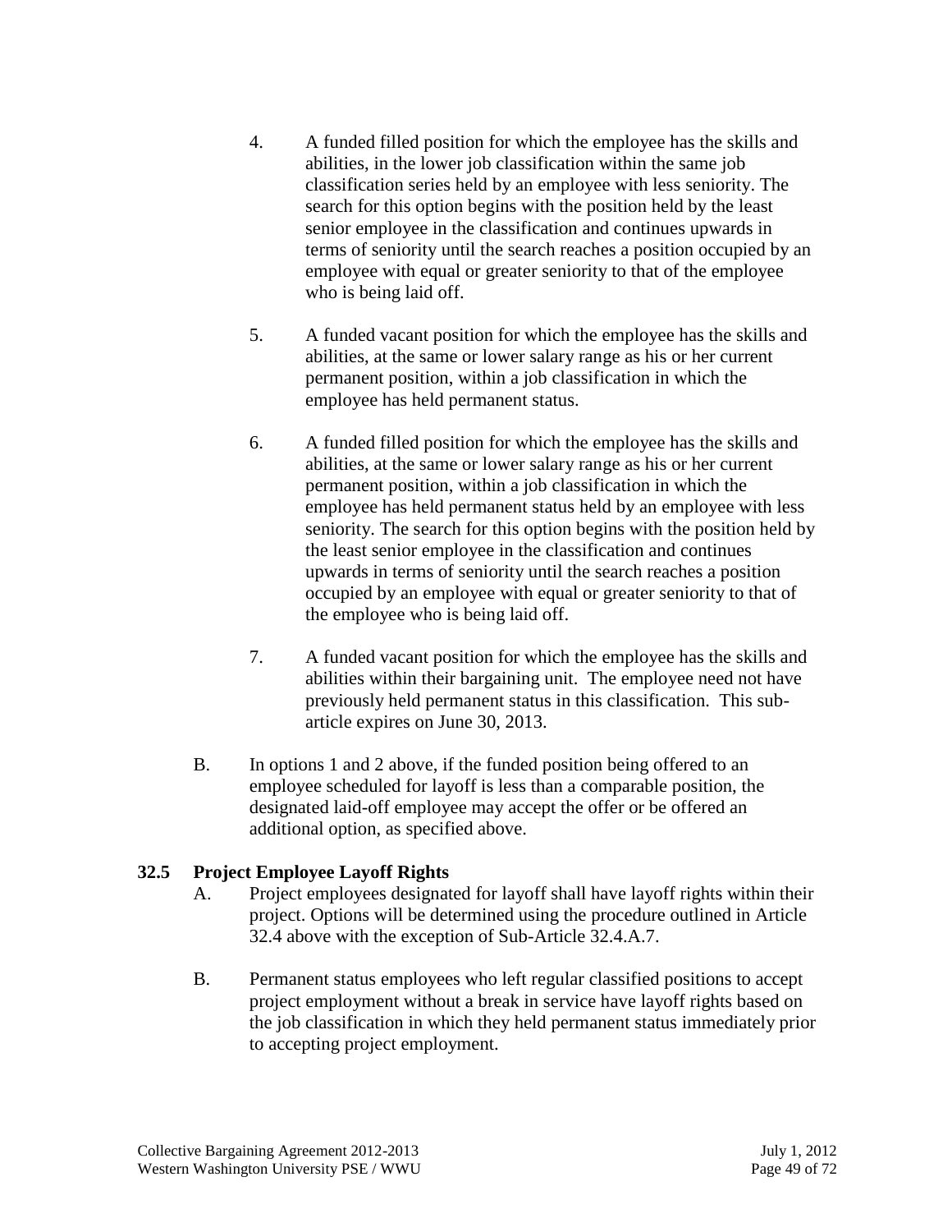4. A funded filled position for which the employee has the skills and abilities, in the lower job classification within the same job classification series held by an employee with less seniority. The search for this option begins with the position held by the least senior employee in the classification and continues upwards in terms of seniority until the search reaches a position occupied by an employee with equal or greater seniority to that of the employee who is being laid off.

5. A funded vacant position for which the employee has the skills and abilities, at the same or lower salary range as his or her current permanent position, within a job classification in which the employee has held permanent status.

6. A funded filled position for which the employee has the skills and abilities, at the same or lower salary range as his or her current permanent position, within a job classification in which the employee has held permanent status held by an employee with less seniority. The search for this option begins with the position held by the least senior employee in the classification and continues upwards in terms of seniority until the search reaches a position occupied by an employee with equal or greater seniority to that of the employee who is being laid off.

7. A funded vacant position for which the employee has the skills and abilities within their bargaining unit. The employee need not have previously held permanent status in this classification. This sub-article expires on June 30, 2013.

B. In options 1 and 2 above, if the funded position being offered to an employee scheduled for layoff is less than a comparable position, the designated laid-off employee may accept the offer or be offered an additional option, as specified above.

### 32.5 Project Employee Layoff Rights

A. Project employees designated for layoff shall have layoff rights within their project. Options will be determined using the procedure outlined in Article 32.4 above with the exception of Sub-Article 32.4.A.7.

B. Permanent status employees who left regular classified positions to accept project employment without a break in service have layoff rights based on the job classification in which they held permanent status immediately prior to accepting project employment.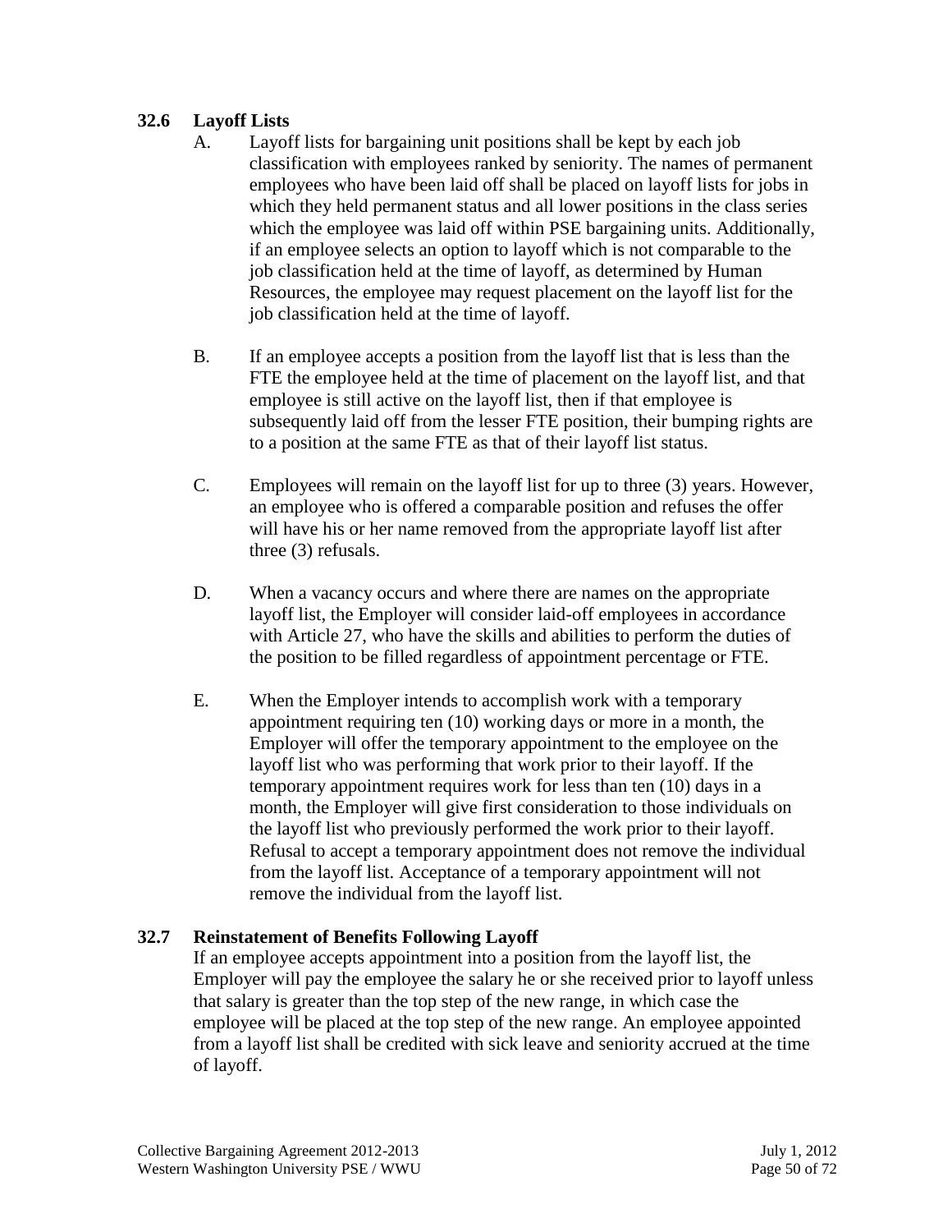### 32.6 Layoff Lists

A. Layoff lists for bargaining unit positions shall be kept by each job classification with employees ranked by seniority. The names of permanent employees who have been laid off shall be placed on layoff lists for jobs in which they held permanent status and all lower positions in the class series which the employee was laid off within PSE bargaining units. Additionally, if an employee selects an option to layoff which is not comparable to the job classification held at the time of layoff, as determined by Human Resources, the employee may request placement on the layoff list for the job classification held at the time of layoff.

B. If an employee accepts a position from the layoff list that is less than the FTE the employee held at the time of placement on the layoff list, and that employee is still active on the layoff list, then if that employee is subsequently laid off from the lesser FTE position, their bumping rights are to a position at the same FTE as that of their layoff list status.

C. Employees will remain on the layoff list for up to three (3) years. However, an employee who is offered a comparable position and refuses the offer will have his or her name removed from the appropriate layoff list after three (3) refusals.

D. When a vacancy occurs and where there are names on the appropriate layoff list, the Employer will consider laid-off employees in accordance with Article 27, who have the skills and abilities to perform the duties of the position to be filled regardless of appointment percentage or FTE.

E. When the Employer intends to accomplish work with a temporary appointment requiring ten (10) working days or more in a month, the Employer will offer the temporary appointment to the employee on the layoff list who was performing that work prior to their layoff. If the temporary appointment requires work for less than ten (10) days in a month, the Employer will give first consideration to those individuals on the layoff list who previously performed the work prior to their layoff. Refusal to accept a temporary appointment does not remove the individual from the layoff list. Acceptance of a temporary appointment will not remove the individual from the layoff list.

### 32.7 Reinstatement of Benefits Following Layoff

If an employee accepts appointment into a position from the layoff list, the Employer will pay the employee the salary he or she received prior to layoff unless that salary is greater than the top step of the new range, in which case the employee will be placed at the top step of the new range. An employee appointed from a layoff list shall be credited with sick leave and seniority accrued at the time of layoff.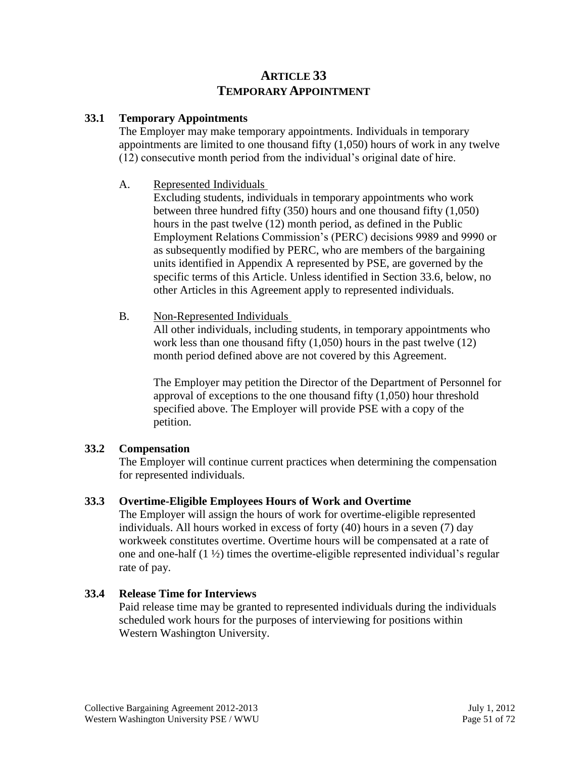# ARTICLE 33
# TEMPORARY APPOINTMENT

## 33.1 Temporary Appointments

The Employer may make temporary appointments. Individuals in temporary appointments are limited to one thousand fifty (1,050) hours of work in any twelve (12) consecutive month period from the individual's original date of hire.

A. Represented Individuals

Excluding students, individuals in temporary appointments who work between three hundred fifty (350) hours and one thousand fifty (1,050) hours in the past twelve (12) month period, as defined in the Public Employment Relations Commission's (PERC) decisions 9989 and 9990 or as subsequently modified by PERC, who are members of the bargaining units identified in Appendix A represented by PSE, are governed by the specific terms of this Article. Unless identified in Section 33.6, below, no other Articles in this Agreement apply to represented individuals.

B. Non-Represented Individuals

All other individuals, including students, in temporary appointments who work less than one thousand fifty (1,050) hours in the past twelve (12) month period defined above are not covered by this Agreement.

The Employer may petition the Director of the Department of Personnel for approval of exceptions to the one thousand fifty (1,050) hour threshold specified above. The Employer will provide PSE with a copy of the petition.

## 33.2 Compensation

The Employer will continue current practices when determining the compensation for represented individuals.

## 33.3 Overtime-Eligible Employees Hours of Work and Overtime

The Employer will assign the hours of work for overtime-eligible represented individuals. All hours worked in excess of forty (40) hours in a seven (7) day workweek constitutes overtime. Overtime hours will be compensated at a rate of one and one-half (1 ½) times the overtime-eligible represented individual's regular rate of pay.

## 33.4 Release Time for Interviews

Paid release time may be granted to represented individuals during the individuals scheduled work hours for the purposes of interviewing for positions within Western Washington University.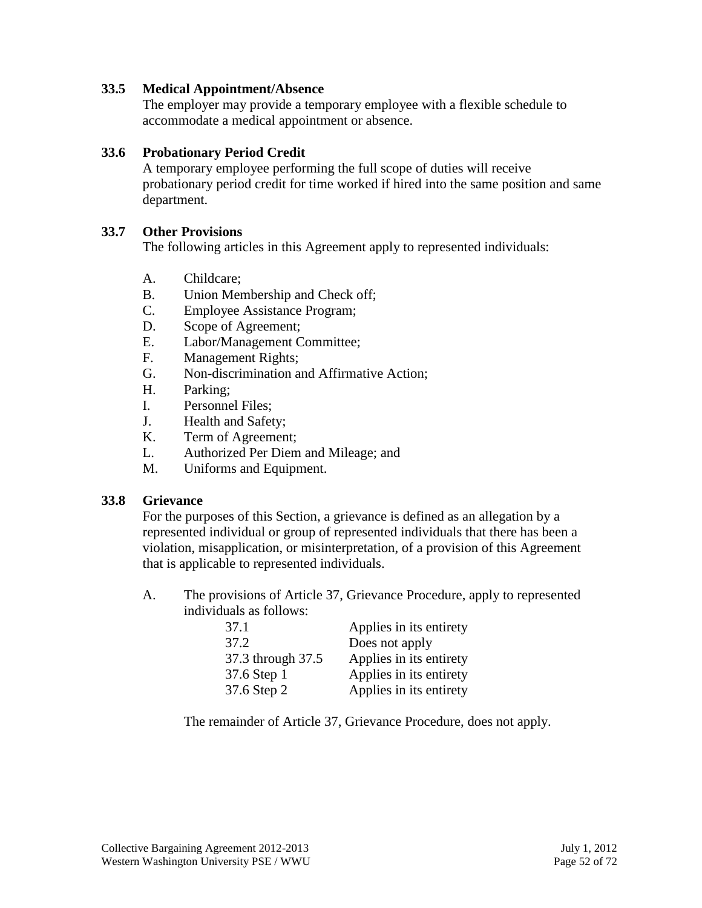### 33.5 Medical Appointment/Absence

The employer may provide a temporary employee with a flexible schedule to accommodate a medical appointment or absence.

### 33.6 Probationary Period Credit

A temporary employee performing the full scope of duties will receive probationary period credit for time worked if hired into the same position and same department.

### 33.7 Other Provisions

The following articles in this Agreement apply to represented individuals:

A. Childcare;
B. Union Membership and Check off;
C. Employee Assistance Program;
D. Scope of Agreement;
E. Labor/Management Committee;
F. Management Rights;
G. Non-discrimination and Affirmative Action;
H. Parking;
I. Personnel Files;
J. Health and Safety;
K. Term of Agreement;
L. Authorized Per Diem and Mileage; and
M. Uniforms and Equipment.

### 33.8 Grievance

For the purposes of this Section, a grievance is defined as an allegation by a represented individual or group of represented individuals that there has been a violation, misapplication, or misinterpretation, of a provision of this Agreement that is applicable to represented individuals.

A. The provisions of Article 37, Grievance Procedure, apply to represented individuals as follows:

| | |
|---|---|
| 37.1 | Applies in its entirety |
| 37.2 | Does not apply |
| 37.3 through 37.5 | Applies in its entirety |
| 37.6 Step 1 | Applies in its entirety |
| 37.6 Step 2 | Applies in its entirety |

The remainder of Article 37, Grievance Procedure, does not apply.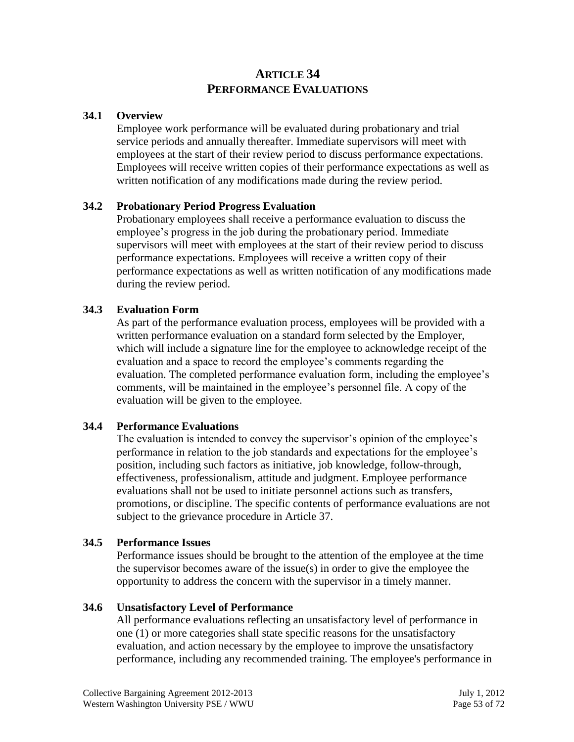# ARTICLE 34
# PERFORMANCE EVALUATIONS

### 34.1 Overview

Employee work performance will be evaluated during probationary and trial service periods and annually thereafter. Immediate supervisors will meet with employees at the start of their review period to discuss performance expectations. Employees will receive written copies of their performance expectations as well as written notification of any modifications made during the review period.

### 34.2 Probationary Period Progress Evaluation

Probationary employees shall receive a performance evaluation to discuss the employee's progress in the job during the probationary period. Immediate supervisors will meet with employees at the start of their review period to discuss performance expectations. Employees will receive a written copy of their performance expectations as well as written notification of any modifications made during the review period.

### 34.3 Evaluation Form

As part of the performance evaluation process, employees will be provided with a written performance evaluation on a standard form selected by the Employer, which will include a signature line for the employee to acknowledge receipt of the evaluation and a space to record the employee's comments regarding the evaluation. The completed performance evaluation form, including the employee's comments, will be maintained in the employee's personnel file. A copy of the evaluation will be given to the employee.

### 34.4 Performance Evaluations

The evaluation is intended to convey the supervisor's opinion of the employee's performance in relation to the job standards and expectations for the employee's position, including such factors as initiative, job knowledge, follow-through, effectiveness, professionalism, attitude and judgment. Employee performance evaluations shall not be used to initiate personnel actions such as transfers, promotions, or discipline. The specific contents of performance evaluations are not subject to the grievance procedure in Article 37.

### 34.5 Performance Issues

Performance issues should be brought to the attention of the employee at the time the supervisor becomes aware of the issue(s) in order to give the employee the opportunity to address the concern with the supervisor in a timely manner.

### 34.6 Unsatisfactory Level of Performance

All performance evaluations reflecting an unsatisfactory level of performance in one (1) or more categories shall state specific reasons for the unsatisfactory evaluation, and action necessary by the employee to improve the unsatisfactory performance, including any recommended training. The employee's performance in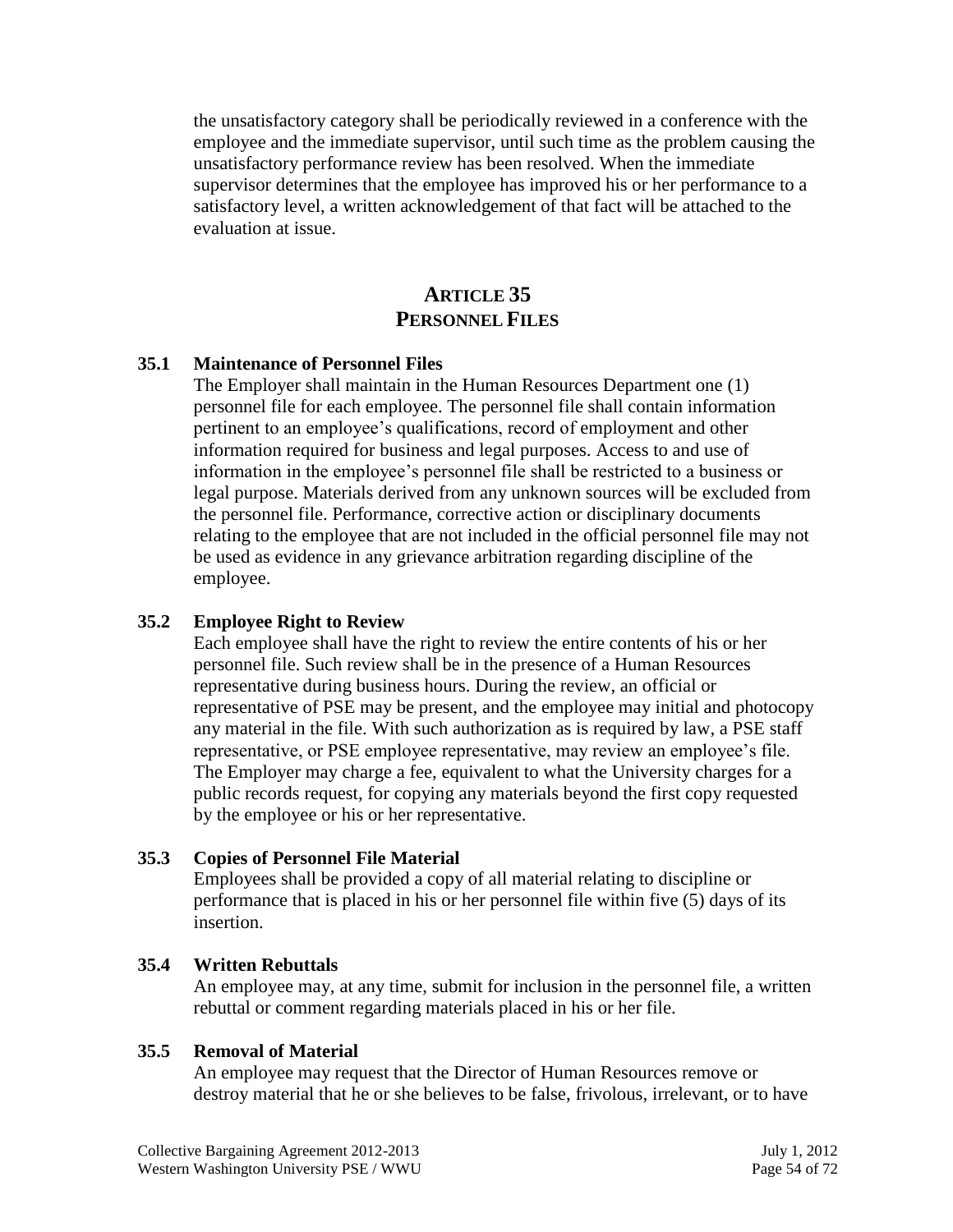the unsatisfactory category shall be periodically reviewed in a conference with the employee and the immediate supervisor, until such time as the problem causing the unsatisfactory performance review has been resolved. When the immediate supervisor determines that the employee has improved his or her performance to a satisfactory level, a written acknowledgement of that fact will be attached to the evaluation at issue.

# ARTICLE 35
# PERSONNEL FILES

### 35.1 Maintenance of Personnel Files

The Employer shall maintain in the Human Resources Department one (1) personnel file for each employee. The personnel file shall contain information pertinent to an employee's qualifications, record of employment and other information required for business and legal purposes. Access to and use of information in the employee's personnel file shall be restricted to a business or legal purpose. Materials derived from any unknown sources will be excluded from the personnel file. Performance, corrective action or disciplinary documents relating to the employee that are not included in the official personnel file may not be used as evidence in any grievance arbitration regarding discipline of the employee.

### 35.2 Employee Right to Review

Each employee shall have the right to review the entire contents of his or her personnel file. Such review shall be in the presence of a Human Resources representative during business hours. During the review, an official or representative of PSE may be present, and the employee may initial and photocopy any material in the file. With such authorization as is required by law, a PSE staff representative, or PSE employee representative, may review an employee's file. The Employer may charge a fee, equivalent to what the University charges for a public records request, for copying any materials beyond the first copy requested by the employee or his or her representative.

### 35.3 Copies of Personnel File Material

Employees shall be provided a copy of all material relating to discipline or performance that is placed in his or her personnel file within five (5) days of its insertion.

### 35.4 Written Rebuttals

An employee may, at any time, submit for inclusion in the personnel file, a written rebuttal or comment regarding materials placed in his or her file.

### 35.5 Removal of Material

An employee may request that the Director of Human Resources remove or destroy material that he or she believes to be false, frivolous, irrelevant, or to have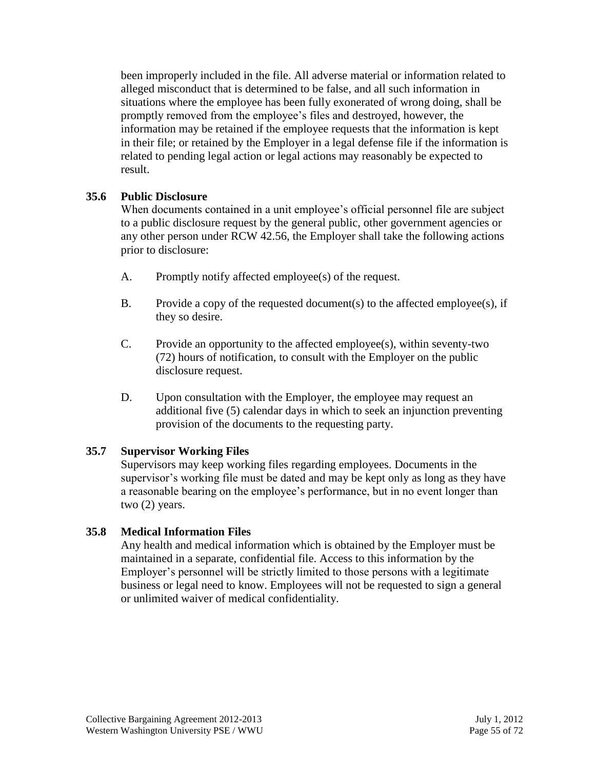been improperly included in the file. All adverse material or information related to alleged misconduct that is determined to be false, and all such information in situations where the employee has been fully exonerated of wrong doing, shall be promptly removed from the employee's files and destroyed, however, the information may be retained if the employee requests that the information is kept in their file; or retained by the Employer in a legal defense file if the information is related to pending legal action or legal actions may reasonably be expected to result.

### 35.6 Public Disclosure

When documents contained in a unit employee's official personnel file are subject to a public disclosure request by the general public, other government agencies or any other person under RCW 42.56, the Employer shall take the following actions prior to disclosure:

A. Promptly notify affected employee(s) of the request.

B. Provide a copy of the requested document(s) to the affected employee(s), if they so desire.

C. Provide an opportunity to the affected employee(s), within seventy-two (72) hours of notification, to consult with the Employer on the public disclosure request.

D. Upon consultation with the Employer, the employee may request an additional five (5) calendar days in which to seek an injunction preventing provision of the documents to the requesting party.

### 35.7 Supervisor Working Files

Supervisors may keep working files regarding employees. Documents in the supervisor's working file must be dated and may be kept only as long as they have a reasonable bearing on the employee's performance, but in no event longer than two (2) years.

### 35.8 Medical Information Files

Any health and medical information which is obtained by the Employer must be maintained in a separate, confidential file. Access to this information by the Employer's personnel will be strictly limited to those persons with a legitimate business or legal need to know. Employees will not be requested to sign a general or unlimited waiver of medical confidentiality.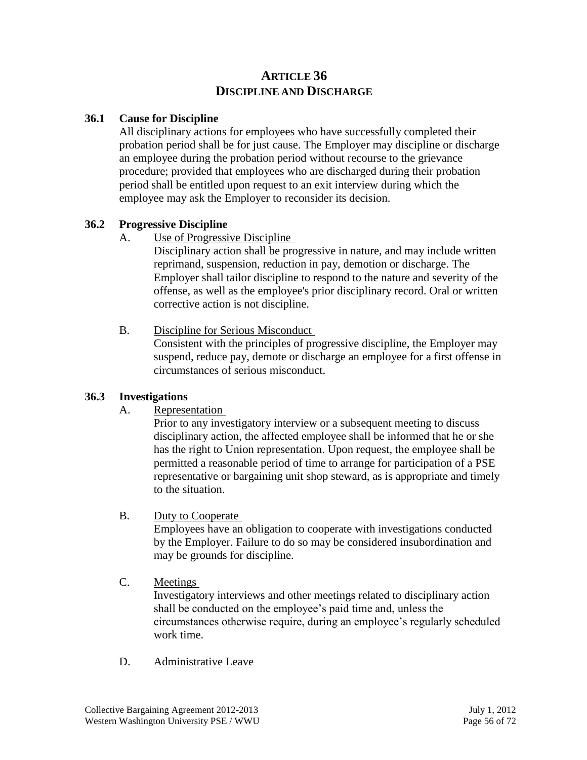# ARTICLE 36
# DISCIPLINE AND DISCHARGE

## 36.1 Cause for Discipline

All disciplinary actions for employees who have successfully completed their probation period shall be for just cause. The Employer may discipline or discharge an employee during the probation period without recourse to the grievance procedure; provided that employees who are discharged during their probation period shall be entitled upon request to an exit interview during which the employee may ask the Employer to reconsider its decision.

## 36.2 Progressive Discipline

A. Use of Progressive Discipline

Disciplinary action shall be progressive in nature, and may include written reprimand, suspension, reduction in pay, demotion or discharge. The Employer shall tailor discipline to respond to the nature and severity of the offense, as well as the employee's prior disciplinary record. Oral or written corrective action is not discipline.

B. Discipline for Serious Misconduct

Consistent with the principles of progressive discipline, the Employer may suspend, reduce pay, demote or discharge an employee for a first offense in circumstances of serious misconduct.

## 36.3 Investigations

A. Representation

Prior to any investigatory interview or a subsequent meeting to discuss disciplinary action, the affected employee shall be informed that he or she has the right to Union representation. Upon request, the employee shall be permitted a reasonable period of time to arrange for participation of a PSE representative or bargaining unit shop steward, as is appropriate and timely to the situation.

B. Duty to Cooperate

Employees have an obligation to cooperate with investigations conducted by the Employer. Failure to do so may be considered insubordination and may be grounds for discipline.

C. Meetings

Investigatory interviews and other meetings related to disciplinary action shall be conducted on the employee's paid time and, unless the circumstances otherwise require, during an employee's regularly scheduled work time.

D. Administrative Leave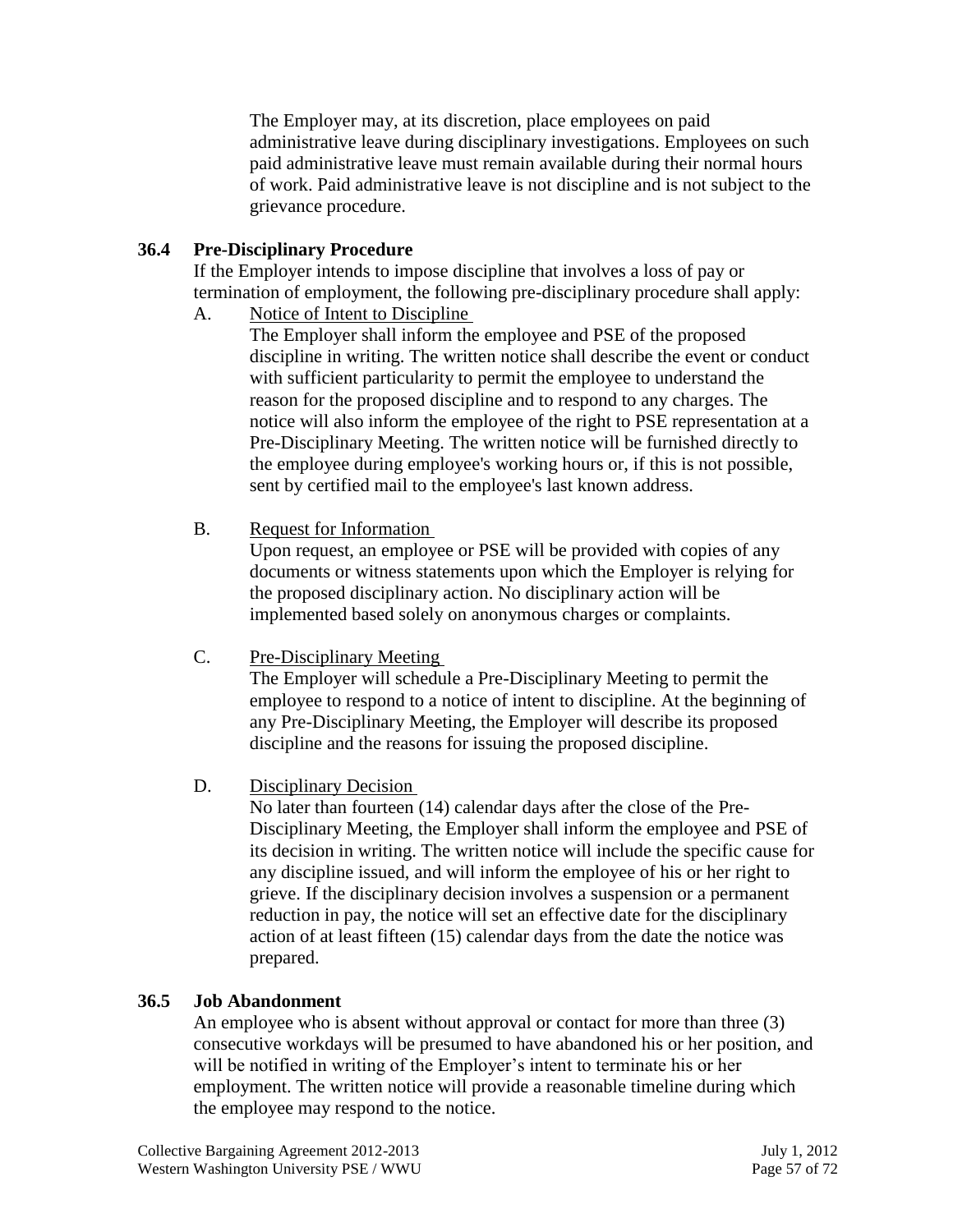The Employer may, at its discretion, place employees on paid administrative leave during disciplinary investigations. Employees on such paid administrative leave must remain available during their normal hours of work. Paid administrative leave is not discipline and is not subject to the grievance procedure.

### 36.4 Pre-Disciplinary Procedure

If the Employer intends to impose discipline that involves a loss of pay or termination of employment, the following pre-disciplinary procedure shall apply:

A. Notice of Intent to Discipline

The Employer shall inform the employee and PSE of the proposed discipline in writing. The written notice shall describe the event or conduct with sufficient particularity to permit the employee to understand the reason for the proposed discipline and to respond to any charges. The notice will also inform the employee of the right to PSE representation at a Pre-Disciplinary Meeting. The written notice will be furnished directly to the employee during employee's working hours or, if this is not possible, sent by certified mail to the employee's last known address.

B. Request for Information

Upon request, an employee or PSE will be provided with copies of any documents or witness statements upon which the Employer is relying for the proposed disciplinary action. No disciplinary action will be implemented based solely on anonymous charges or complaints.

C. Pre-Disciplinary Meeting

The Employer will schedule a Pre-Disciplinary Meeting to permit the employee to respond to a notice of intent to discipline. At the beginning of any Pre-Disciplinary Meeting, the Employer will describe its proposed discipline and the reasons for issuing the proposed discipline.

D. Disciplinary Decision

No later than fourteen (14) calendar days after the close of the Pre-Disciplinary Meeting, the Employer shall inform the employee and PSE of its decision in writing. The written notice will include the specific cause for any discipline issued, and will inform the employee of his or her right to grieve. If the disciplinary decision involves a suspension or a permanent reduction in pay, the notice will set an effective date for the disciplinary action of at least fifteen (15) calendar days from the date the notice was prepared.

### 36.5 Job Abandonment

An employee who is absent without approval or contact for more than three (3) consecutive workdays will be presumed to have abandoned his or her position, and will be notified in writing of the Employer's intent to terminate his or her employment. The written notice will provide a reasonable timeline during which the employee may respond to the notice.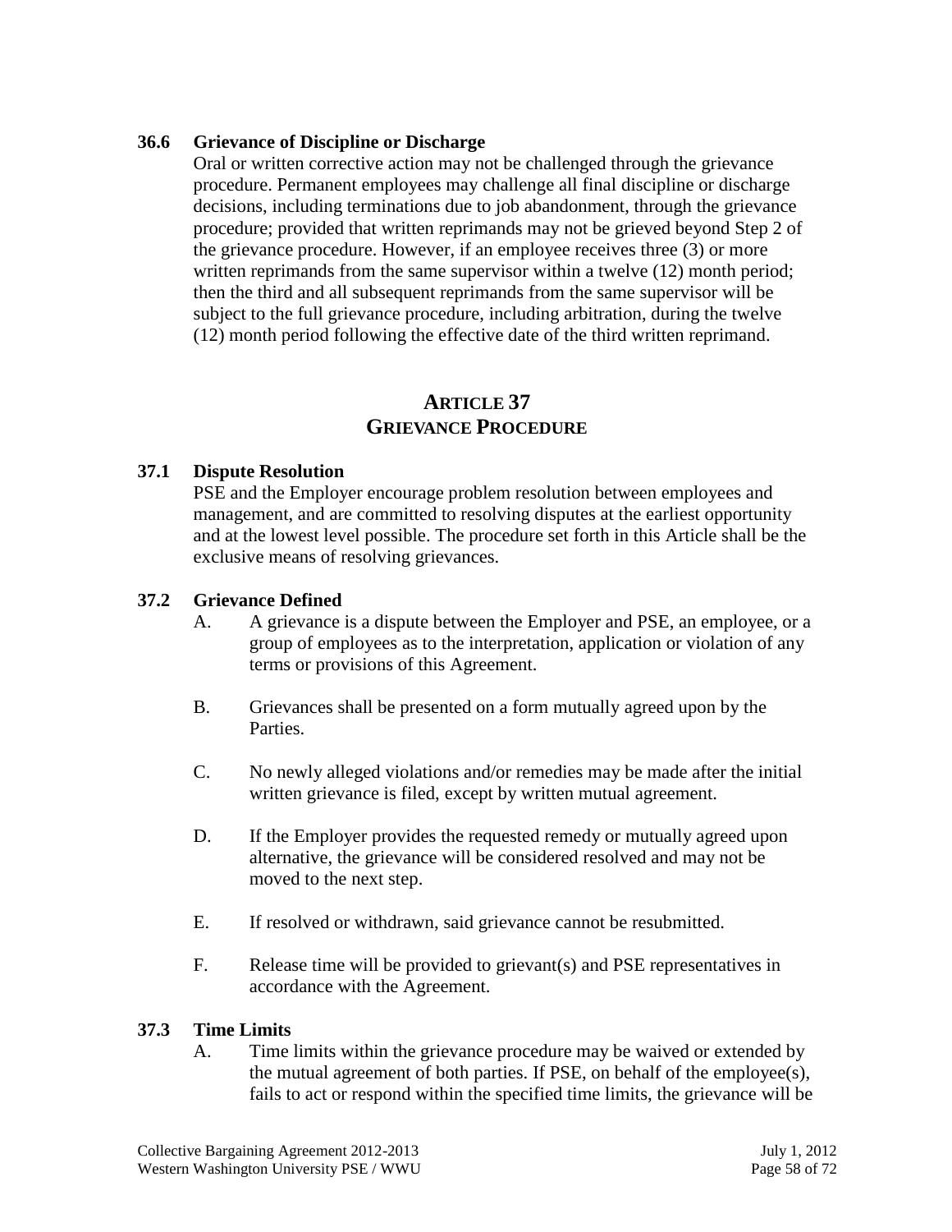### 36.6 Grievance of Discipline or Discharge

Oral or written corrective action may not be challenged through the grievance procedure. Permanent employees may challenge all final discipline or discharge decisions, including terminations due to job abandonment, through the grievance procedure; provided that written reprimands may not be grieved beyond Step 2 of the grievance procedure. However, if an employee receives three (3) or more written reprimands from the same supervisor within a twelve (12) month period; then the third and all subsequent reprimands from the same supervisor will be subject to the full grievance procedure, including arbitration, during the twelve (12) month period following the effective date of the third written reprimand.

## ARTICLE 37
## GRIEVANCE PROCEDURE

### 37.1 Dispute Resolution

PSE and the Employer encourage problem resolution between employees and management, and are committed to resolving disputes at the earliest opportunity and at the lowest level possible. The procedure set forth in this Article shall be the exclusive means of resolving grievances.

### 37.2 Grievance Defined

A. A grievance is a dispute between the Employer and PSE, an employee, or a group of employees as to the interpretation, application or violation of any terms or provisions of this Agreement.

B. Grievances shall be presented on a form mutually agreed upon by the Parties.

C. No newly alleged violations and/or remedies may be made after the initial written grievance is filed, except by written mutual agreement.

D. If the Employer provides the requested remedy or mutually agreed upon alternative, the grievance will be considered resolved and may not be moved to the next step.

E. If resolved or withdrawn, said grievance cannot be resubmitted.

F. Release time will be provided to grievant(s) and PSE representatives in accordance with the Agreement.

### 37.3 Time Limits

A. Time limits within the grievance procedure may be waived or extended by the mutual agreement of both parties. If PSE, on behalf of the employee(s), fails to act or respond within the specified time limits, the grievance will be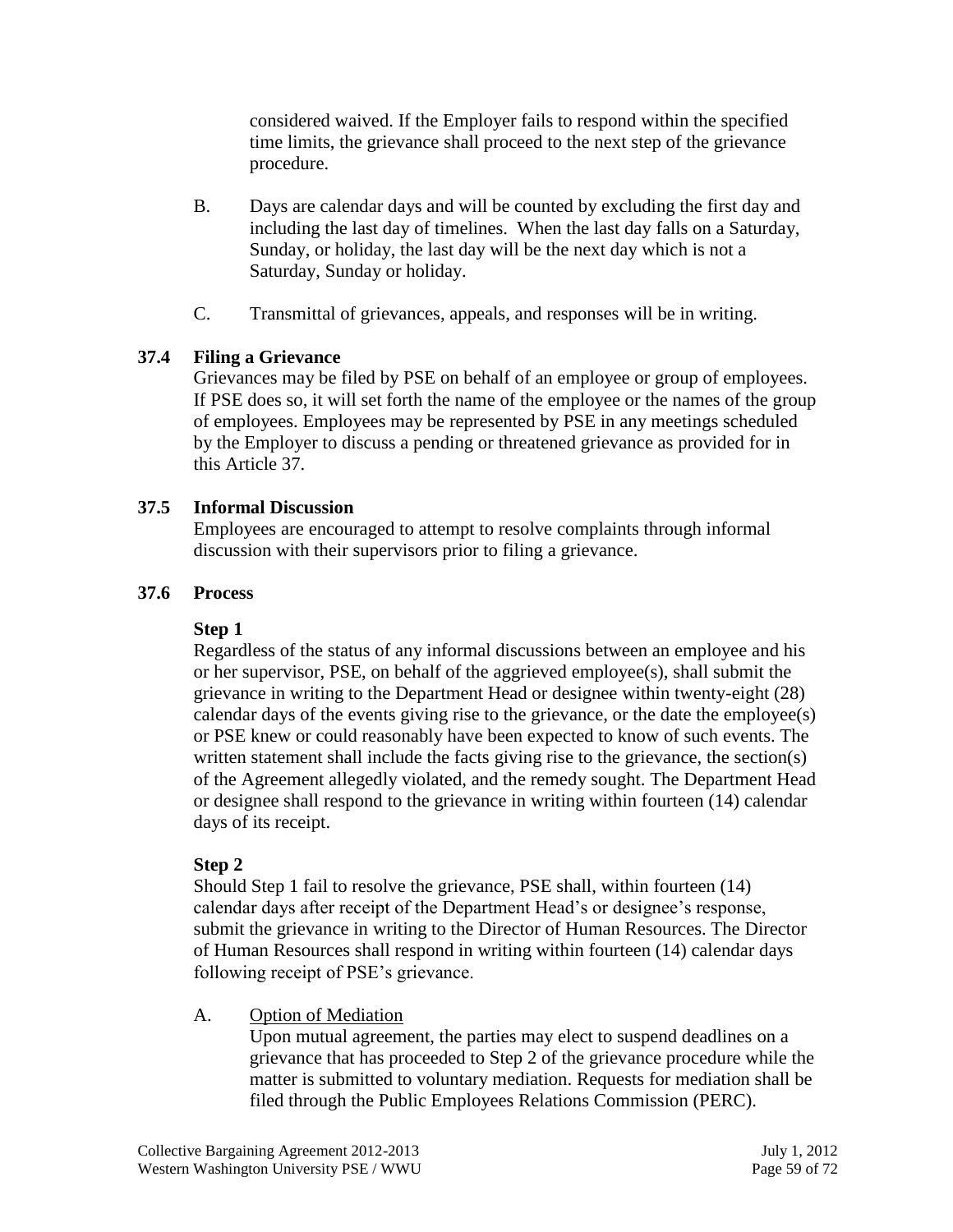considered waived. If the Employer fails to respond within the specified time limits, the grievance shall proceed to the next step of the grievance procedure.

B. Days are calendar days and will be counted by excluding the first day and including the last day of timelines. When the last day falls on a Saturday, Sunday, or holiday, the last day will be the next day which is not a Saturday, Sunday or holiday.

C. Transmittal of grievances, appeals, and responses will be in writing.

### 37.4 Filing a Grievance

Grievances may be filed by PSE on behalf of an employee or group of employees. If PSE does so, it will set forth the name of the employee or the names of the group of employees. Employees may be represented by PSE in any meetings scheduled by the Employer to discuss a pending or threatened grievance as provided for in this Article 37.

### 37.5 Informal Discussion

Employees are encouraged to attempt to resolve complaints through informal discussion with their supervisors prior to filing a grievance.

### 37.6 Process

**Step 1**

Regardless of the status of any informal discussions between an employee and his or her supervisor, PSE, on behalf of the aggrieved employee(s), shall submit the grievance in writing to the Department Head or designee within twenty-eight (28) calendar days of the events giving rise to the grievance, or the date the employee(s) or PSE knew or could reasonably have been expected to know of such events. The written statement shall include the facts giving rise to the grievance, the section(s) of the Agreement allegedly violated, and the remedy sought. The Department Head or designee shall respond to the grievance in writing within fourteen (14) calendar days of its receipt.

**Step 2**

Should Step 1 fail to resolve the grievance, PSE shall, within fourteen (14) calendar days after receipt of the Department Head's or designee's response, submit the grievance in writing to the Director of Human Resources. The Director of Human Resources shall respond in writing within fourteen (14) calendar days following receipt of PSE's grievance.

A. Option of Mediation

Upon mutual agreement, the parties may elect to suspend deadlines on a grievance that has proceeded to Step 2 of the grievance procedure while the matter is submitted to voluntary mediation. Requests for mediation shall be filed through the Public Employees Relations Commission (PERC).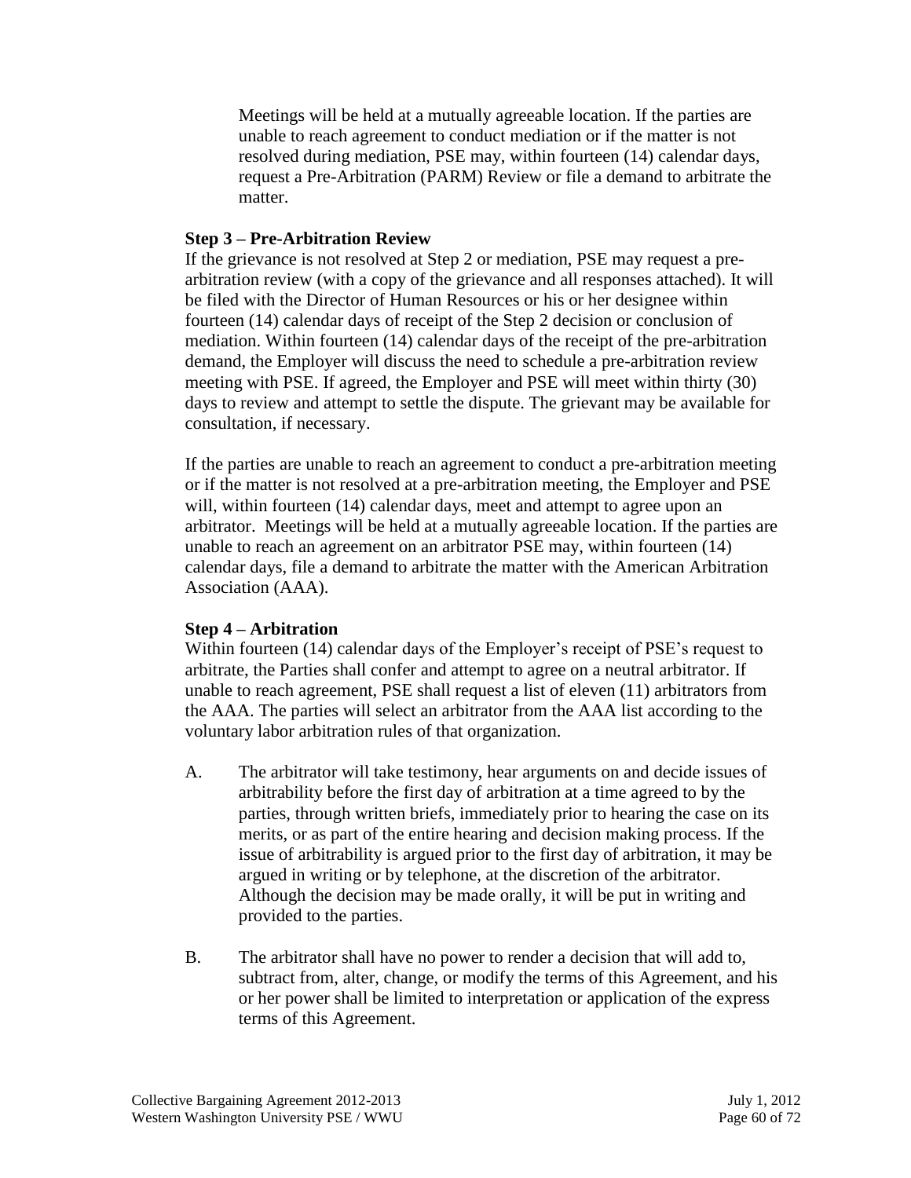Meetings will be held at a mutually agreeable location. If the parties are unable to reach agreement to conduct mediation or if the matter is not resolved during mediation, PSE may, within fourteen (14) calendar days, request a Pre-Arbitration (PARM) Review or file a demand to arbitrate the matter.

**Step 3 – Pre-Arbitration Review**

If the grievance is not resolved at Step 2 or mediation, PSE may request a pre-arbitration review (with a copy of the grievance and all responses attached). It will be filed with the Director of Human Resources or his or her designee within fourteen (14) calendar days of receipt of the Step 2 decision or conclusion of mediation. Within fourteen (14) calendar days of the receipt of the pre-arbitration demand, the Employer will discuss the need to schedule a pre-arbitration review meeting with PSE. If agreed, the Employer and PSE will meet within thirty (30) days to review and attempt to settle the dispute. The grievant may be available for consultation, if necessary.

If the parties are unable to reach an agreement to conduct a pre-arbitration meeting or if the matter is not resolved at a pre-arbitration meeting, the Employer and PSE will, within fourteen (14) calendar days, meet and attempt to agree upon an arbitrator. Meetings will be held at a mutually agreeable location. If the parties are unable to reach an agreement on an arbitrator PSE may, within fourteen (14) calendar days, file a demand to arbitrate the matter with the American Arbitration Association (AAA).

**Step 4 – Arbitration**

Within fourteen (14) calendar days of the Employer's receipt of PSE's request to arbitrate, the Parties shall confer and attempt to agree on a neutral arbitrator. If unable to reach agreement, PSE shall request a list of eleven (11) arbitrators from the AAA. The parties will select an arbitrator from the AAA list according to the voluntary labor arbitration rules of that organization.

A. The arbitrator will take testimony, hear arguments on and decide issues of arbitrability before the first day of arbitration at a time agreed to by the parties, through written briefs, immediately prior to hearing the case on its merits, or as part of the entire hearing and decision making process. If the issue of arbitrability is argued prior to the first day of arbitration, it may be argued in writing or by telephone, at the discretion of the arbitrator. Although the decision may be made orally, it will be put in writing and provided to the parties.

B. The arbitrator shall have no power to render a decision that will add to, subtract from, alter, change, or modify the terms of this Agreement, and his or her power shall be limited to interpretation or application of the express terms of this Agreement.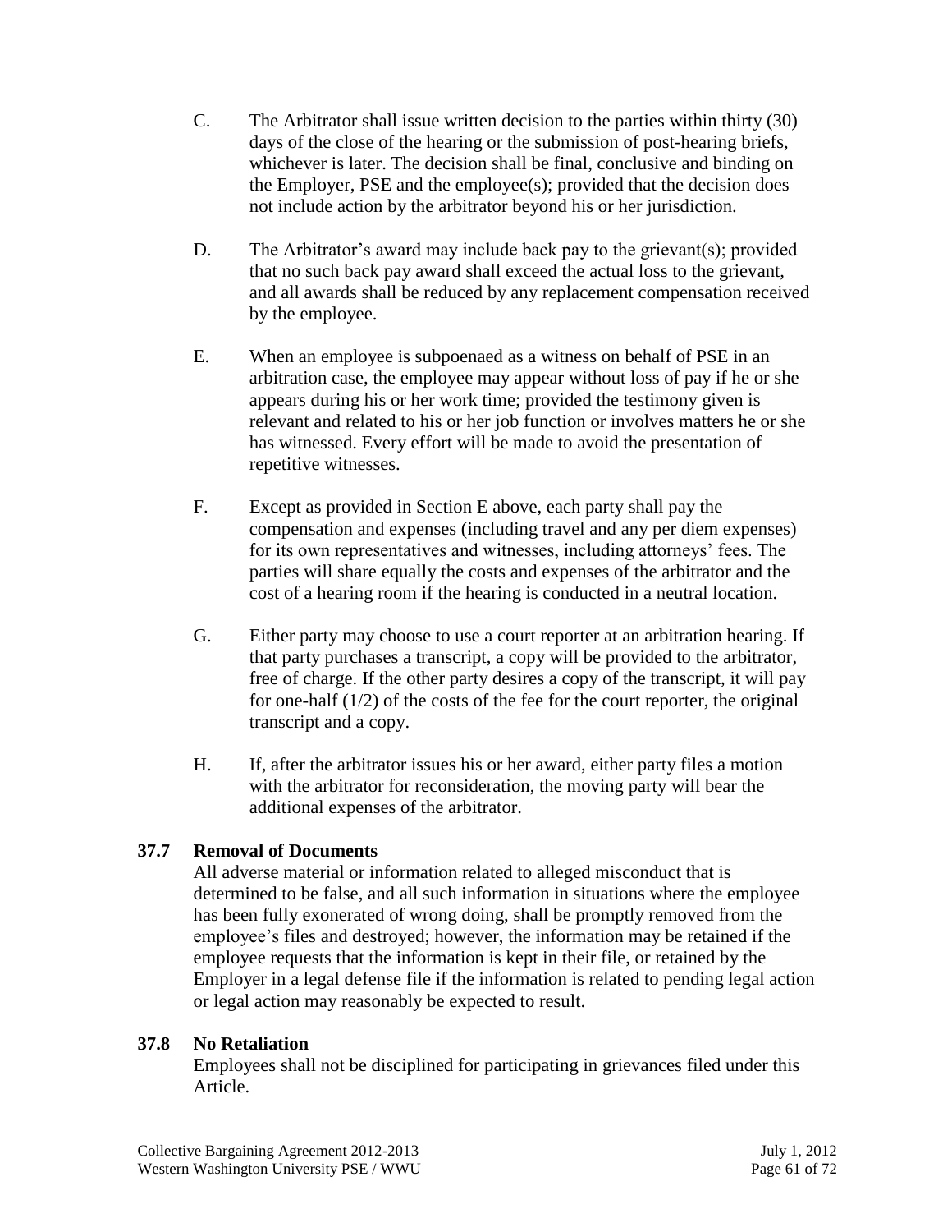C. The Arbitrator shall issue written decision to the parties within thirty (30) days of the close of the hearing or the submission of post-hearing briefs, whichever is later. The decision shall be final, conclusive and binding on the Employer, PSE and the employee(s); provided that the decision does not include action by the arbitrator beyond his or her jurisdiction.

D. The Arbitrator's award may include back pay to the grievant(s); provided that no such back pay award shall exceed the actual loss to the grievant, and all awards shall be reduced by any replacement compensation received by the employee.

E. When an employee is subpoenaed as a witness on behalf of PSE in an arbitration case, the employee may appear without loss of pay if he or she appears during his or her work time; provided the testimony given is relevant and related to his or her job function or involves matters he or she has witnessed. Every effort will be made to avoid the presentation of repetitive witnesses.

F. Except as provided in Section E above, each party shall pay the compensation and expenses (including travel and any per diem expenses) for its own representatives and witnesses, including attorneys' fees. The parties will share equally the costs and expenses of the arbitrator and the cost of a hearing room if the hearing is conducted in a neutral location.

G. Either party may choose to use a court reporter at an arbitration hearing. If that party purchases a transcript, a copy will be provided to the arbitrator, free of charge. If the other party desires a copy of the transcript, it will pay for one-half (1/2) of the costs of the fee for the court reporter, the original transcript and a copy.

H. If, after the arbitrator issues his or her award, either party files a motion with the arbitrator for reconsideration, the moving party will bear the additional expenses of the arbitrator.

### 37.7 Removal of Documents

All adverse material or information related to alleged misconduct that is determined to be false, and all such information in situations where the employee has been fully exonerated of wrong doing, shall be promptly removed from the employee's files and destroyed; however, the information may be retained if the employee requests that the information is kept in their file, or retained by the Employer in a legal defense file if the information is related to pending legal action or legal action may reasonably be expected to result.

### 37.8 No Retaliation

Employees shall not be disciplined for participating in grievances filed under this Article.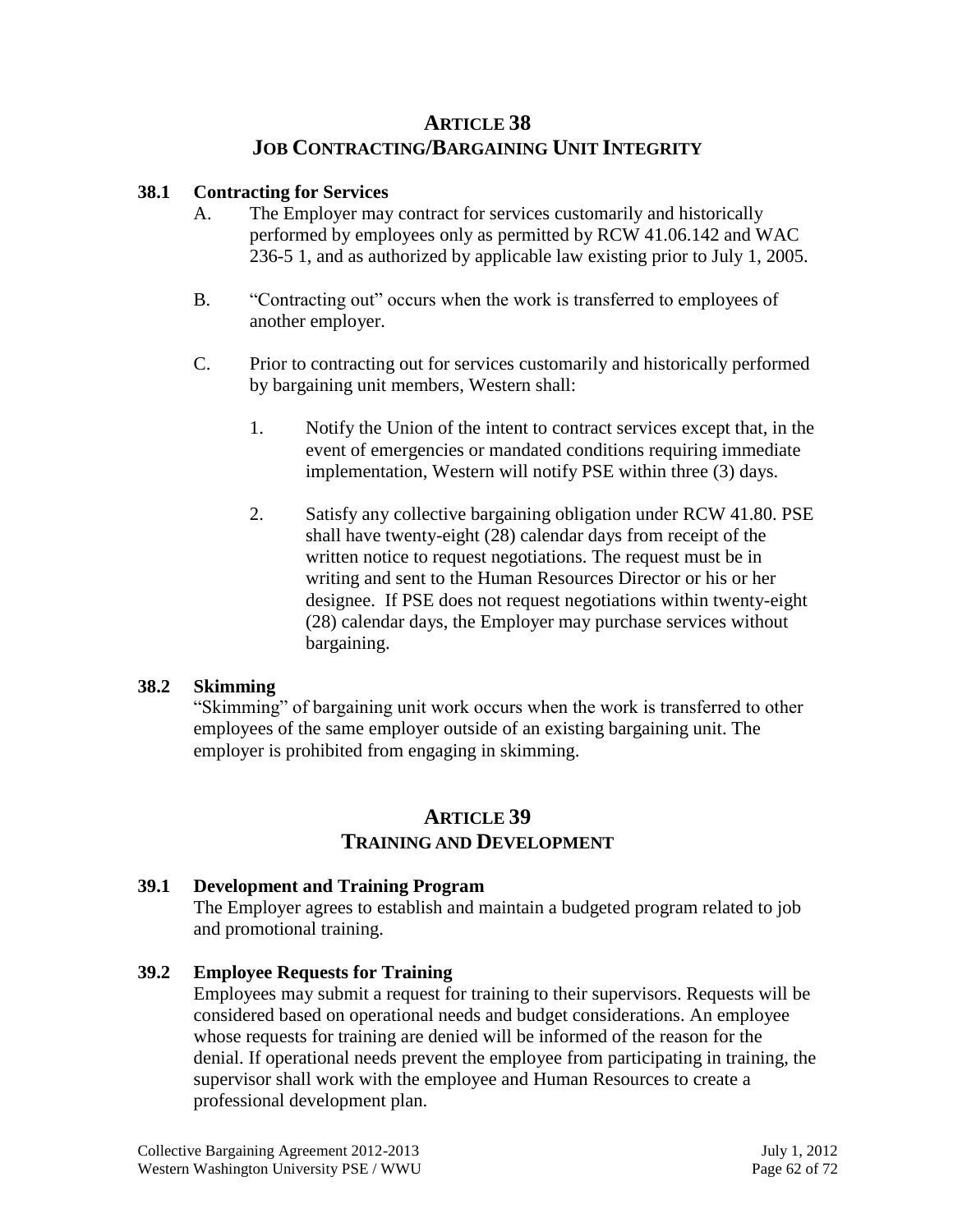## ARTICLE 38
## JOB CONTRACTING/BARGAINING UNIT INTEGRITY

### 38.1 Contracting for Services

A. The Employer may contract for services customarily and historically performed by employees only as permitted by RCW 41.06.142 and WAC 236-5 1, and as authorized by applicable law existing prior to July 1, 2005.

B. "Contracting out" occurs when the work is transferred to employees of another employer.

C. Prior to contracting out for services customarily and historically performed by bargaining unit members, Western shall:

1. Notify the Union of the intent to contract services except that, in the event of emergencies or mandated conditions requiring immediate implementation, Western will notify PSE within three (3) days.

2. Satisfy any collective bargaining obligation under RCW 41.80. PSE shall have twenty-eight (28) calendar days from receipt of the written notice to request negotiations. The request must be in writing and sent to the Human Resources Director or his or her designee. If PSE does not request negotiations within twenty-eight (28) calendar days, the Employer may purchase services without bargaining.

### 38.2 Skimming

"Skimming" of bargaining unit work occurs when the work is transferred to other employees of the same employer outside of an existing bargaining unit. The employer is prohibited from engaging in skimming.

## ARTICLE 39
## TRAINING AND DEVELOPMENT

### 39.1 Development and Training Program

The Employer agrees to establish and maintain a budgeted program related to job and promotional training.

### 39.2 Employee Requests for Training

Employees may submit a request for training to their supervisors. Requests will be considered based on operational needs and budget considerations. An employee whose requests for training are denied will be informed of the reason for the denial. If operational needs prevent the employee from participating in training, the supervisor shall work with the employee and Human Resources to create a professional development plan.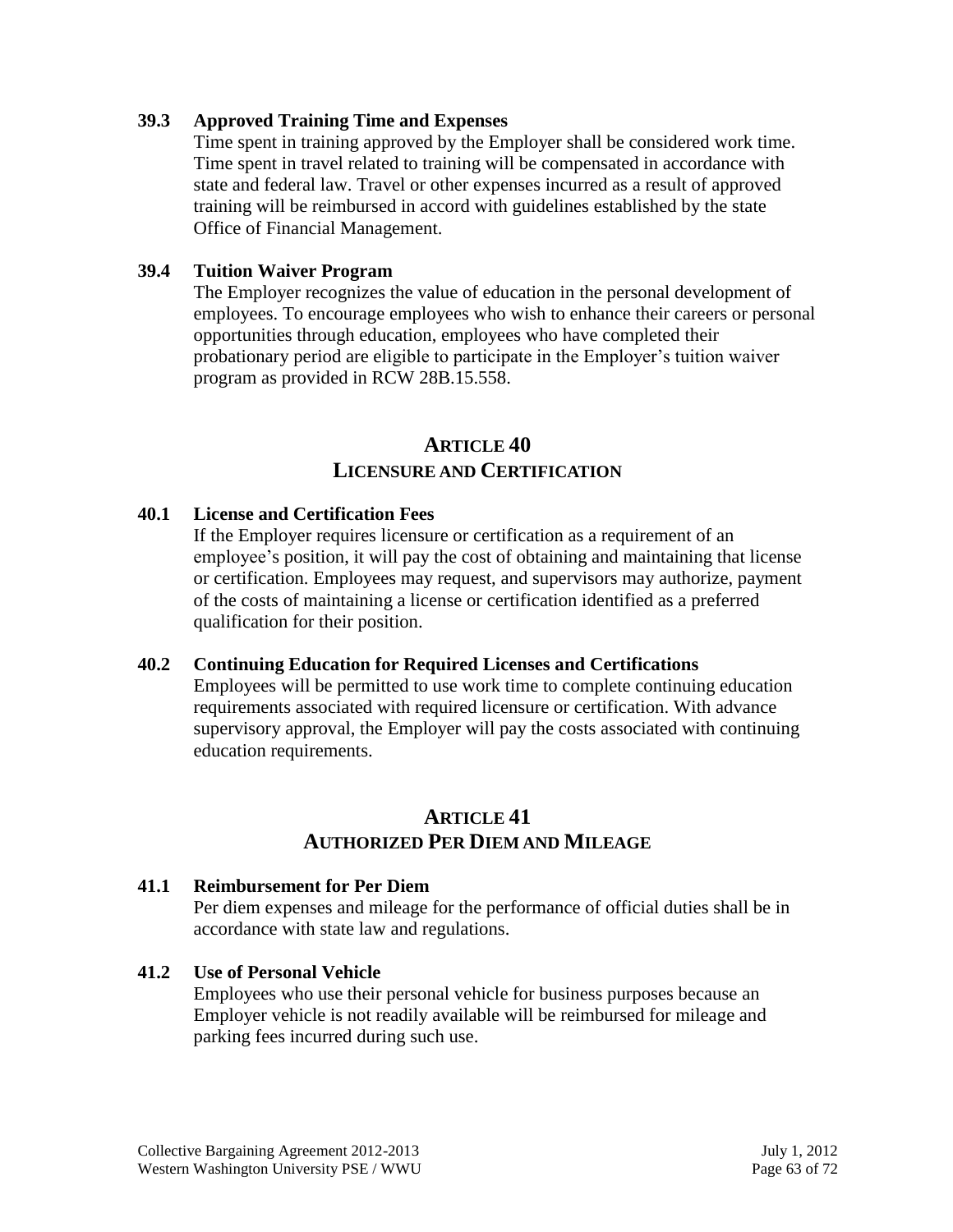### 39.3 Approved Training Time and Expenses

Time spent in training approved by the Employer shall be considered work time. Time spent in travel related to training will be compensated in accordance with state and federal law. Travel or other expenses incurred as a result of approved training will be reimbursed in accord with guidelines established by the state Office of Financial Management.

### 39.4 Tuition Waiver Program

The Employer recognizes the value of education in the personal development of employees. To encourage employees who wish to enhance their careers or personal opportunities through education, employees who have completed their probationary period are eligible to participate in the Employer's tuition waiver program as provided in RCW 28B.15.558.

## ARTICLE 40
## LICENSURE AND CERTIFICATION

### 40.1 License and Certification Fees

If the Employer requires licensure or certification as a requirement of an employee's position, it will pay the cost of obtaining and maintaining that license or certification. Employees may request, and supervisors may authorize, payment of the costs of maintaining a license or certification identified as a preferred qualification for their position.

### 40.2 Continuing Education for Required Licenses and Certifications

Employees will be permitted to use work time to complete continuing education requirements associated with required licensure or certification. With advance supervisory approval, the Employer will pay the costs associated with continuing education requirements.

## ARTICLE 41
## AUTHORIZED PER DIEM AND MILEAGE

### 41.1 Reimbursement for Per Diem

Per diem expenses and mileage for the performance of official duties shall be in accordance with state law and regulations.

### 41.2 Use of Personal Vehicle

Employees who use their personal vehicle for business purposes because an Employer vehicle is not readily available will be reimbursed for mileage and parking fees incurred during such use.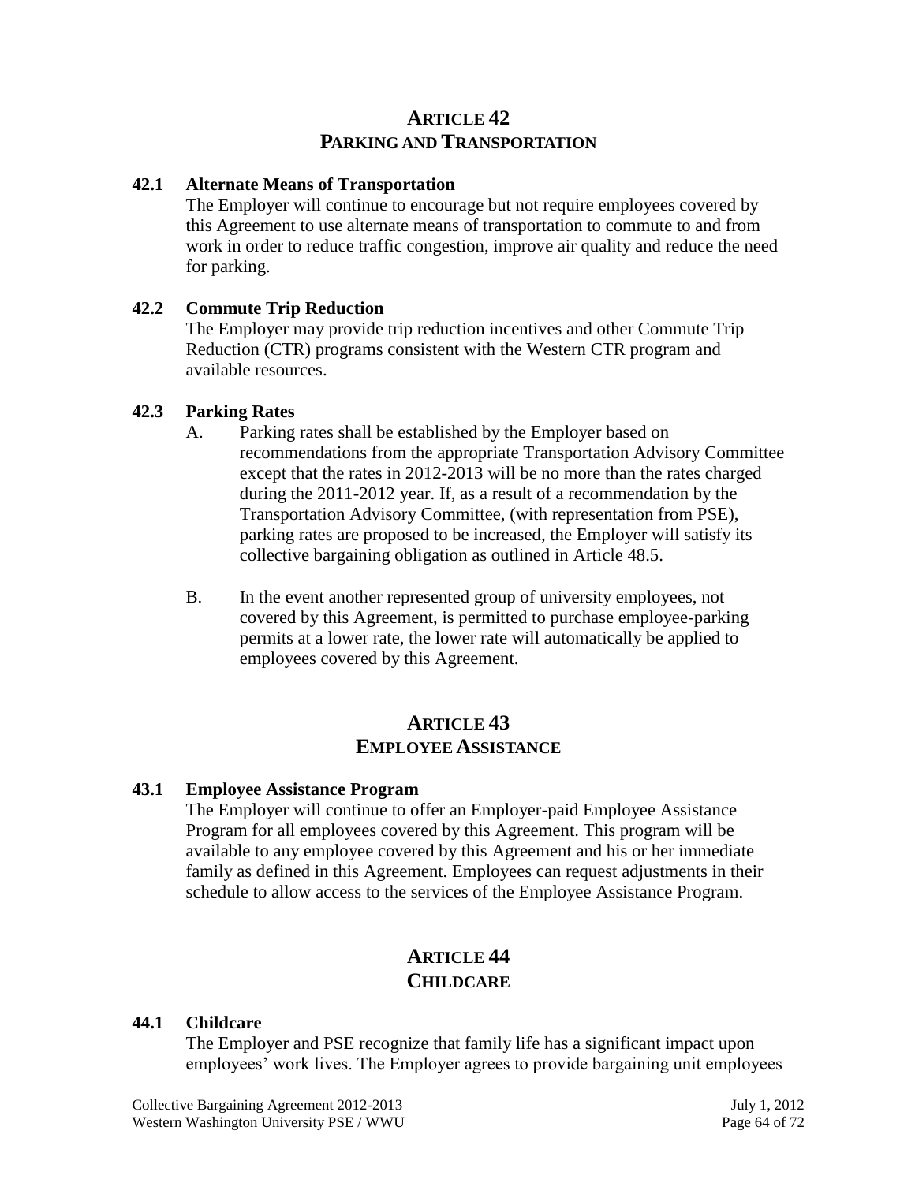# ARTICLE 42
# PARKING AND TRANSPORTATION

### 42.1 Alternate Means of Transportation

The Employer will continue to encourage but not require employees covered by this Agreement to use alternate means of transportation to commute to and from work in order to reduce traffic congestion, improve air quality and reduce the need for parking.

### 42.2 Commute Trip Reduction

The Employer may provide trip reduction incentives and other Commute Trip Reduction (CTR) programs consistent with the Western CTR program and available resources.

### 42.3 Parking Rates

A. Parking rates shall be established by the Employer based on recommendations from the appropriate Transportation Advisory Committee except that the rates in 2012-2013 will be no more than the rates charged during the 2011-2012 year. If, as a result of a recommendation by the Transportation Advisory Committee, (with representation from PSE), parking rates are proposed to be increased, the Employer will satisfy its collective bargaining obligation as outlined in Article 48.5.

B. In the event another represented group of university employees, not covered by this Agreement, is permitted to purchase employee-parking permits at a lower rate, the lower rate will automatically be applied to employees covered by this Agreement.

# ARTICLE 43
# EMPLOYEE ASSISTANCE

### 43.1 Employee Assistance Program

The Employer will continue to offer an Employer-paid Employee Assistance Program for all employees covered by this Agreement. This program will be available to any employee covered by this Agreement and his or her immediate family as defined in this Agreement. Employees can request adjustments in their schedule to allow access to the services of the Employee Assistance Program.

# ARTICLE 44
# CHILDCARE

### 44.1 Childcare

The Employer and PSE recognize that family life has a significant impact upon employees' work lives. The Employer agrees to provide bargaining unit employees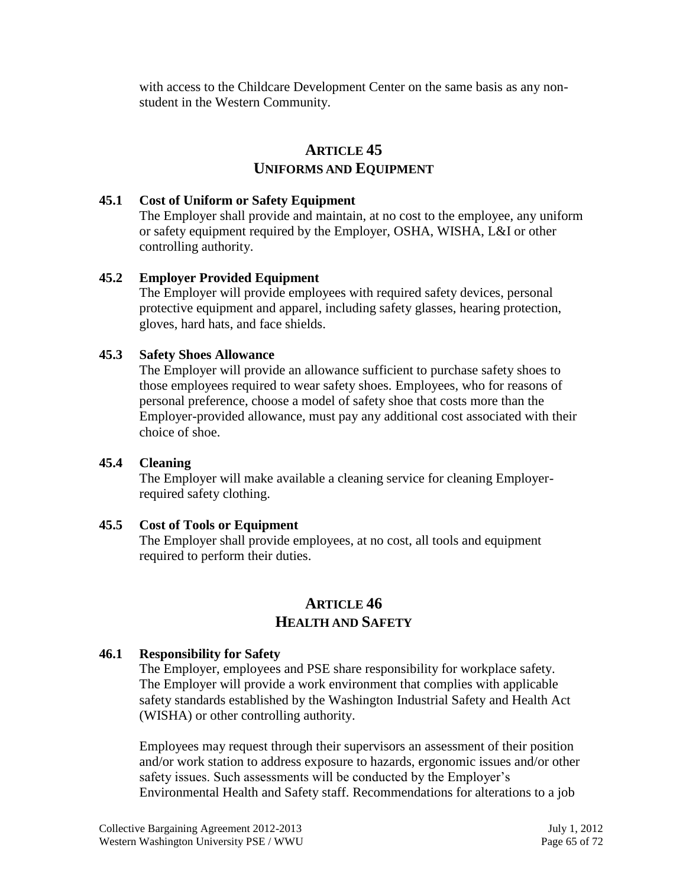with access to the Childcare Development Center on the same basis as any non-student in the Western Community.

## ARTICLE 45
## UNIFORMS AND EQUIPMENT

### 45.1 Cost of Uniform or Safety Equipment

The Employer shall provide and maintain, at no cost to the employee, any uniform or safety equipment required by the Employer, OSHA, WISHA, L&I or other controlling authority.

### 45.2 Employer Provided Equipment

The Employer will provide employees with required safety devices, personal protective equipment and apparel, including safety glasses, hearing protection, gloves, hard hats, and face shields.

### 45.3 Safety Shoes Allowance

The Employer will provide an allowance sufficient to purchase safety shoes to those employees required to wear safety shoes. Employees, who for reasons of personal preference, choose a model of safety shoe that costs more than the Employer-provided allowance, must pay any additional cost associated with their choice of shoe.

### 45.4 Cleaning

The Employer will make available a cleaning service for cleaning Employer-required safety clothing.

### 45.5 Cost of Tools or Equipment

The Employer shall provide employees, at no cost, all tools and equipment required to perform their duties.

## ARTICLE 46
## HEALTH AND SAFETY

### 46.1 Responsibility for Safety

The Employer, employees and PSE share responsibility for workplace safety. The Employer will provide a work environment that complies with applicable safety standards established by the Washington Industrial Safety and Health Act (WISHA) or other controlling authority.

Employees may request through their supervisors an assessment of their position and/or work station to address exposure to hazards, ergonomic issues and/or other safety issues. Such assessments will be conducted by the Employer's Environmental Health and Safety staff. Recommendations for alterations to a job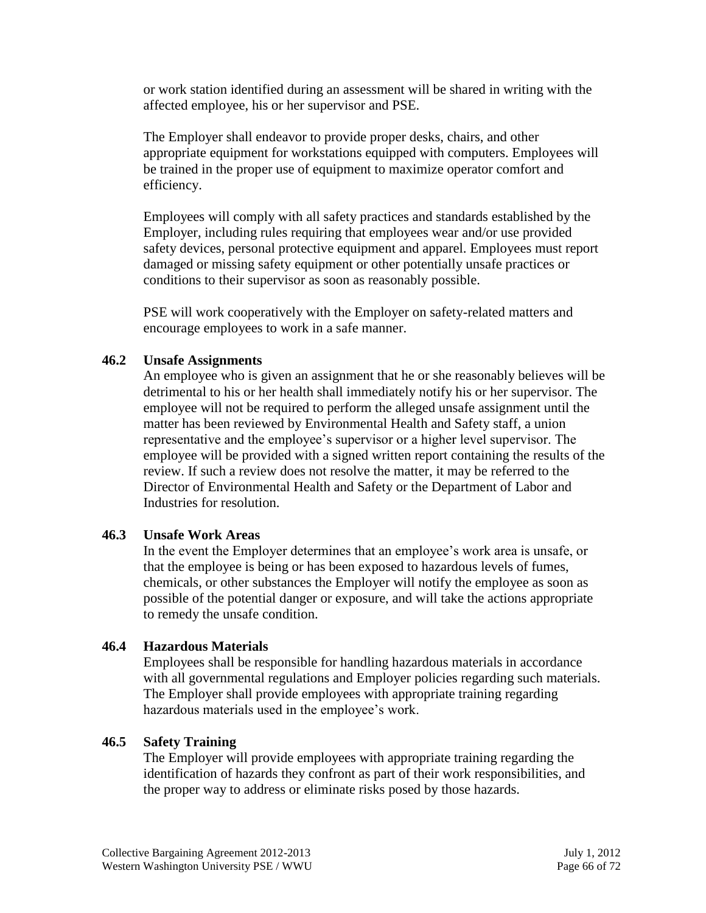or work station identified during an assessment will be shared in writing with the affected employee, his or her supervisor and PSE.

The Employer shall endeavor to provide proper desks, chairs, and other appropriate equipment for workstations equipped with computers. Employees will be trained in the proper use of equipment to maximize operator comfort and efficiency.

Employees will comply with all safety practices and standards established by the Employer, including rules requiring that employees wear and/or use provided safety devices, personal protective equipment and apparel. Employees must report damaged or missing safety equipment or other potentially unsafe practices or conditions to their supervisor as soon as reasonably possible.

PSE will work cooperatively with the Employer on safety-related matters and encourage employees to work in a safe manner.

### 46.2 Unsafe Assignments

An employee who is given an assignment that he or she reasonably believes will be detrimental to his or her health shall immediately notify his or her supervisor. The employee will not be required to perform the alleged unsafe assignment until the matter has been reviewed by Environmental Health and Safety staff, a union representative and the employee's supervisor or a higher level supervisor. The employee will be provided with a signed written report containing the results of the review. If such a review does not resolve the matter, it may be referred to the Director of Environmental Health and Safety or the Department of Labor and Industries for resolution.

### 46.3 Unsafe Work Areas

In the event the Employer determines that an employee's work area is unsafe, or that the employee is being or has been exposed to hazardous levels of fumes, chemicals, or other substances the Employer will notify the employee as soon as possible of the potential danger or exposure, and will take the actions appropriate to remedy the unsafe condition.

### 46.4 Hazardous Materials

Employees shall be responsible for handling hazardous materials in accordance with all governmental regulations and Employer policies regarding such materials. The Employer shall provide employees with appropriate training regarding hazardous materials used in the employee's work.

### 46.5 Safety Training

The Employer will provide employees with appropriate training regarding the identification of hazards they confront as part of their work responsibilities, and the proper way to address or eliminate risks posed by those hazards.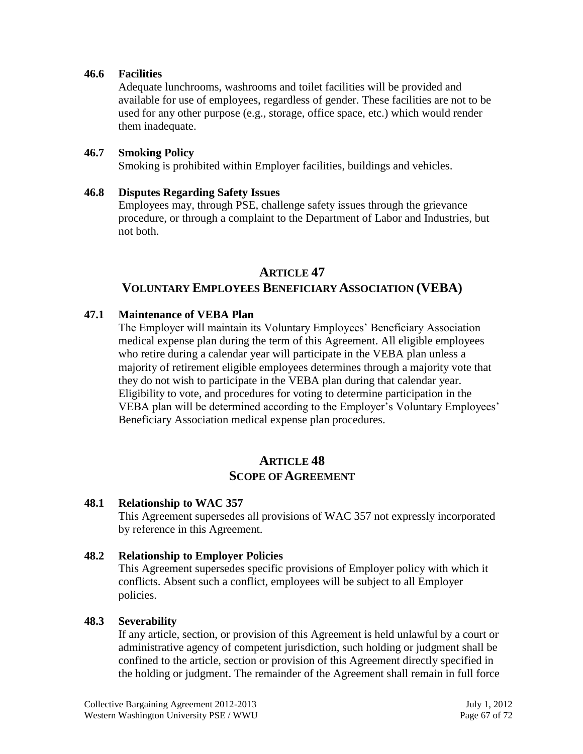### 46.6 Facilities

Adequate lunchrooms, washrooms and toilet facilities will be provided and available for use of employees, regardless of gender. These facilities are not to be used for any other purpose (e.g., storage, office space, etc.) which would render them inadequate.

### 46.7 Smoking Policy

Smoking is prohibited within Employer facilities, buildings and vehicles.

### 46.8 Disputes Regarding Safety Issues

Employees may, through PSE, challenge safety issues through the grievance procedure, or through a complaint to the Department of Labor and Industries, but not both.

## ARTICLE 47
## VOLUNTARY EMPLOYEES BENEFICIARY ASSOCIATION (VEBA)

### 47.1 Maintenance of VEBA Plan

The Employer will maintain its Voluntary Employees' Beneficiary Association medical expense plan during the term of this Agreement. All eligible employees who retire during a calendar year will participate in the VEBA plan unless a majority of retirement eligible employees determines through a majority vote that they do not wish to participate in the VEBA plan during that calendar year. Eligibility to vote, and procedures for voting to determine participation in the VEBA plan will be determined according to the Employer's Voluntary Employees' Beneficiary Association medical expense plan procedures.

## ARTICLE 48
## SCOPE OF AGREEMENT

### 48.1 Relationship to WAC 357

This Agreement supersedes all provisions of WAC 357 not expressly incorporated by reference in this Agreement.

### 48.2 Relationship to Employer Policies

This Agreement supersedes specific provisions of Employer policy with which it conflicts. Absent such a conflict, employees will be subject to all Employer policies.

### 48.3 Severability

If any article, section, or provision of this Agreement is held unlawful by a court or administrative agency of competent jurisdiction, such holding or judgment shall be confined to the article, section or provision of this Agreement directly specified in the holding or judgment. The remainder of the Agreement shall remain in full force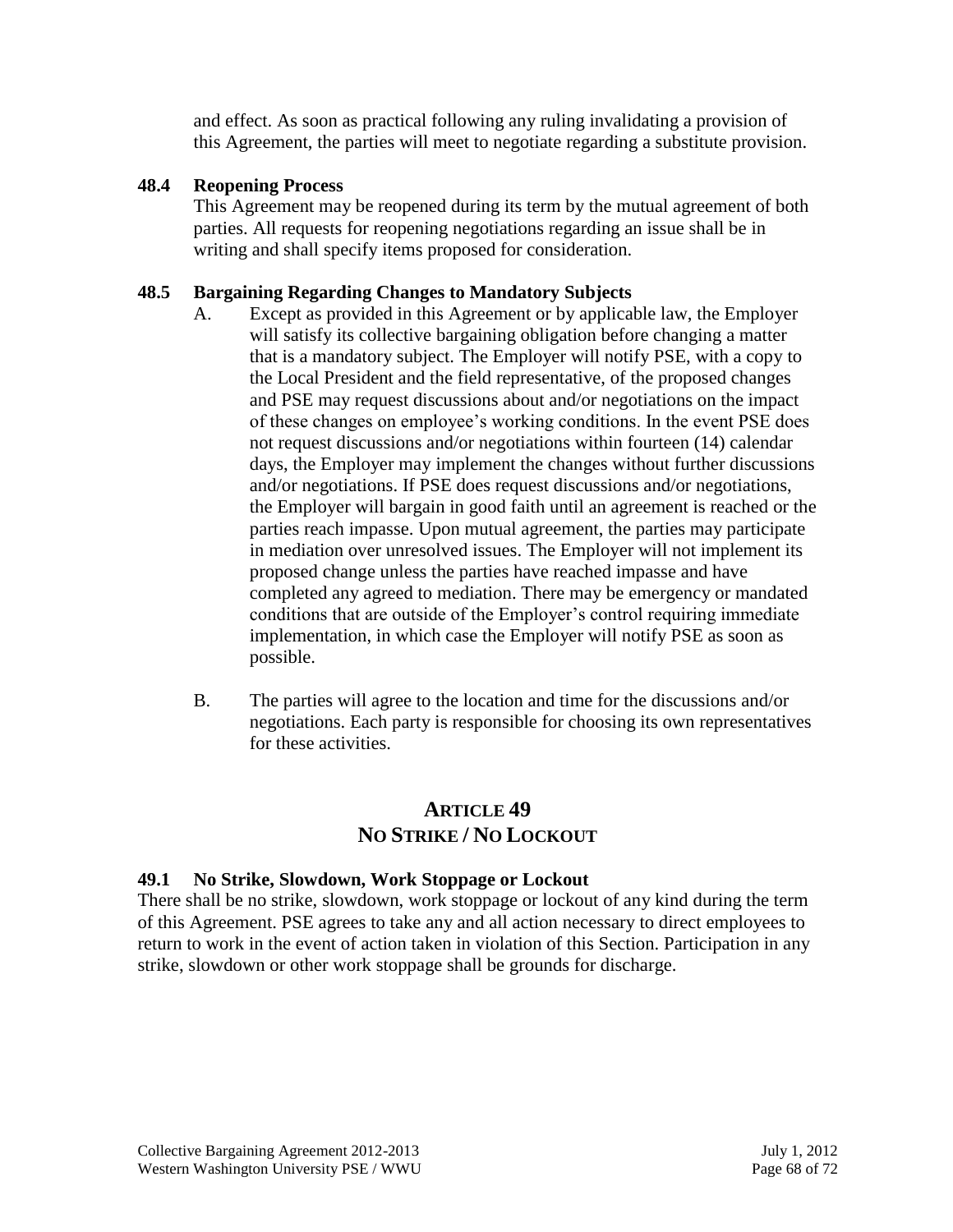and effect. As soon as practical following any ruling invalidating a provision of this Agreement, the parties will meet to negotiate regarding a substitute provision.

### 48.4 Reopening Process

This Agreement may be reopened during its term by the mutual agreement of both parties. All requests for reopening negotiations regarding an issue shall be in writing and shall specify items proposed for consideration.

### 48.5 Bargaining Regarding Changes to Mandatory Subjects

A. Except as provided in this Agreement or by applicable law, the Employer will satisfy its collective bargaining obligation before changing a matter that is a mandatory subject. The Employer will notify PSE, with a copy to the Local President and the field representative, of the proposed changes and PSE may request discussions about and/or negotiations on the impact of these changes on employee's working conditions. In the event PSE does not request discussions and/or negotiations within fourteen (14) calendar days, the Employer may implement the changes without further discussions and/or negotiations. If PSE does request discussions and/or negotiations, the Employer will bargain in good faith until an agreement is reached or the parties reach impasse. Upon mutual agreement, the parties may participate in mediation over unresolved issues. The Employer will not implement its proposed change unless the parties have reached impasse and have completed any agreed to mediation. There may be emergency or mandated conditions that are outside of the Employer's control requiring immediate implementation, in which case the Employer will notify PSE as soon as possible.

B. The parties will agree to the location and time for the discussions and/or negotiations. Each party is responsible for choosing its own representatives for these activities.

## ARTICLE 49
## NO STRIKE / NO LOCKOUT

### 49.1 No Strike, Slowdown, Work Stoppage or Lockout

There shall be no strike, slowdown, work stoppage or lockout of any kind during the term of this Agreement. PSE agrees to take any and all action necessary to direct employees to return to work in the event of action taken in violation of this Section. Participation in any strike, slowdown or other work stoppage shall be grounds for discharge.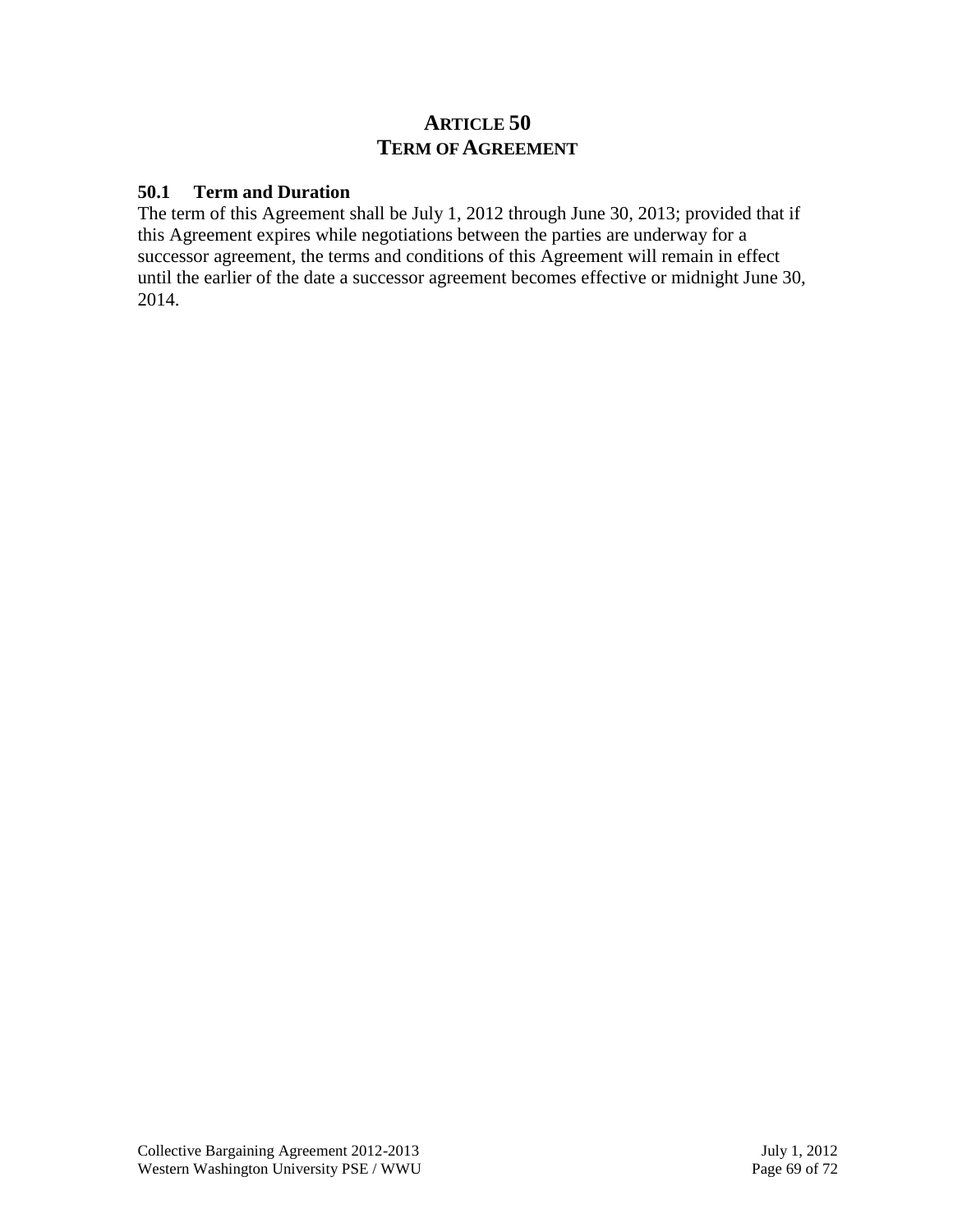# ARTICLE 50
# TERM OF AGREEMENT

### 50.1 Term and Duration

The term of this Agreement shall be July 1, 2012 through June 30, 2013; provided that if this Agreement expires while negotiations between the parties are underway for a successor agreement, the terms and conditions of this Agreement will remain in effect until the earlier of the date a successor agreement becomes effective or midnight June 30, 2014.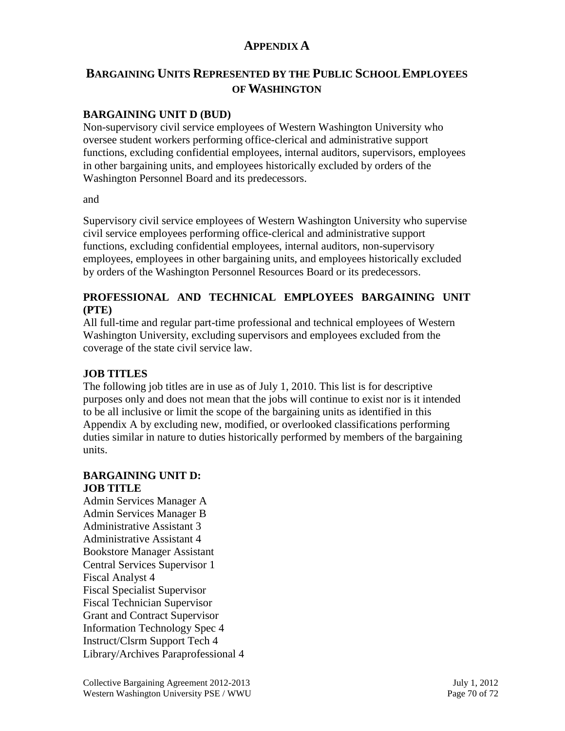# APPENDIX A

## BARGAINING UNITS REPRESENTED BY THE PUBLIC SCHOOL EMPLOYEES OF WASHINGTON

### BARGAINING UNIT D (BUD)

Non-supervisory civil service employees of Western Washington University who oversee student workers performing office-clerical and administrative support functions, excluding confidential employees, internal auditors, supervisors, employees in other bargaining units, and employees historically excluded by orders of the Washington Personnel Board and its predecessors.

and

Supervisory civil service employees of Western Washington University who supervise civil service employees performing office-clerical and administrative support functions, excluding confidential employees, internal auditors, non-supervisory employees, employees in other bargaining units, and employees historically excluded by orders of the Washington Personnel Resources Board or its predecessors.

### PROFESSIONAL AND TECHNICAL EMPLOYEES BARGAINING UNIT (PTE)

All full-time and regular part-time professional and technical employees of Western Washington University, excluding supervisors and employees excluded from the coverage of the state civil service law.

### JOB TITLES

The following job titles are in use as of July 1, 2010. This list is for descriptive purposes only and does not mean that the jobs will continue to exist nor is it intended to be all inclusive or limit the scope of the bargaining units as identified in this Appendix A by excluding new, modified, or overlooked classifications performing duties similar in nature to duties historically performed by members of the bargaining units.

### BARGAINING UNIT D:

**JOB TITLE**

Admin Services Manager A
Admin Services Manager B
Administrative Assistant 3
Administrative Assistant 4
Bookstore Manager Assistant
Central Services Supervisor 1
Fiscal Analyst 4
Fiscal Specialist Supervisor
Fiscal Technician Supervisor
Grant and Contract Supervisor
Information Technology Spec 4
Instruct/Clsrm Support Tech 4
Library/Archives Paraprofessional 4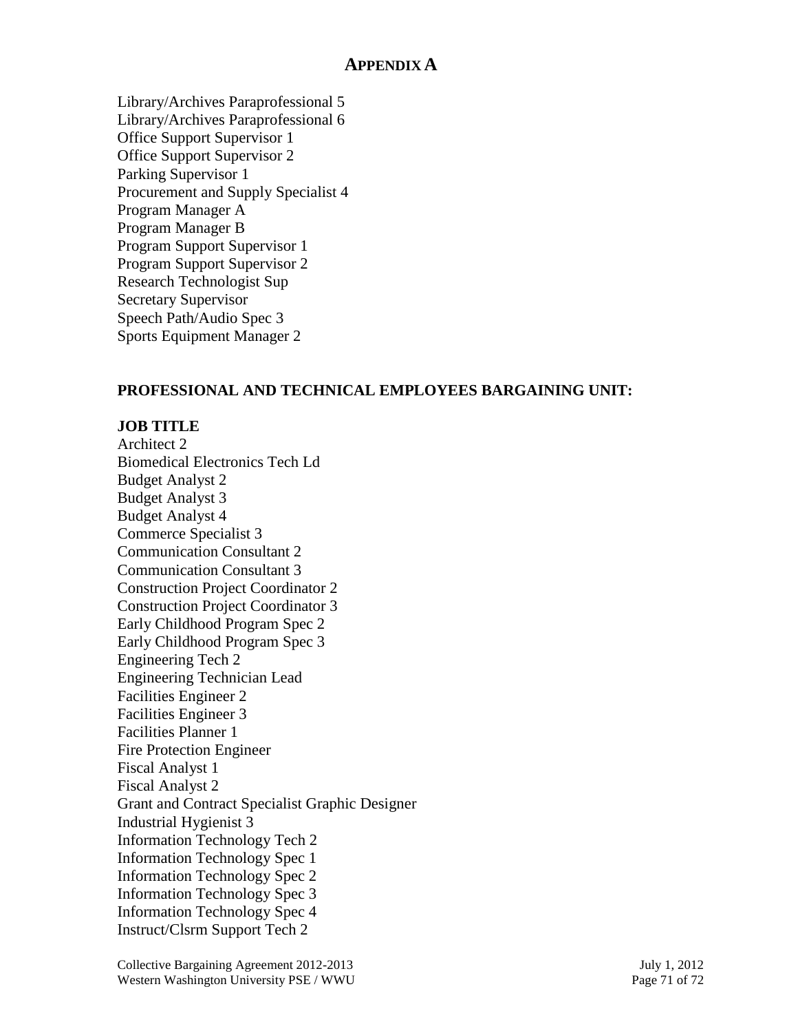# APPENDIX A

Library/Archives Paraprofessional 5
Library/Archives Paraprofessional 6
Office Support Supervisor 1
Office Support Supervisor 2
Parking Supervisor 1
Procurement and Supply Specialist 4
Program Manager A
Program Manager B
Program Support Supervisor 1
Program Support Supervisor 2
Research Technologist Sup
Secretary Supervisor
Speech Path/Audio Spec 3
Sports Equipment Manager 2

**PROFESSIONAL AND TECHNICAL EMPLOYEES BARGAINING UNIT:**

**JOB TITLE**
Architect 2
Biomedical Electronics Tech Ld
Budget Analyst 2
Budget Analyst 3
Budget Analyst 4
Commerce Specialist 3
Communication Consultant 2
Communication Consultant 3
Construction Project Coordinator 2
Construction Project Coordinator 3
Early Childhood Program Spec 2
Early Childhood Program Spec 3
Engineering Tech 2
Engineering Technician Lead
Facilities Engineer 2
Facilities Engineer 3
Facilities Planner 1
Fire Protection Engineer
Fiscal Analyst 1
Fiscal Analyst 2
Grant and Contract Specialist Graphic Designer
Industrial Hygienist 3
Information Technology Tech 2
Information Technology Spec 1
Information Technology Spec 2
Information Technology Spec 3
Information Technology Spec 4
Instruct/Clsrm Support Tech 2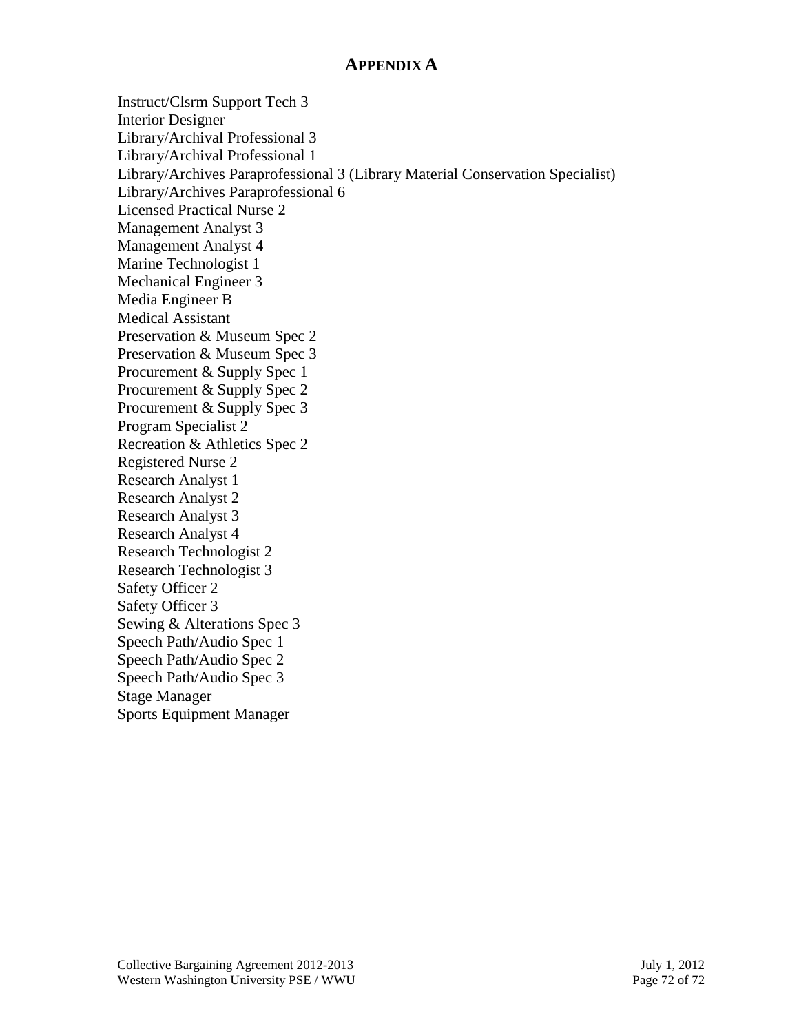## APPENDIX A

Instruct/Clsrm Support Tech 3
Interior Designer
Library/Archival Professional 3
Library/Archival Professional 1
Library/Archives Paraprofessional 3 (Library Material Conservation Specialist)
Library/Archives Paraprofessional 6
Licensed Practical Nurse 2
Management Analyst 3
Management Analyst 4
Marine Technologist 1
Mechanical Engineer 3
Media Engineer B
Medical Assistant
Preservation & Museum Spec 2
Preservation & Museum Spec 3
Procurement & Supply Spec 1
Procurement & Supply Spec 2
Procurement & Supply Spec 3
Program Specialist 2
Recreation & Athletics Spec 2
Registered Nurse 2
Research Analyst 1
Research Analyst 2
Research Analyst 3
Research Analyst 4
Research Technologist 2
Research Technologist 3
Safety Officer 2
Safety Officer 3
Sewing & Alterations Spec 3
Speech Path/Audio Spec 1
Speech Path/Audio Spec 2
Speech Path/Audio Spec 3
Stage Manager
Sports Equipment Manager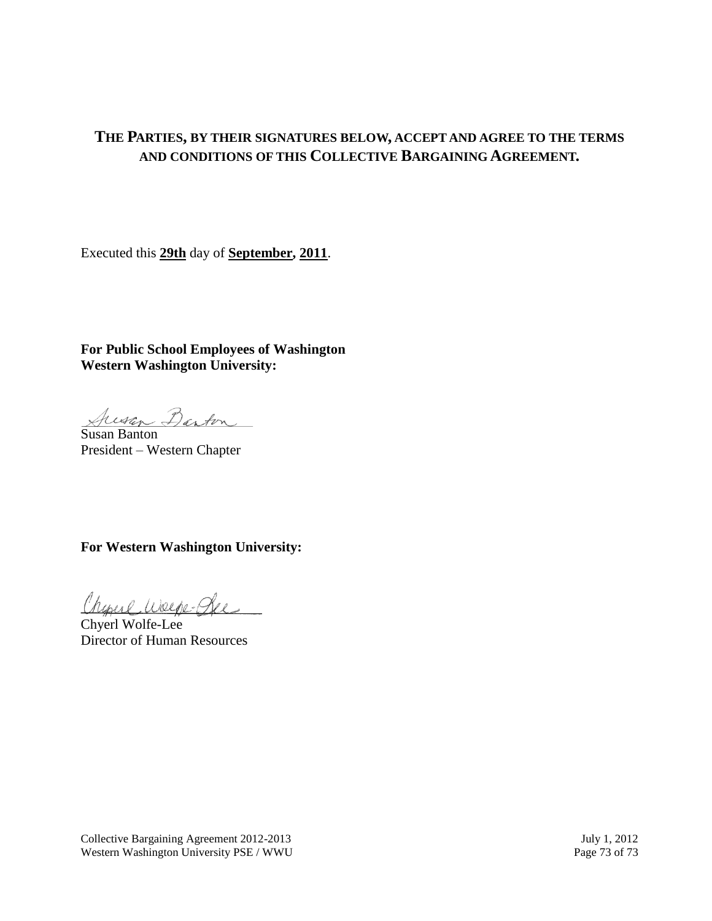**THE PARTIES, BY THEIR SIGNATURES BELOW, ACCEPT AND AGREE TO THE TERMS AND CONDITIONS OF THIS COLLECTIVE BARGAINING AGREEMENT.**

Executed this **29th** day of **September, 2011**.

**For Public School Employees of Washington**
**Western Washington University:**

Susan Banton
President – Western Chapter

**For Western Washington University:**

Chyerl Wolfe-Lee
Director of Human Resources